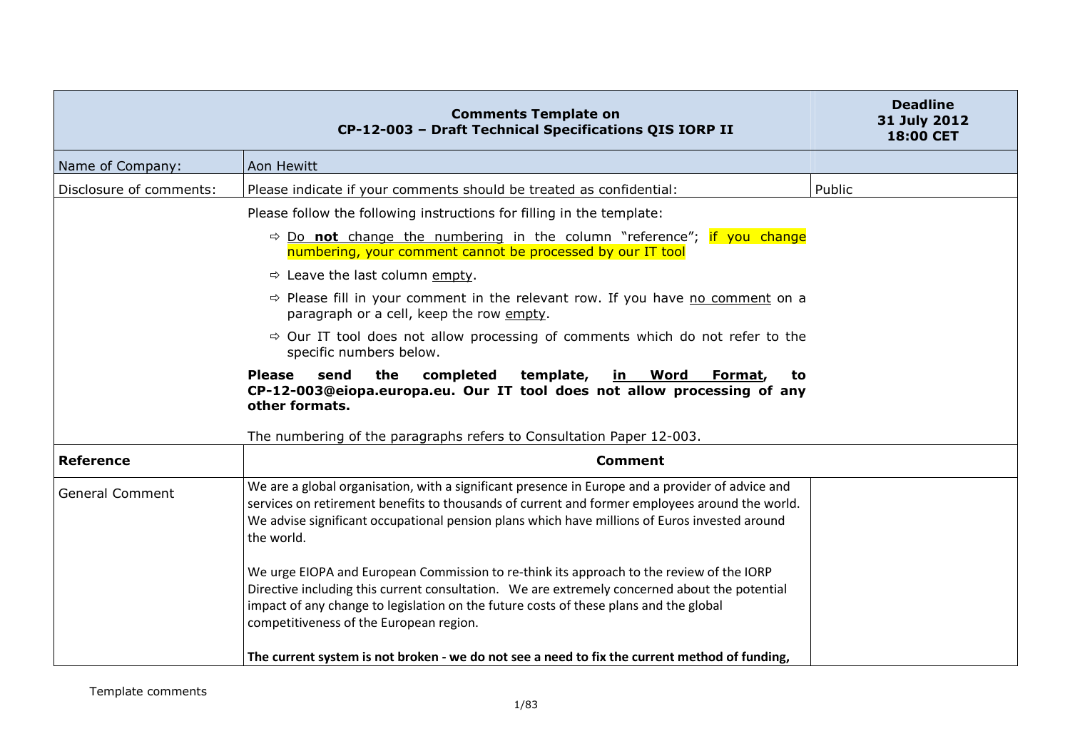| Comments Template on CP-12-003 – Draft Technical Specifications QIS IORP II | | Deadline 31 July 2012 18:00 CET |
|---|---|---|
| Name of Company: | Aon Hewitt | |
| Disclosure of comments: | Please indicate if your comments should be treated as confidential: | Public |
| | Please follow the following instructions for filling in the template:<br>⇨ Do **not** change the numbering in the column "reference"; if you change numbering, your comment cannot be processed by our IT tool<br>⇨ Leave the last column empty.<br>⇨ Please fill in your comment in the relevant row. If you have no comment on a paragraph or a cell, keep the row empty.<br>⇨ Our IT tool does not allow processing of comments which do not refer to the specific numbers below.<br>**Please send the completed template, in Word Format, to CP-12-003@eiopa.europa.eu. Our IT tool does not allow processing of any other formats.**<br>The numbering of the paragraphs refers to Consultation Paper 12-003. | |
| **Reference** | **Comment** | |
| General Comment | We are a global organisation, with a significant presence in Europe and a provider of advice and services on retirement benefits to thousands of current and former employees around the world. We advise significant occupational pension plans which have millions of Euros invested around the world.<br><br>We urge EIOPA and European Commission to re-think its approach to the review of the IORP Directive including this current consultation. We are extremely concerned about the potential impact of any change to legislation on the future costs of these plans and the global competitiveness of the European region.<br><br>**The current system is not broken - we do not see a need to fix the current method of funding,** | |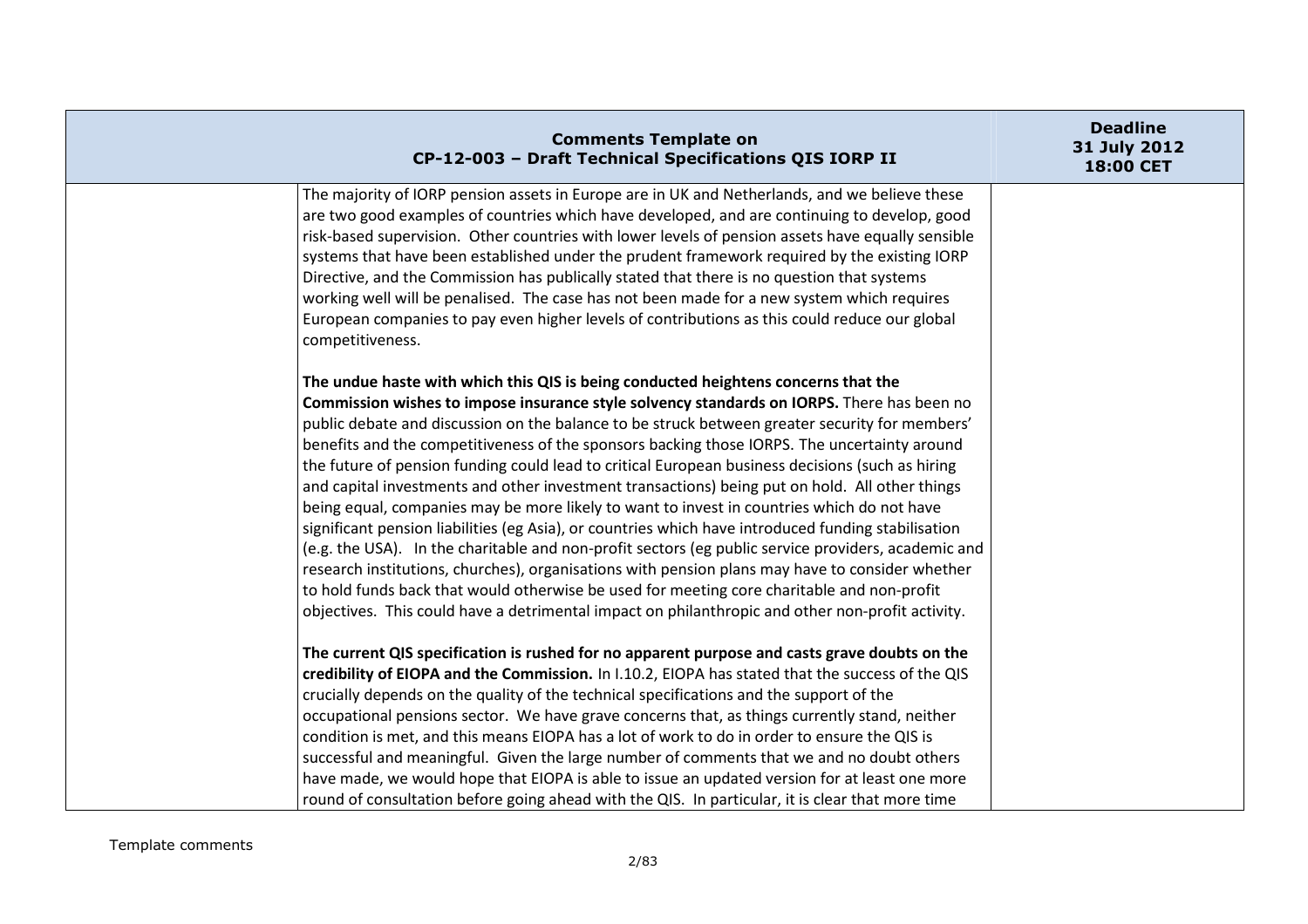The majority of IORP pension assets in Europe are in UK and Netherlands, and we believe these are two good examples of countries which have developed, and are continuing to develop, good risk-based supervision. Other countries with lower levels of pension assets have equally sensible systems that have been established under the prudent framework required by the existing IORP Directive, and the Commission has publically stated that there is no question that systems working well will be penalised. The case has not been made for a new system which requires European companies to pay even higher levels of contributions as this could reduce our global competitiveness.

**The undue haste with which this QIS is being conducted heightens concerns that the Commission wishes to impose insurance style solvency standards on IORPS.** There has been no public debate and discussion on the balance to be struck between greater security for members' benefits and the competitiveness of the sponsors backing those IORPS. The uncertainty around the future of pension funding could lead to critical European business decisions (such as hiring and capital investments and other investment transactions) being put on hold. All other things being equal, companies may be more likely to want to invest in countries which do not have significant pension liabilities (eg Asia), or countries which have introduced funding stabilisation (e.g. the USA). In the charitable and non-profit sectors (eg public service providers, academic and research institutions, churches), organisations with pension plans may have to consider whether to hold funds back that would otherwise be used for meeting core charitable and non-profit objectives. This could have a detrimental impact on philanthropic and other non-profit activity.

**The current QIS specification is rushed for no apparent purpose and casts grave doubts on the credibility of EIOPA and the Commission.** In I.10.2, EIOPA has stated that the success of the QIS crucially depends on the quality of the technical specifications and the support of the occupational pensions sector. We have grave concerns that, as things currently stand, neither condition is met, and this means EIOPA has a lot of work to do in order to ensure the QIS is successful and meaningful. Given the large number of comments that we and no doubt others have made, we would hope that EIOPA is able to issue an updated version for at least one more round of consultation before going ahead with the QIS. In particular, it is clear that more time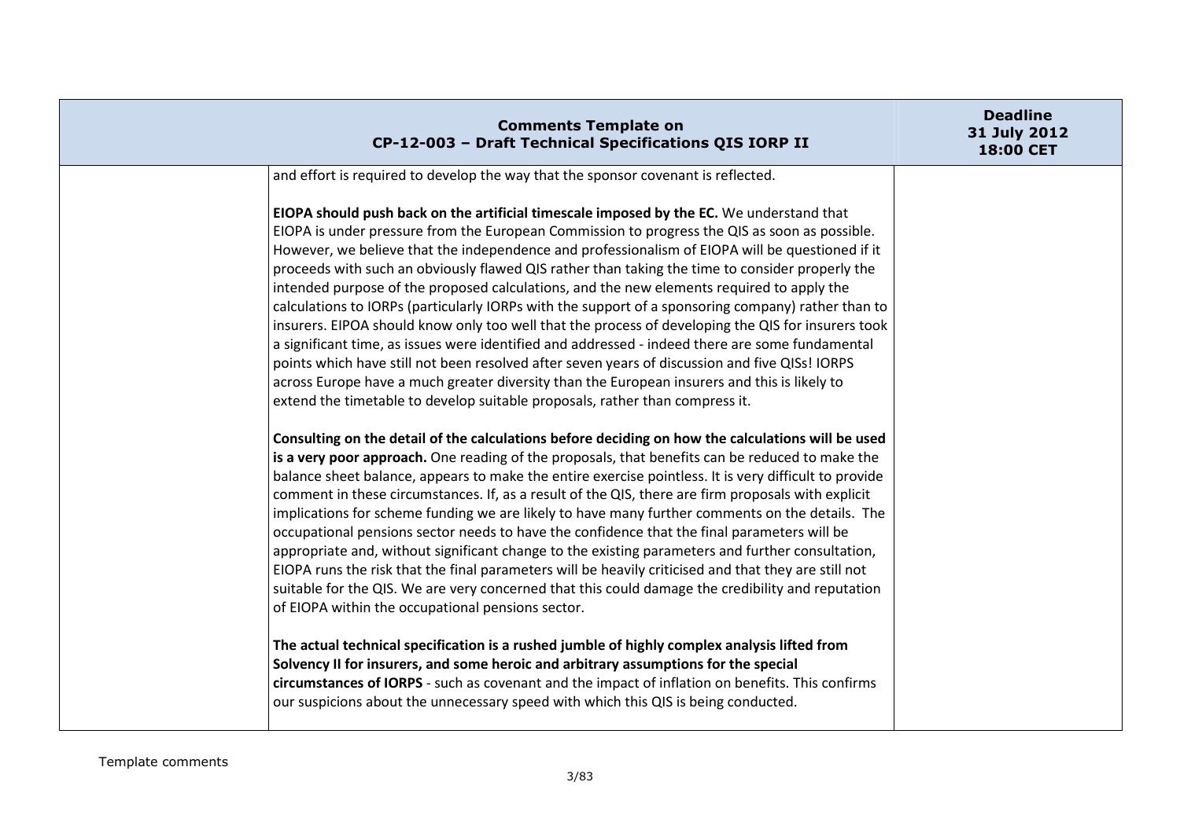| | and effort is required to develop the way that the sponsor covenant is reflected.<br><br>**EIOPA should push back on the artificial timescale imposed by the EC.** We understand that EIOPA is under pressure from the European Commission to progress the QIS as soon as possible. However, we believe that the independence and professionalism of EIOPA will be questioned if it proceeds with such an obviously flawed QIS rather than taking the time to consider properly the intended purpose of the proposed calculations, and the new elements required to apply the calculations to IORPs (particularly IORPs with the support of a sponsoring company) rather than to insurers. EIPOA should know only too well that the process of developing the QIS for insurers took a significant time, as issues were identified and addressed - indeed there are some fundamental points which have still not been resolved after seven years of discussion and five QISs! IORPS across Europe have a much greater diversity than the European insurers and this is likely to extend the timetable to develop suitable proposals, rather than compress it.<br><br>**Consulting on the detail of the calculations before deciding on how the calculations will be used is a very poor approach.** One reading of the proposals, that benefits can be reduced to make the balance sheet balance, appears to make the entire exercise pointless. It is very difficult to provide comment in these circumstances. If, as a result of the QIS, there are firm proposals with explicit implications for scheme funding we are likely to have many further comments on the details. The occupational pensions sector needs to have the confidence that the final parameters will be appropriate and, without significant change to the existing parameters and further consultation, EIOPA runs the risk that the final parameters will be heavily criticised and that they are still not suitable for the QIS. We are very concerned that this could damage the credibility and reputation of EIOPA within the occupational pensions sector.<br><br>**The actual technical specification is a rushed jumble of highly complex analysis lifted from Solvency II for insurers, and some heroic and arbitrary assumptions for the special circumstances of IORPS** - such as covenant and the impact of inflation on benefits. This confirms our suspicions about the unnecessary speed with which this QIS is being conducted. | |
|---|---|---|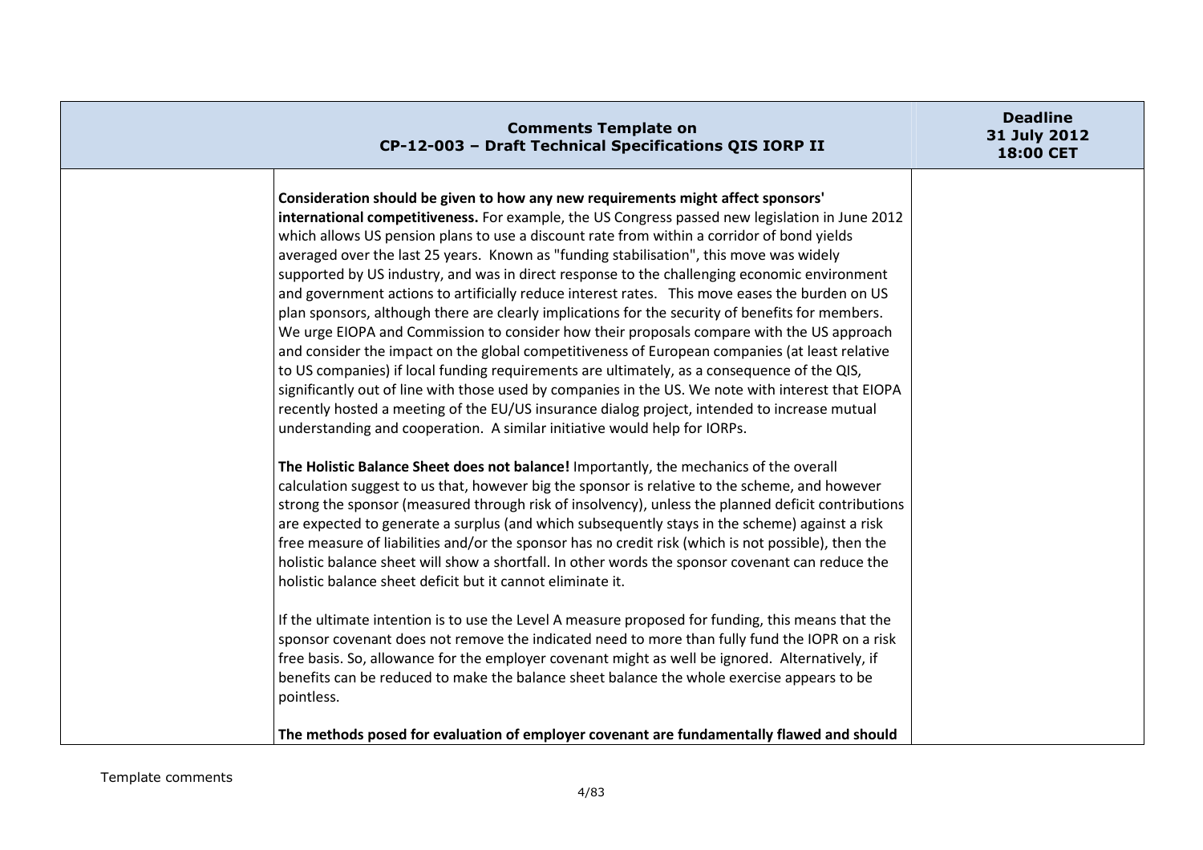| Comments Template on CP-12-003 – Draft Technical Specifications QIS IORP II | | Deadline 31 July 2012 18:00 CET |
|---|---|---|
| | **Consideration should be given to how any new requirements might affect sponsors' international competitiveness.** For example, the US Congress passed new legislation in June 2012 which allows US pension plans to use a discount rate from within a corridor of bond yields averaged over the last 25 years. Known as "funding stabilisation", this move was widely supported by US industry, and was in direct response to the challenging economic environment and government actions to artificially reduce interest rates. This move eases the burden on US plan sponsors, although there are clearly implications for the security of benefits for members. We urge EIOPA and Commission to consider how their proposals compare with the US approach and consider the impact on the global competitiveness of European companies (at least relative to US companies) if local funding requirements are ultimately, as a consequence of the QIS, significantly out of line with those used by companies in the US. We note with interest that EIOPA recently hosted a meeting of the EU/US insurance dialog project, intended to increase mutual understanding and cooperation. A similar initiative would help for IORPs.<br><br>**The Holistic Balance Sheet does not balance!** Importantly, the mechanics of the overall calculation suggest to us that, however big the sponsor is relative to the scheme, and however strong the sponsor (measured through risk of insolvency), unless the planned deficit contributions are expected to generate a surplus (and which subsequently stays in the scheme) against a risk free measure of liabilities and/or the sponsor has no credit risk (which is not possible), then the holistic balance sheet will show a shortfall. In other words the sponsor covenant can reduce the holistic balance sheet deficit but it cannot eliminate it.<br><br>If the ultimate intention is to use the Level A measure proposed for funding, this means that the sponsor covenant does not remove the indicated need to more than fully fund the IOPR on a risk free basis. So, allowance for the employer covenant might as well be ignored. Alternatively, if benefits can be reduced to make the balance sheet balance the whole exercise appears to be pointless.<br><br>**The methods posed for evaluation of employer covenant are fundamentally flawed and should** | |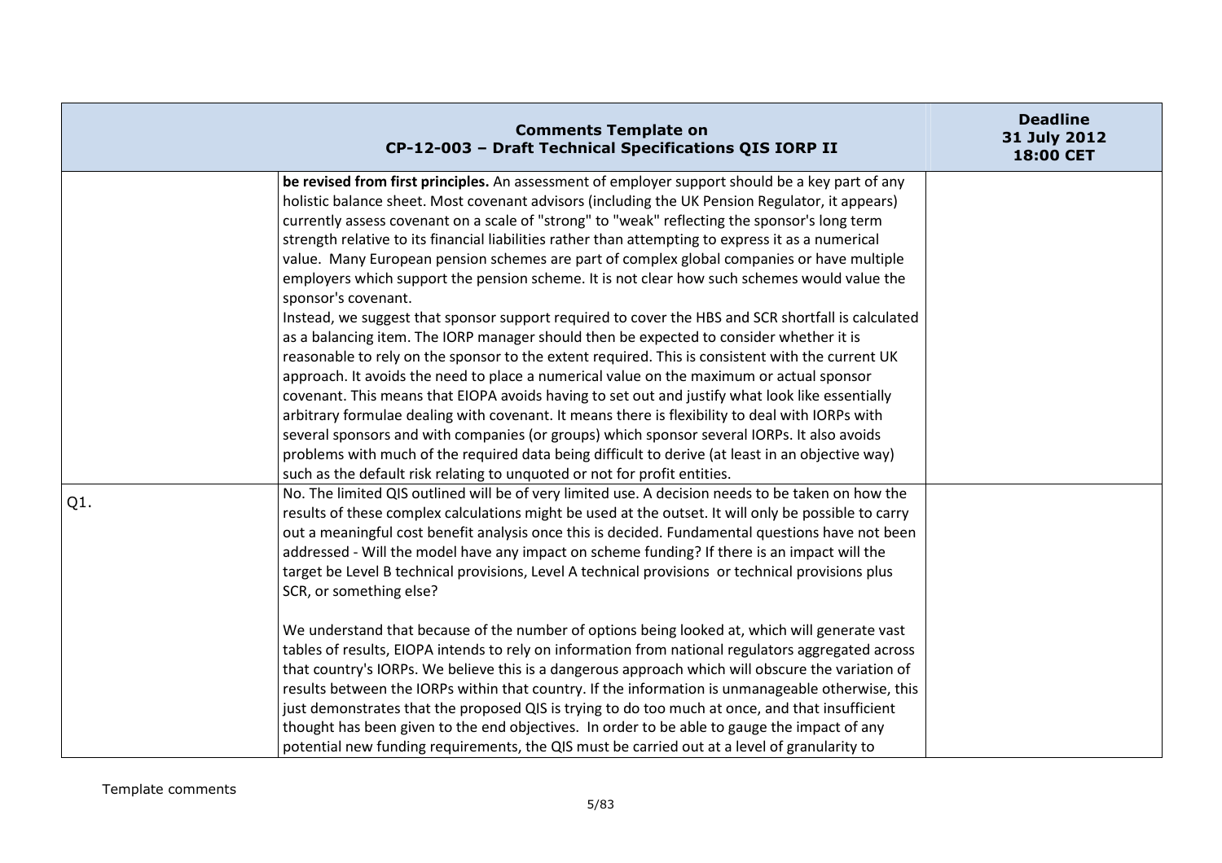| Comments Template on CP-12-003 – Draft Technical Specifications QIS IORP II | | Deadline 31 July 2012 18:00 CET |
|---|---|---|
| | **be revised from first principles.** An assessment of employer support should be a key part of any holistic balance sheet. Most covenant advisors (including the UK Pension Regulator, it appears) currently assess covenant on a scale of "strong" to "weak" reflecting the sponsor's long term strength relative to its financial liabilities rather than attempting to express it as a numerical value. Many European pension schemes are part of complex global companies or have multiple employers which support the pension scheme. It is not clear how such schemes would value the sponsor's covenant.<br>Instead, we suggest that sponsor support required to cover the HBS and SCR shortfall is calculated as a balancing item. The IORP manager should then be expected to consider whether it is reasonable to rely on the sponsor to the extent required. This is consistent with the current UK approach. It avoids the need to place a numerical value on the maximum or actual sponsor covenant. This means that EIOPA avoids having to set out and justify what look like essentially arbitrary formulae dealing with covenant. It means there is flexibility to deal with IORPs with several sponsors and with companies (or groups) which sponsor several IORPs. It also avoids problems with much of the required data being difficult to derive (at least in an objective way) such as the default risk relating to unquoted or not for profit entities. | |
| Q1. | No. The limited QIS outlined will be of very limited use. A decision needs to be taken on how the results of these complex calculations might be used at the outset. It will only be possible to carry out a meaningful cost benefit analysis once this is decided. Fundamental questions have not been addressed - Will the model have any impact on scheme funding? If there is an impact will the target be Level B technical provisions, Level A technical provisions or technical provisions plus SCR, or something else?<br><br>We understand that because of the number of options being looked at, which will generate vast tables of results, EIOPA intends to rely on information from national regulators aggregated across that country's IORPs. We believe this is a dangerous approach which will obscure the variation of results between the IORPs within that country. If the information is unmanageable otherwise, this just demonstrates that the proposed QIS is trying to do too much at once, and that insufficient thought has been given to the end objectives. In order to be able to gauge the impact of any potential new funding requirements, the QIS must be carried out at a level of granularity to | |

Template comments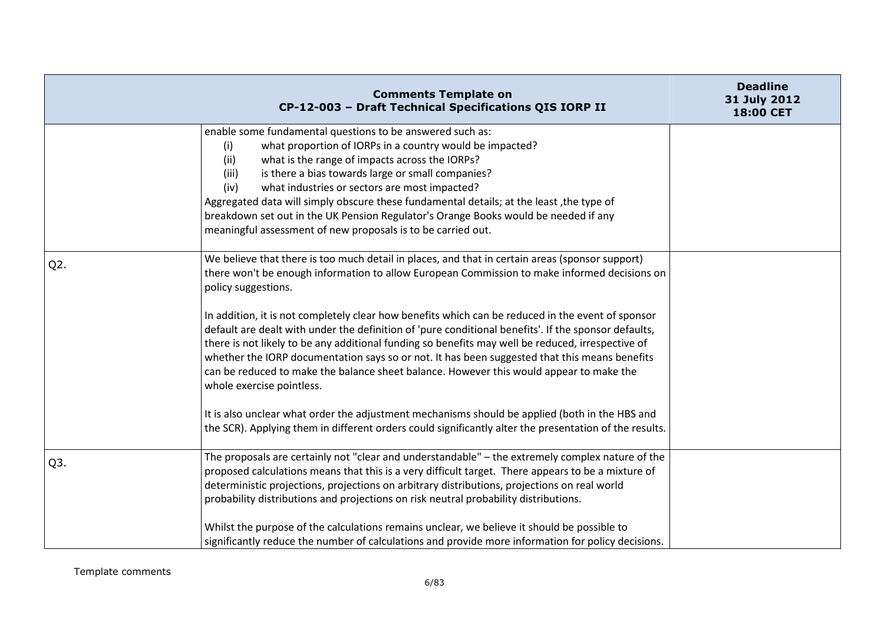| Comments Template on CP-12-003 – Draft Technical Specifications QIS IORP II | | Deadline 31 July 2012 18:00 CET |
|---|---|---|
| | enable some fundamental questions to be answered such as:<br>(i) what proportion of IORPs in a country would be impacted?<br>(ii) what is the range of impacts across the IORPs?<br>(iii) is there a bias towards large or small companies?<br>(iv) what industries or sectors are most impacted?<br>Aggregated data will simply obscure these fundamental details; at the least ,the type of breakdown set out in the UK Pension Regulator's Orange Books would be needed if any meaningful assessment of new proposals is to be carried out. | |
| Q2. | We believe that there is too much detail in places, and that in certain areas (sponsor support) there won't be enough information to allow European Commission to make informed decisions on policy suggestions.<br><br>In addition, it is not completely clear how benefits which can be reduced in the event of sponsor default are dealt with under the definition of 'pure conditional benefits'. If the sponsor defaults, there is not likely to be any additional funding so benefits may well be reduced, irrespective of whether the IORP documentation says so or not. It has been suggested that this means benefits can be reduced to make the balance sheet balance. However this would appear to make the whole exercise pointless.<br><br>It is also unclear what order the adjustment mechanisms should be applied (both in the HBS and the SCR). Applying them in different orders could significantly alter the presentation of the results. | |
| Q3. | The proposals are certainly not "clear and understandable" – the extremely complex nature of the proposed calculations means that this is a very difficult target. There appears to be a mixture of deterministic projections, projections on arbitrary distributions, projections on real world probability distributions and projections on risk neutral probability distributions.<br><br>Whilst the purpose of the calculations remains unclear, we believe it should be possible to significantly reduce the number of calculations and provide more information for policy decisions. | |

Template comments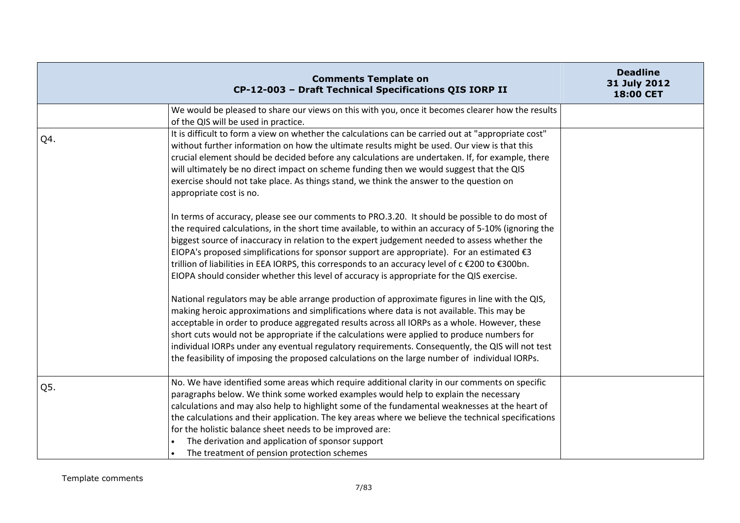| Comments Template on CP-12-003 – Draft Technical Specifications QIS IORP II | | Deadline 31 July 2012 18:00 CET |
|---|---|---|
| | We would be pleased to share our views on this with you, once it becomes clearer how the results of the QIS will be used in practice. | |
| Q4. | It is difficult to form a view on whether the calculations can be carried out at "appropriate cost" without further information on how the ultimate results might be used. Our view is that this crucial element should be decided before any calculations are undertaken. If, for example, there will ultimately be no direct impact on scheme funding then we would suggest that the QIS exercise should not take place. As things stand, we think the answer to the question on appropriate cost is no.<br><br>In terms of accuracy, please see our comments to PRO.3.20. It should be possible to do most of the required calculations, in the short time available, to within an accuracy of 5-10% (ignoring the biggest source of inaccuracy in relation to the expert judgement needed to assess whether the EIOPA's proposed simplifications for sponsor support are appropriate). For an estimated €3 trillion of liabilities in EEA IORPS, this corresponds to an accuracy level of c €200 to €300bn. EIOPA should consider whether this level of accuracy is appropriate for the QIS exercise.<br><br>National regulators may be able arrange production of approximate figures in line with the QIS, making heroic approximations and simplifications where data is not available. This may be acceptable in order to produce aggregated results across all IORPs as a whole. However, these short cuts would not be appropriate if the calculations were applied to produce numbers for individual IORPs under any eventual regulatory requirements. Consequently, the QIS will not test the feasibility of imposing the proposed calculations on the large number of individual IORPs. | |
| Q5. | No. We have identified some areas which require additional clarity in our comments on specific paragraphs below. We think some worked examples would help to explain the necessary calculations and may also help to highlight some of the fundamental weaknesses at the heart of the calculations and their application. The key areas where we believe the technical specifications for the holistic balance sheet needs to be improved are:<br>• The derivation and application of sponsor support<br>• The treatment of pension protection schemes | |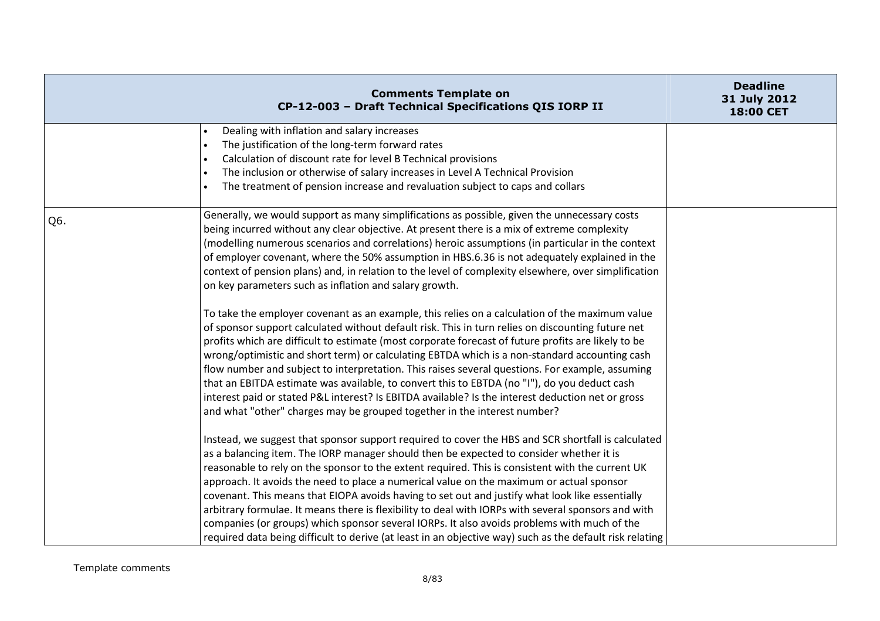| | Comments Template on CP-12-003 – Draft Technical Specifications QIS IORP II | Deadline 31 July 2012 18:00 CET |
|---|---|---|
| | • Dealing with inflation and salary increases<br>• The justification of the long-term forward rates<br>• Calculation of discount rate for level B Technical provisions<br>• The inclusion or otherwise of salary increases in Level A Technical Provision<br>• The treatment of pension increase and revaluation subject to caps and collars | |
| Q6. | Generally, we would support as many simplifications as possible, given the unnecessary costs being incurred without any clear objective. At present there is a mix of extreme complexity (modelling numerous scenarios and correlations) heroic assumptions (in particular in the context of employer covenant, where the 50% assumption in HBS.6.36 is not adequately explained in the context of pension plans) and, in relation to the level of complexity elsewhere, over simplification on key parameters such as inflation and salary growth.<br><br>To take the employer covenant as an example, this relies on a calculation of the maximum value of sponsor support calculated without default risk. This in turn relies on discounting future net profits which are difficult to estimate (most corporate forecast of future profits are likely to be wrong/optimistic and short term) or calculating EBTDA which is a non-standard accounting cash flow number and subject to interpretation. This raises several questions. For example, assuming that an EBITDA estimate was available, to convert this to EBTDA (no "I"), do you deduct cash interest paid or stated P&L interest? Is EBITDA available? Is the interest deduction net or gross and what "other" charges may be grouped together in the interest number?<br><br>Instead, we suggest that sponsor support required to cover the HBS and SCR shortfall is calculated as a balancing item. The IORP manager should then be expected to consider whether it is reasonable to rely on the sponsor to the extent required. This is consistent with the current UK approach. It avoids the need to place a numerical value on the maximum or actual sponsor covenant. This means that EIOPA avoids having to set out and justify what look like essentially arbitrary formulae. It means there is flexibility to deal with IORPs with several sponsors and with companies (or groups) which sponsor several IORPs. It also avoids problems with much of the required data being difficult to derive (at least in an objective way) such as the default risk relating | |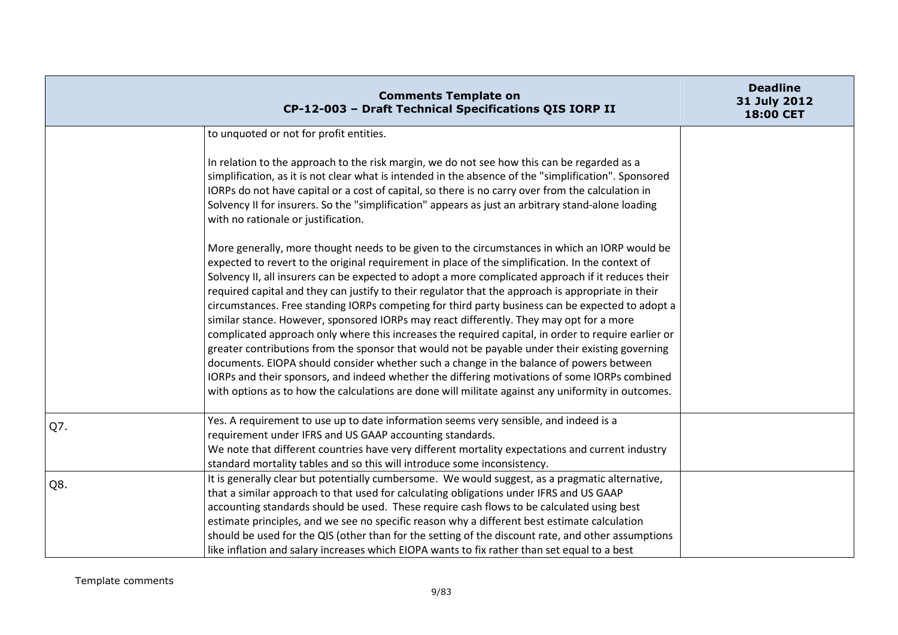| Comments Template on CP-12-003 – Draft Technical Specifications QIS IORP II | | Deadline 31 July 2012 18:00 CET |
|---|---|---|
| | to unquoted or not for profit entities.<br><br>In relation to the approach to the risk margin, we do not see how this can be regarded as a simplification, as it is not clear what is intended in the absence of the "simplification". Sponsored IORPs do not have capital or a cost of capital, so there is no carry over from the calculation in Solvency II for insurers. So the "simplification" appears as just an arbitrary stand-alone loading with no rationale or justification.<br><br>More generally, more thought needs to be given to the circumstances in which an IORP would be expected to revert to the original requirement in place of the simplification. In the context of Solvency II, all insurers can be expected to adopt a more complicated approach if it reduces their required capital and they can justify to their regulator that the approach is appropriate in their circumstances. Free standing IORPs competing for third party business can be expected to adopt a similar stance. However, sponsored IORPs may react differently. They may opt for a more complicated approach only where this increases the required capital, in order to require earlier or greater contributions from the sponsor that would not be payable under their existing governing documents. EIOPA should consider whether such a change in the balance of powers between IORPs and their sponsors, and indeed whether the differing motivations of some IORPs combined with options as to how the calculations are done will militate against any uniformity in outcomes. | |
| Q7. | Yes. A requirement to use up to date information seems very sensible, and indeed is a requirement under IFRS and US GAAP accounting standards.<br>We note that different countries have very different mortality expectations and current industry standard mortality tables and so this will introduce some inconsistency. | |
| Q8. | It is generally clear but potentially cumbersome. We would suggest, as a pragmatic alternative, that a similar approach to that used for calculating obligations under IFRS and US GAAP accounting standards should be used. These require cash flows to be calculated using best estimate principles, and we see no specific reason why a different best estimate calculation should be used for the QIS (other than for the setting of the discount rate, and other assumptions like inflation and salary increases which EIOPA wants to fix rather than set equal to a best | |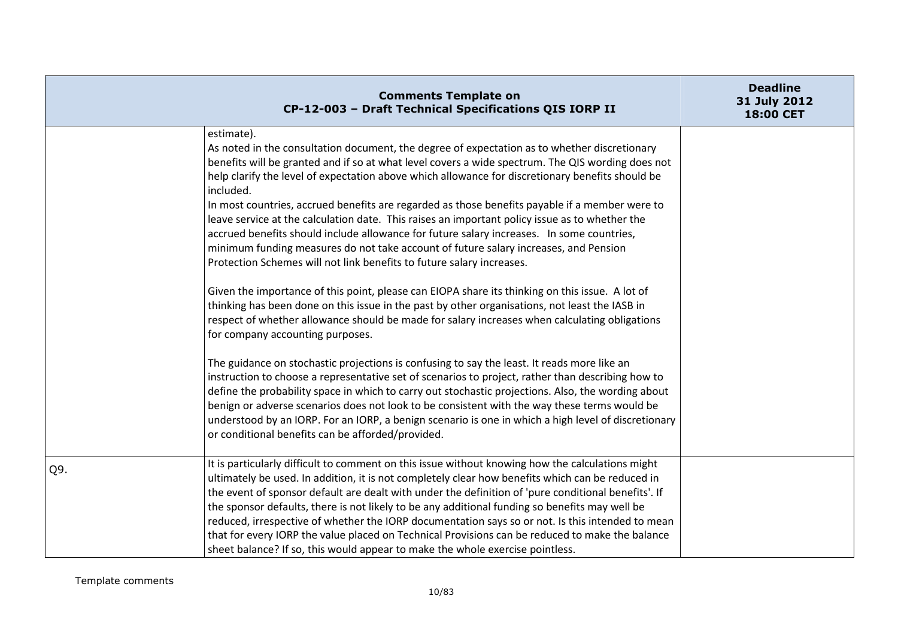| Comments Template on CP-12-003 – Draft Technical Specifications QIS IORP II | | Deadline 31 July 2012 18:00 CET |
|---|---|---|
| | estimate).<br>As noted in the consultation document, the degree of expectation as to whether discretionary benefits will be granted and if so at what level covers a wide spectrum. The QIS wording does not help clarify the level of expectation above which allowance for discretionary benefits should be included.<br>In most countries, accrued benefits are regarded as those benefits payable if a member were to leave service at the calculation date. This raises an important policy issue as to whether the accrued benefits should include allowance for future salary increases. In some countries, minimum funding measures do not take account of future salary increases, and Pension Protection Schemes will not link benefits to future salary increases.<br><br>Given the importance of this point, please can EIOPA share its thinking on this issue. A lot of thinking has been done on this issue in the past by other organisations, not least the IASB in respect of whether allowance should be made for salary increases when calculating obligations for company accounting purposes.<br><br>The guidance on stochastic projections is confusing to say the least. It reads more like an instruction to choose a representative set of scenarios to project, rather than describing how to define the probability space in which to carry out stochastic projections. Also, the wording about benign or adverse scenarios does not look to be consistent with the way these terms would be understood by an IORP. For an IORP, a benign scenario is one in which a high level of discretionary or conditional benefits can be afforded/provided. | |
| Q9. | It is particularly difficult to comment on this issue without knowing how the calculations might ultimately be used. In addition, it is not completely clear how benefits which can be reduced in the event of sponsor default are dealt with under the definition of 'pure conditional benefits'. If the sponsor defaults, there is not likely to be any additional funding so benefits may well be reduced, irrespective of whether the IORP documentation says so or not. Is this intended to mean that for every IORP the value placed on Technical Provisions can be reduced to make the balance sheet balance? If so, this would appear to make the whole exercise pointless. | |

Template comments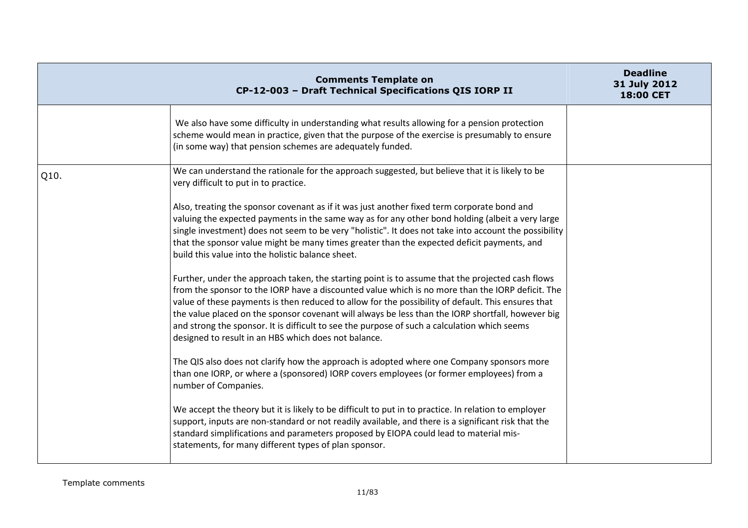| Comments Template on CP-12-003 – Draft Technical Specifications QIS IORP II | | Deadline 31 July 2012 18:00 CET |
|---|---|---|
| | We also have some difficulty in understanding what results allowing for a pension protection scheme would mean in practice, given that the purpose of the exercise is presumably to ensure (in some way) that pension schemes are adequately funded. | |
| Q10. | We can understand the rationale for the approach suggested, but believe that it is likely to be very difficult to put in to practice.<br><br>Also, treating the sponsor covenant as if it was just another fixed term corporate bond and valuing the expected payments in the same way as for any other bond holding (albeit a very large single investment) does not seem to be very "holistic". It does not take into account the possibility that the sponsor value might be many times greater than the expected deficit payments, and build this value into the holistic balance sheet.<br><br>Further, under the approach taken, the starting point is to assume that the projected cash flows from the sponsor to the IORP have a discounted value which is no more than the IORP deficit. The value of these payments is then reduced to allow for the possibility of default. This ensures that the value placed on the sponsor covenant will always be less than the IORP shortfall, however big and strong the sponsor. It is difficult to see the purpose of such a calculation which seems designed to result in an HBS which does not balance.<br><br>The QIS also does not clarify how the approach is adopted where one Company sponsors more than one IORP, or where a (sponsored) IORP covers employees (or former employees) from a number of Companies.<br><br>We accept the theory but it is likely to be difficult to put in to practice. In relation to employer support, inputs are non-standard or not readily available, and there is a significant risk that the standard simplifications and parameters proposed by EIOPA could lead to material mis-statements, for many different types of plan sponsor. | |

Template comments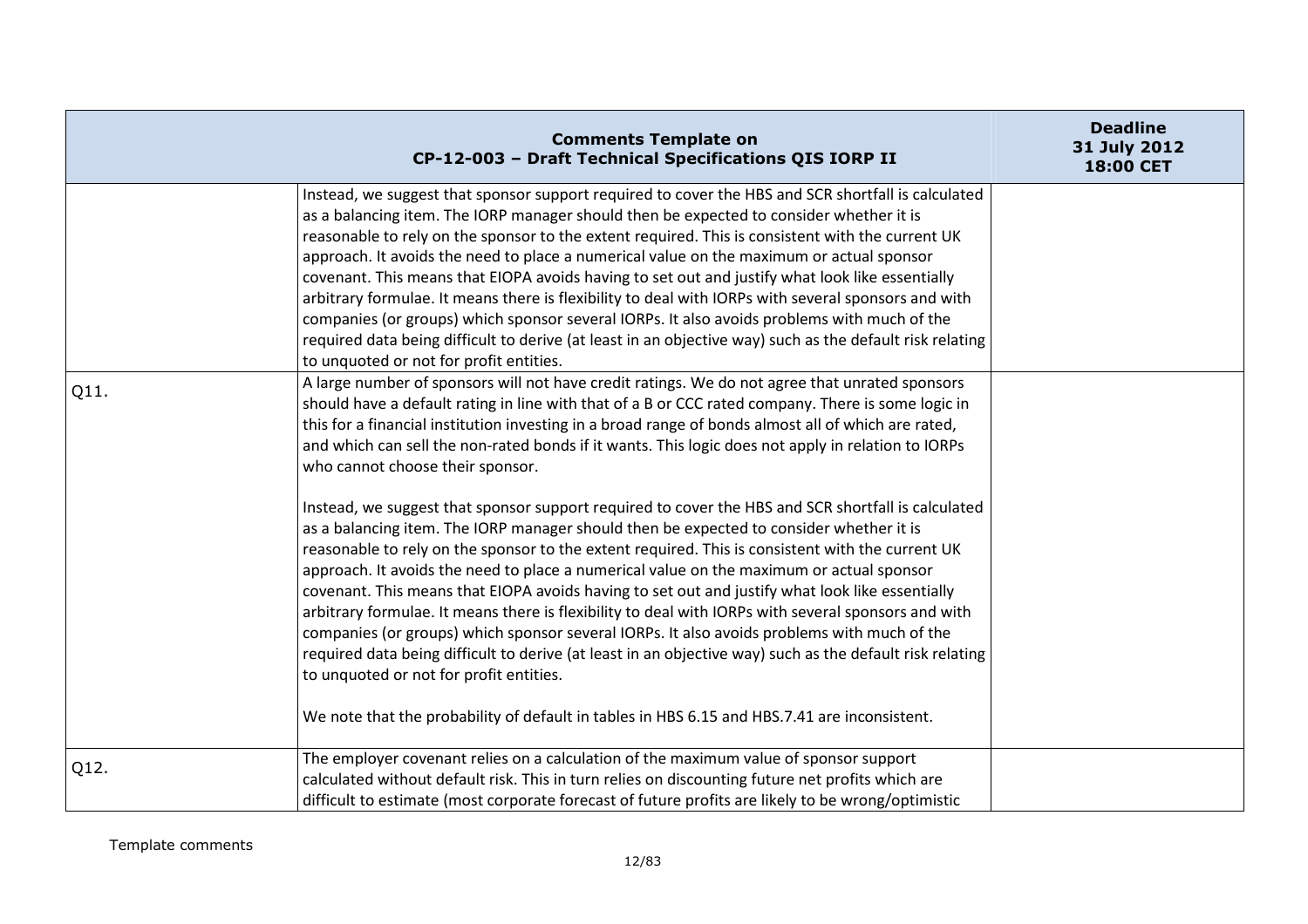| Comments Template on CP-12-003 – Draft Technical Specifications QIS IORP II | | Deadline 31 July 2012 18:00 CET |
|---|---|---|
| | Instead, we suggest that sponsor support required to cover the HBS and SCR shortfall is calculated as a balancing item. The IORP manager should then be expected to consider whether it is reasonable to rely on the sponsor to the extent required. This is consistent with the current UK approach. It avoids the need to place a numerical value on the maximum or actual sponsor covenant. This means that EIOPA avoids having to set out and justify what look like essentially arbitrary formulae. It means there is flexibility to deal with IORPs with several sponsors and with companies (or groups) which sponsor several IORPs. It also avoids problems with much of the required data being difficult to derive (at least in an objective way) such as the default risk relating to unquoted or not for profit entities. | |
| Q11. | A large number of sponsors will not have credit ratings. We do not agree that unrated sponsors should have a default rating in line with that of a B or CCC rated company. There is some logic in this for a financial institution investing in a broad range of bonds almost all of which are rated, and which can sell the non-rated bonds if it wants. This logic does not apply in relation to IORPs who cannot choose their sponsor.<br><br>Instead, we suggest that sponsor support required to cover the HBS and SCR shortfall is calculated as a balancing item. The IORP manager should then be expected to consider whether it is reasonable to rely on the sponsor to the extent required. This is consistent with the current UK approach. It avoids the need to place a numerical value on the maximum or actual sponsor covenant. This means that EIOPA avoids having to set out and justify what look like essentially arbitrary formulae. It means there is flexibility to deal with IORPs with several sponsors and with companies (or groups) which sponsor several IORPs. It also avoids problems with much of the required data being difficult to derive (at least in an objective way) such as the default risk relating to unquoted or not for profit entities.<br><br>We note that the probability of default in tables in HBS 6.15 and HBS.7.41 are inconsistent. | |
| Q12. | The employer covenant relies on a calculation of the maximum value of sponsor support calculated without default risk. This in turn relies on discounting future net profits which are difficult to estimate (most corporate forecast of future profits are likely to be wrong/optimistic | |

Template comments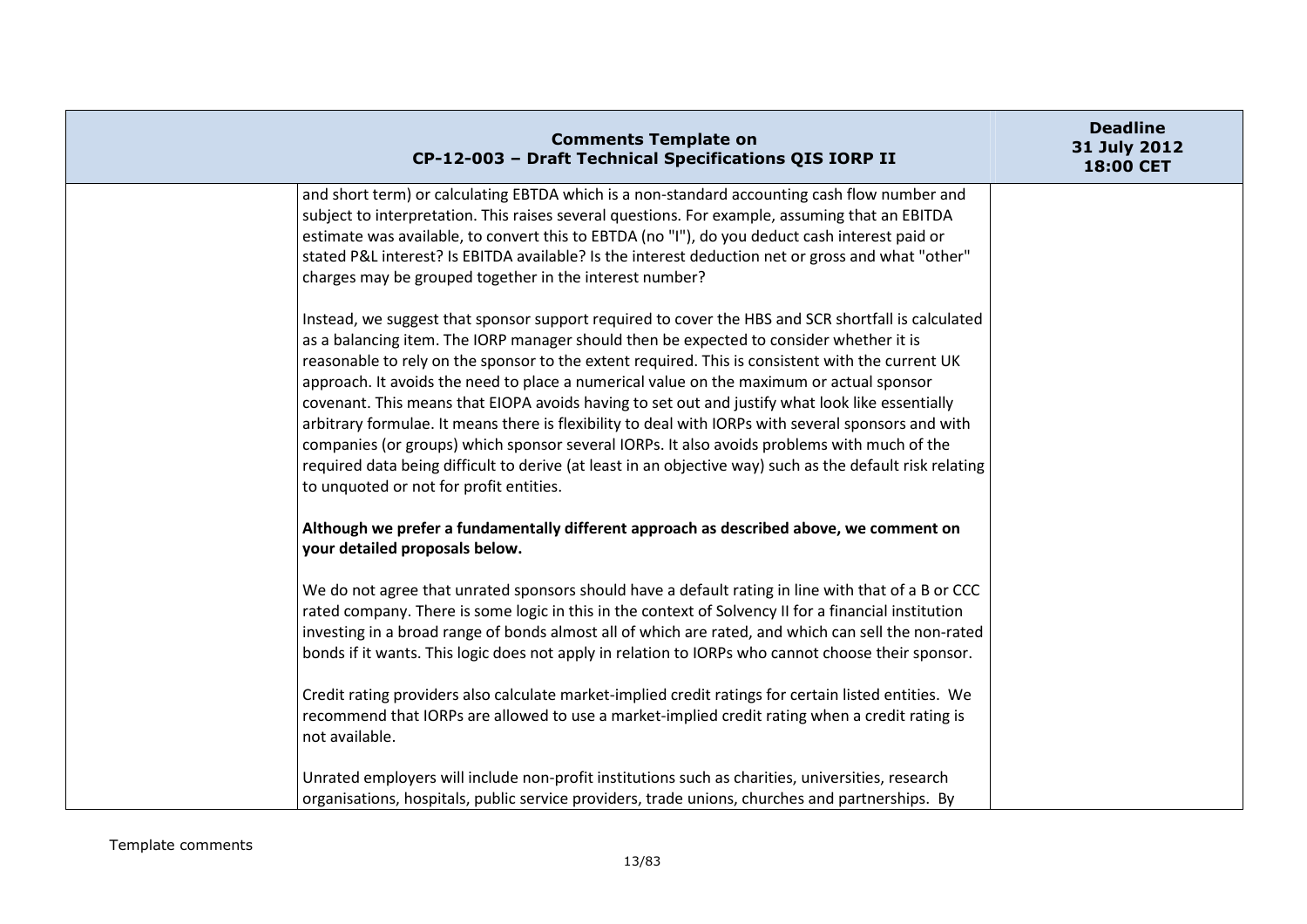| Comments Template on CP-12-003 – Draft Technical Specifications QIS IORP II | | Deadline 31 July 2012 18:00 CET |
|---|---|---|
| | and short term) or calculating EBTDA which is a non-standard accounting cash flow number and subject to interpretation. This raises several questions. For example, assuming that an EBITDA estimate was available, to convert this to EBTDA (no "I"), do you deduct cash interest paid or stated P&L interest? Is EBITDA available? Is the interest deduction net or gross and what "other" charges may be grouped together in the interest number?<br><br>Instead, we suggest that sponsor support required to cover the HBS and SCR shortfall is calculated as a balancing item. The IORP manager should then be expected to consider whether it is reasonable to rely on the sponsor to the extent required. This is consistent with the current UK approach. It avoids the need to place a numerical value on the maximum or actual sponsor covenant. This means that EIOPA avoids having to set out and justify what look like essentially arbitrary formulae. It means there is flexibility to deal with IORPs with several sponsors and with companies (or groups) which sponsor several IORPs. It also avoids problems with much of the required data being difficult to derive (at least in an objective way) such as the default risk relating to unquoted or not for profit entities.<br><br>**Although we prefer a fundamentally different approach as described above, we comment on your detailed proposals below.**<br><br>We do not agree that unrated sponsors should have a default rating in line with that of a B or CCC rated company. There is some logic in this in the context of Solvency II for a financial institution investing in a broad range of bonds almost all of which are rated, and which can sell the non-rated bonds if it wants. This logic does not apply in relation to IORPs who cannot choose their sponsor.<br><br>Credit rating providers also calculate market-implied credit ratings for certain listed entities. We recommend that IORPs are allowed to use a market-implied credit rating when a credit rating is not available.<br><br>Unrated employers will include non-profit institutions such as charities, universities, research organisations, hospitals, public service providers, trade unions, churches and partnerships. By | |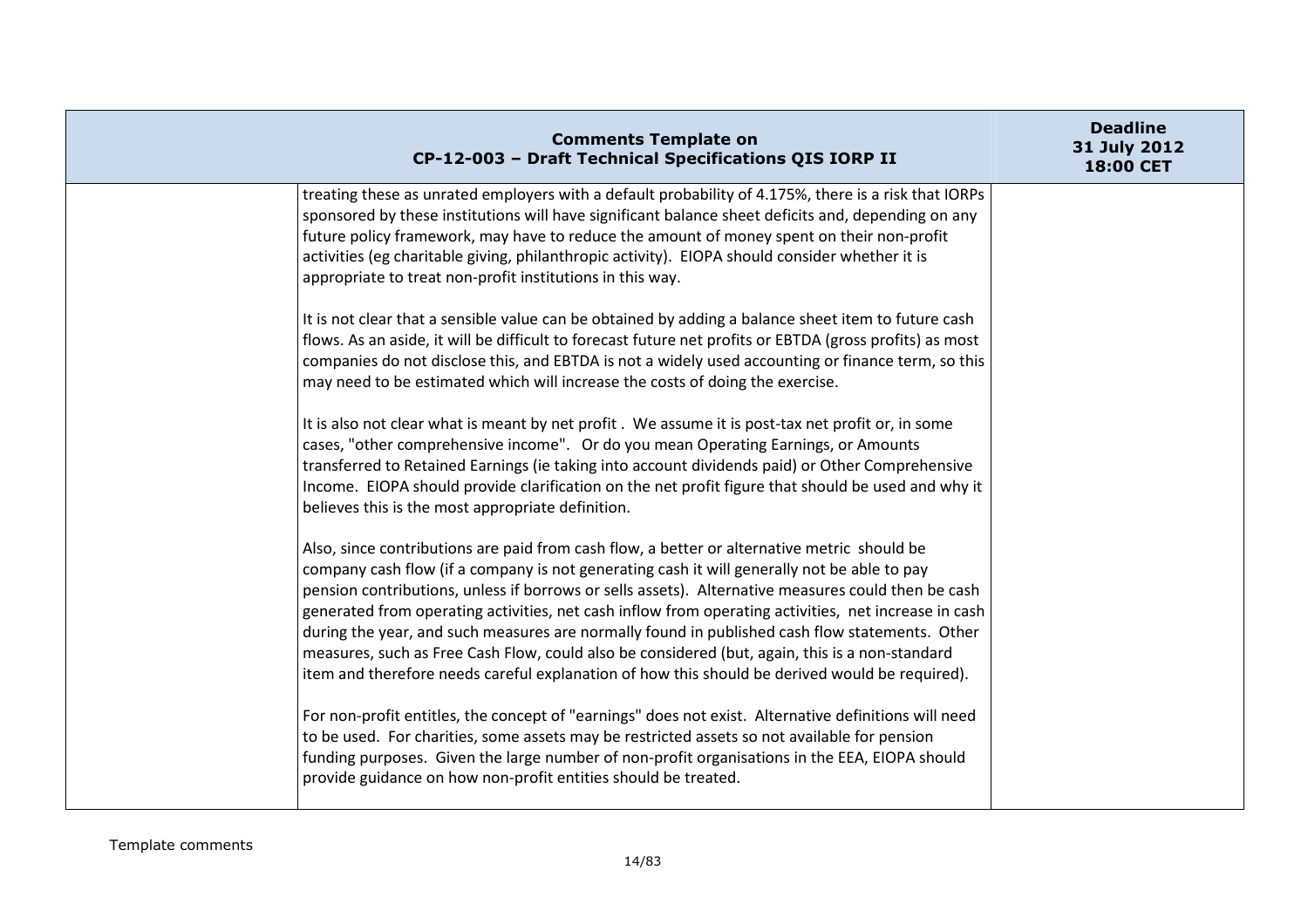| Comments Template on CP-12-003 – Draft Technical Specifications QIS IORP II | | Deadline 31 July 2012 18:00 CET |
|---|---|---|
| | treating these as unrated employers with a default probability of 4.175%, there is a risk that IORPs sponsored by these institutions will have significant balance sheet deficits and, depending on any future policy framework, may have to reduce the amount of money spent on their non-profit activities (eg charitable giving, philanthropic activity). EIOPA should consider whether it is appropriate to treat non-profit institutions in this way.<br><br>It is not clear that a sensible value can be obtained by adding a balance sheet item to future cash flows. As an aside, it will be difficult to forecast future net profits or EBTDA (gross profits) as most companies do not disclose this, and EBTDA is not a widely used accounting or finance term, so this may need to be estimated which will increase the costs of doing the exercise.<br><br>It is also not clear what is meant by net profit . We assume it is post-tax net profit or, in some cases, "other comprehensive income". Or do you mean Operating Earnings, or Amounts transferred to Retained Earnings (ie taking into account dividends paid) or Other Comprehensive Income. EIOPA should provide clarification on the net profit figure that should be used and why it believes this is the most appropriate definition.<br><br>Also, since contributions are paid from cash flow, a better or alternative metric should be company cash flow (if a company is not generating cash it will generally not be able to pay pension contributions, unless if borrows or sells assets). Alternative measures could then be cash generated from operating activities, net cash inflow from operating activities, net increase in cash during the year, and such measures are normally found in published cash flow statements. Other measures, such as Free Cash Flow, could also be considered (but, again, this is a non-standard item and therefore needs careful explanation of how this should be derived would be required).<br><br>For non-profit entitles, the concept of "earnings" does not exist. Alternative definitions will need to be used. For charities, some assets may be restricted assets so not available for pension funding purposes. Given the large number of non-profit organisations in the EEA, EIOPA should provide guidance on how non-profit entities should be treated. | |

Template comments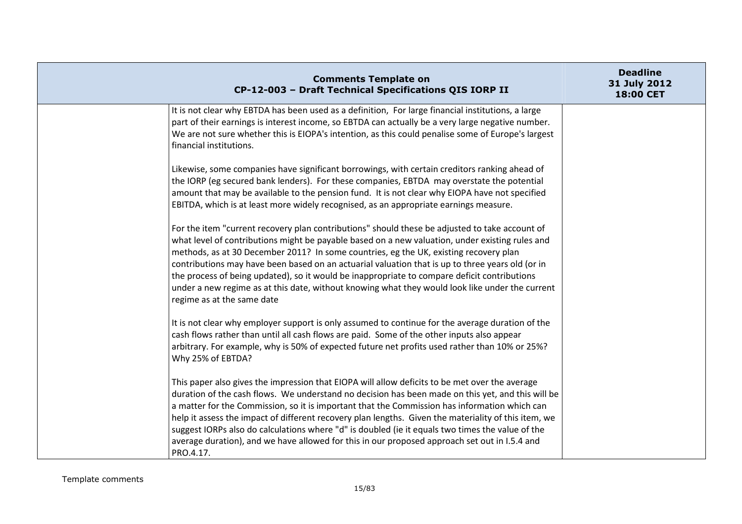| | Comments Template on CP-12-003 – Draft Technical Specifications QIS IORP II | Deadline 31 July 2012 18:00 CET |
|---|---|---|
| | It is not clear why EBTDA has been used as a definition, For large financial institutions, a large part of their earnings is interest income, so EBTDA can actually be a very large negative number. We are not sure whether this is EIOPA's intention, as this could penalise some of Europe's largest financial institutions.<br><br>Likewise, some companies have significant borrowings, with certain creditors ranking ahead of the IORP (eg secured bank lenders). For these companies, EBTDA may overstate the potential amount that may be available to the pension fund. It is not clear why EIOPA have not specified EBITDA, which is at least more widely recognised, as an appropriate earnings measure.<br><br>For the item "current recovery plan contributions" should these be adjusted to take account of what level of contributions might be payable based on a new valuation, under existing rules and methods, as at 30 December 2011? In some countries, eg the UK, existing recovery plan contributions may have been based on an actuarial valuation that is up to three years old (or in the process of being updated), so it would be inappropriate to compare deficit contributions under a new regime as at this date, without knowing what they would look like under the current regime as at the same date<br><br>It is not clear why employer support is only assumed to continue for the average duration of the cash flows rather than until all cash flows are paid. Some of the other inputs also appear arbitrary. For example, why is 50% of expected future net profits used rather than 10% or 25%? Why 25% of EBTDA?<br><br>This paper also gives the impression that EIOPA will allow deficits to be met over the average duration of the cash flows. We understand no decision has been made on this yet, and this will be a matter for the Commission, so it is important that the Commission has information which can help it assess the impact of different recovery plan lengths. Given the materiality of this item, we suggest IORPs also do calculations where "d" is doubled (ie it equals two times the value of the average duration), and we have allowed for this in our proposed approach set out in I.5.4 and PRO.4.17. | |

Template comments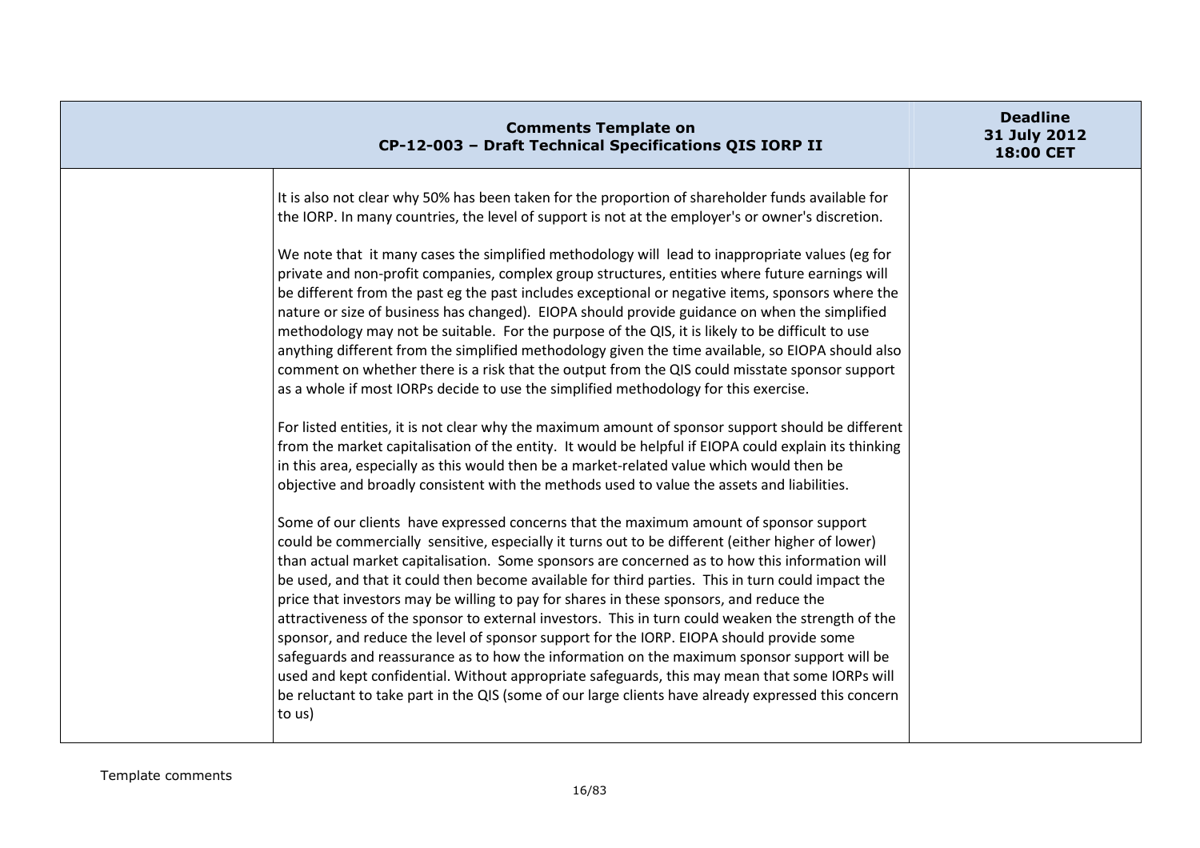| | Comments Template on CP-12-003 – Draft Technical Specifications QIS IORP II | Deadline 31 July 2012 18:00 CET |
| --- | --- | --- |
| | It is also not clear why 50% has been taken for the proportion of shareholder funds available for the IORP. In many countries, the level of support is not at the employer's or owner's discretion.<br><br>We note that it many cases the simplified methodology will lead to inappropriate values (eg for private and non-profit companies, complex group structures, entities where future earnings will be different from the past eg the past includes exceptional or negative items, sponsors where the nature or size of business has changed). EIOPA should provide guidance on when the simplified methodology may not be suitable. For the purpose of the QIS, it is likely to be difficult to use anything different from the simplified methodology given the time available, so EIOPA should also comment on whether there is a risk that the output from the QIS could misstate sponsor support as a whole if most IORPs decide to use the simplified methodology for this exercise.<br><br>For listed entities, it is not clear why the maximum amount of sponsor support should be different from the market capitalisation of the entity. It would be helpful if EIOPA could explain its thinking in this area, especially as this would then be a market-related value which would then be objective and broadly consistent with the methods used to value the assets and liabilities.<br><br>Some of our clients have expressed concerns that the maximum amount of sponsor support could be commercially sensitive, especially it turns out to be different (either higher of lower) than actual market capitalisation. Some sponsors are concerned as to how this information will be used, and that it could then become available for third parties. This in turn could impact the price that investors may be willing to pay for shares in these sponsors, and reduce the attractiveness of the sponsor to external investors. This in turn could weaken the strength of the sponsor, and reduce the level of sponsor support for the IORP. EIOPA should provide some safeguards and reassurance as to how the information on the maximum sponsor support will be used and kept confidential. Without appropriate safeguards, this may mean that some IORPs will be reluctant to take part in the QIS (some of our large clients have already expressed this concern to us) | |

Template comments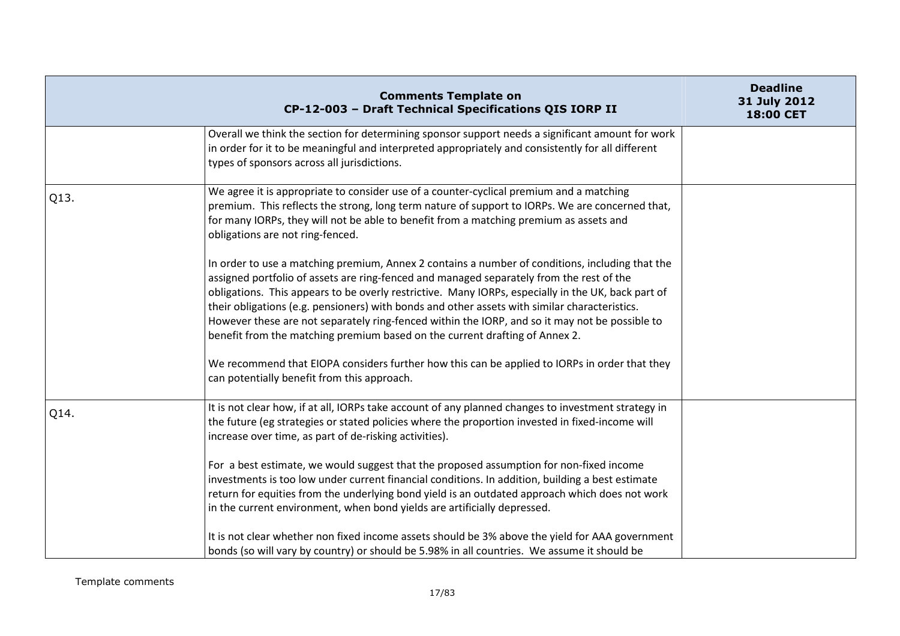| Comments Template on CP-12-003 – Draft Technical Specifications QIS IORP II | | Deadline 31 July 2012 18:00 CET |
|---|---|---|
| | Overall we think the section for determining sponsor support needs a significant amount for work in order for it to be meaningful and interpreted appropriately and consistently for all different types of sponsors across all jurisdictions. | |
| Q13. | We agree it is appropriate to consider use of a counter-cyclical premium and a matching premium. This reflects the strong, long term nature of support to IORPs. We are concerned that, for many IORPs, they will not be able to benefit from a matching premium as assets and obligations are not ring-fenced.<br><br>In order to use a matching premium, Annex 2 contains a number of conditions, including that the assigned portfolio of assets are ring-fenced and managed separately from the rest of the obligations. This appears to be overly restrictive. Many IORPs, especially in the UK, back part of their obligations (e.g. pensioners) with bonds and other assets with similar characteristics. However these are not separately ring-fenced within the IORP, and so it may not be possible to benefit from the matching premium based on the current drafting of Annex 2.<br><br>We recommend that EIOPA considers further how this can be applied to IORPs in order that they can potentially benefit from this approach. | |
| Q14. | It is not clear how, if at all, IORPs take account of any planned changes to investment strategy in the future (eg strategies or stated policies where the proportion invested in fixed-income will increase over time, as part of de-risking activities).<br><br>For a best estimate, we would suggest that the proposed assumption for non-fixed income investments is too low under current financial conditions. In addition, building a best estimate return for equities from the underlying bond yield is an outdated approach which does not work in the current environment, when bond yields are artificially depressed.<br><br>It is not clear whether non fixed income assets should be 3% above the yield for AAA government bonds (so will vary by country) or should be 5.98% in all countries. We assume it should be | |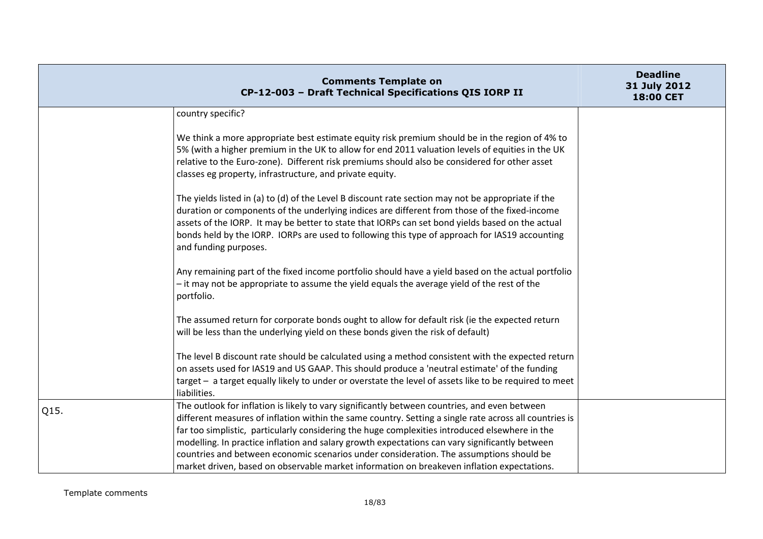| Comments Template on CP-12-003 – Draft Technical Specifications QIS IORP II | | Deadline 31 July 2012 18:00 CET |
|---|---|---|
| | country specific?<br><br>We think a more appropriate best estimate equity risk premium should be in the region of 4% to 5% (with a higher premium in the UK to allow for end 2011 valuation levels of equities in the UK relative to the Euro-zone). Different risk premiums should also be considered for other asset classes eg property, infrastructure, and private equity.<br><br>The yields listed in (a) to (d) of the Level B discount rate section may not be appropriate if the duration or components of the underlying indices are different from those of the fixed-income assets of the IORP. It may be better to state that IORPs can set bond yields based on the actual bonds held by the IORP. IORPs are used to following this type of approach for IAS19 accounting and funding purposes.<br><br>Any remaining part of the fixed income portfolio should have a yield based on the actual portfolio – it may not be appropriate to assume the yield equals the average yield of the rest of the portfolio.<br><br>The assumed return for corporate bonds ought to allow for default risk (ie the expected return will be less than the underlying yield on these bonds given the risk of default)<br><br>The level B discount rate should be calculated using a method consistent with the expected return on assets used for IAS19 and US GAAP. This should produce a 'neutral estimate' of the funding target – a target equally likely to under or overstate the level of assets like to be required to meet liabilities. | |
| Q15. | The outlook for inflation is likely to vary significantly between countries, and even between different measures of inflation within the same country. Setting a single rate across all countries is far too simplistic, particularly considering the huge complexities introduced elsewhere in the modelling. In practice inflation and salary growth expectations can vary significantly between countries and between economic scenarios under consideration. The assumptions should be market driven, based on observable market information on breakeven inflation expectations. | |

Template comments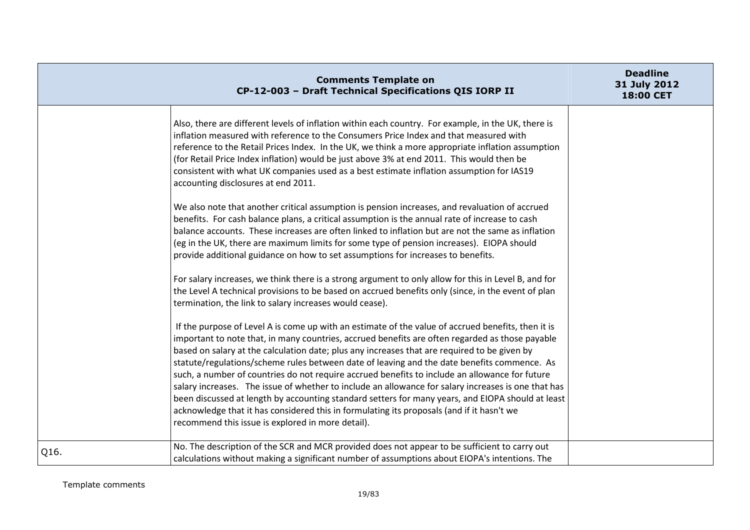| Comments Template on CP-12-003 – Draft Technical Specifications QIS IORP II | | Deadline 31 July 2012 18:00 CET |
|---|---|---|
| | Also, there are different levels of inflation within each country. For example, in the UK, there is inflation measured with reference to the Consumers Price Index and that measured with reference to the Retail Prices Index. In the UK, we think a more appropriate inflation assumption (for Retail Price Index inflation) would be just above 3% at end 2011. This would then be consistent with what UK companies used as a best estimate inflation assumption for IAS19 accounting disclosures at end 2011.<br><br>We also note that another critical assumption is pension increases, and revaluation of accrued benefits. For cash balance plans, a critical assumption is the annual rate of increase to cash balance accounts. These increases are often linked to inflation but are not the same as inflation (eg in the UK, there are maximum limits for some type of pension increases). EIOPA should provide additional guidance on how to set assumptions for increases to benefits.<br><br>For salary increases, we think there is a strong argument to only allow for this in Level B, and for the Level A technical provisions to be based on accrued benefits only (since, in the event of plan termination, the link to salary increases would cease).<br><br>If the purpose of Level A is come up with an estimate of the value of accrued benefits, then it is important to note that, in many countries, accrued benefits are often regarded as those payable based on salary at the calculation date; plus any increases that are required to be given by statute/regulations/scheme rules between date of leaving and the date benefits commence. As such, a number of countries do not require accrued benefits to include an allowance for future salary increases. The issue of whether to include an allowance for salary increases is one that has been discussed at length by accounting standard setters for many years, and EIOPA should at least acknowledge that it has considered this in formulating its proposals (and if it hasn't we recommend this issue is explored in more detail). | |
| Q16. | No. The description of the SCR and MCR provided does not appear to be sufficient to carry out calculations without making a significant number of assumptions about EIOPA's intentions. The | |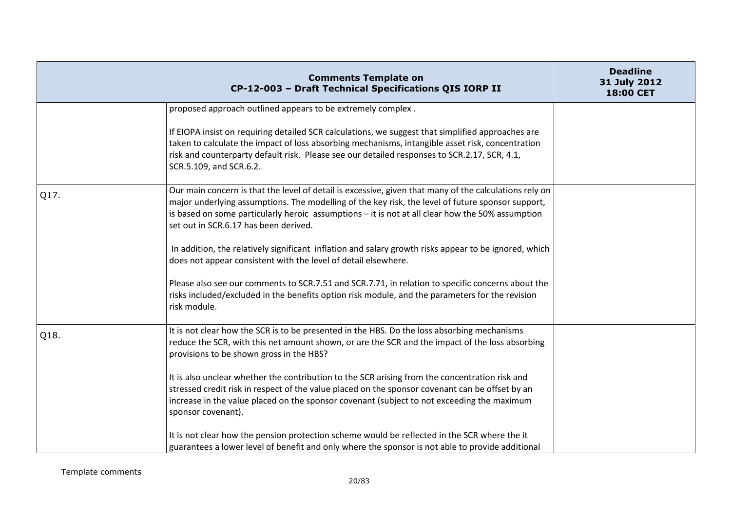| Comments Template on CP-12-003 – Draft Technical Specifications QIS IORP II | | Deadline 31 July 2012 18:00 CET |
|---|---|---|
| | proposed approach outlined appears to be extremely complex .<br><br>If EIOPA insist on requiring detailed SCR calculations, we suggest that simplified approaches are taken to calculate the impact of loss absorbing mechanisms, intangible asset risk, concentration risk and counterparty default risk. Please see our detailed responses to SCR.2.17, SCR, 4.1, SCR.5.109, and SCR.6.2. | |
| Q17. | Our main concern is that the level of detail is excessive, given that many of the calculations rely on major underlying assumptions. The modelling of the key risk, the level of future sponsor support, is based on some particularly heroic assumptions – it is not at all clear how the 50% assumption set out in SCR.6.17 has been derived.<br><br>In addition, the relatively significant inflation and salary growth risks appear to be ignored, which does not appear consistent with the level of detail elsewhere.<br><br>Please also see our comments to SCR.7.51 and SCR.7.71, in relation to specific concerns about the risks included/excluded in the benefits option risk module, and the parameters for the revision risk module. | |
| Q18. | It is not clear how the SCR is to be presented in the HBS. Do the loss absorbing mechanisms reduce the SCR, with this net amount shown, or are the SCR and the impact of the loss absorbing provisions to be shown gross in the HBS?<br><br>It is also unclear whether the contribution to the SCR arising from the concentration risk and stressed credit risk in respect of the value placed on the sponsor covenant can be offset by an increase in the value placed on the sponsor covenant (subject to not exceeding the maximum sponsor covenant).<br><br>It is not clear how the pension protection scheme would be reflected in the SCR where the it guarantees a lower level of benefit and only where the sponsor is not able to provide additional | |

Template comments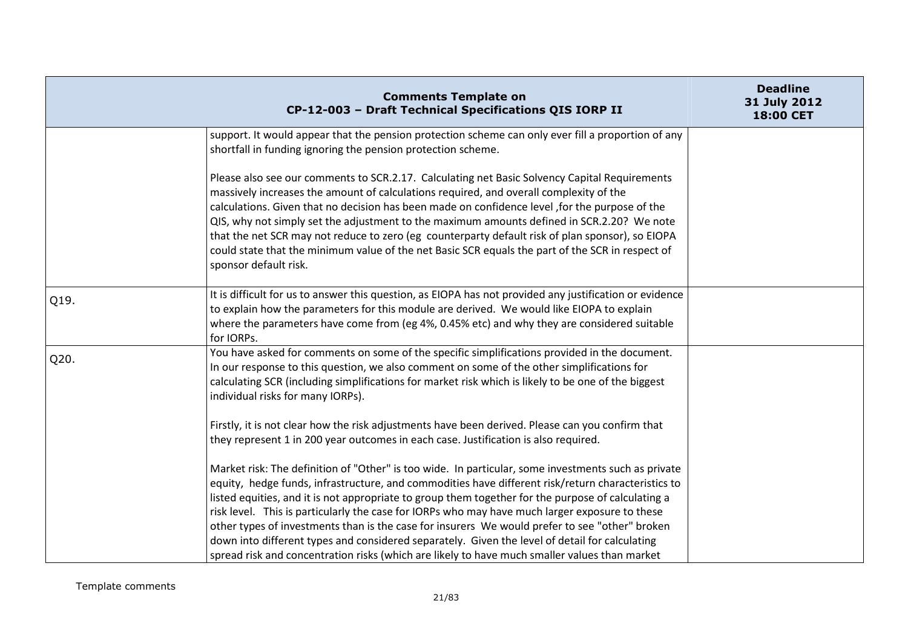| | Comments Template on CP-12-003 – Draft Technical Specifications QIS IORP II | Deadline 31 July 2012 18:00 CET |
|---|---|---|
| | support. It would appear that the pension protection scheme can only ever fill a proportion of any shortfall in funding ignoring the pension protection scheme.<br><br>Please also see our comments to SCR.2.17. Calculating net Basic Solvency Capital Requirements massively increases the amount of calculations required, and overall complexity of the calculations. Given that no decision has been made on confidence level ,for the purpose of the QIS, why not simply set the adjustment to the maximum amounts defined in SCR.2.20? We note that the net SCR may not reduce to zero (eg counterparty default risk of plan sponsor), so EIOPA could state that the minimum value of the net Basic SCR equals the part of the SCR in respect of sponsor default risk. | |
| Q19. | It is difficult for us to answer this question, as EIOPA has not provided any justification or evidence to explain how the parameters for this module are derived. We would like EIOPA to explain where the parameters have come from (eg 4%, 0.45% etc) and why they are considered suitable for IORPs. | |
| Q20. | You have asked for comments on some of the specific simplifications provided in the document. In our response to this question, we also comment on some of the other simplifications for calculating SCR (including simplifications for market risk which is likely to be one of the biggest individual risks for many IORPs).<br><br>Firstly, it is not clear how the risk adjustments have been derived. Please can you confirm that they represent 1 in 200 year outcomes in each case. Justification is also required.<br><br>Market risk: The definition of "Other" is too wide. In particular, some investments such as private equity, hedge funds, infrastructure, and commodities have different risk/return characteristics to listed equities, and it is not appropriate to group them together for the purpose of calculating a risk level. This is particularly the case for IORPs who may have much larger exposure to these other types of investments than is the case for insurers We would prefer to see "other" broken down into different types and considered separately. Given the level of detail for calculating spread risk and concentration risks (which are likely to have much smaller values than market | |

Template comments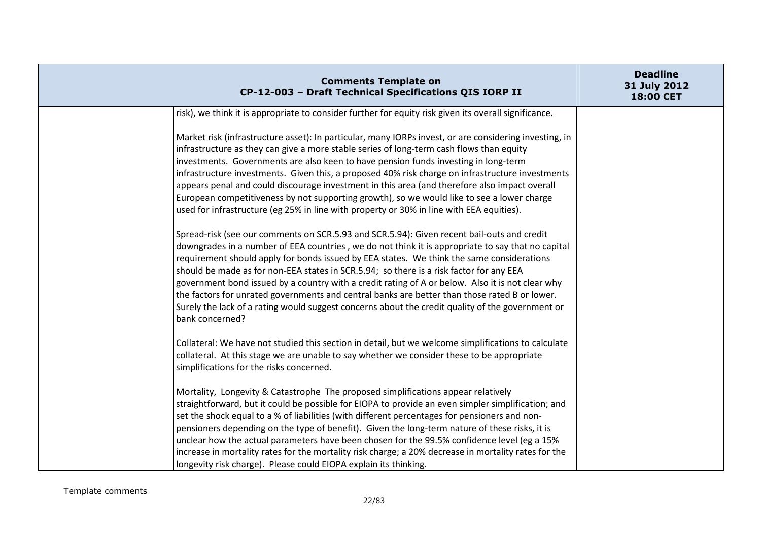| | | |
|---|---|---|
| | risk), we think it is appropriate to consider further for equity risk given its overall significance.<br><br>Market risk (infrastructure asset): In particular, many IORPs invest, or are considering investing, in infrastructure as they can give a more stable series of long-term cash flows than equity investments. Governments are also keen to have pension funds investing in long-term infrastructure investments. Given this, a proposed 40% risk charge on infrastructure investments appears penal and could discourage investment in this area (and therefore also impact overall European competitiveness by not supporting growth), so we would like to see a lower charge used for infrastructure (eg 25% in line with property or 30% in line with EEA equities).<br><br>Spread-risk (see our comments on SCR.5.93 and SCR.5.94): Given recent bail-outs and credit downgrades in a number of EEA countries , we do not think it is appropriate to say that no capital requirement should apply for bonds issued by EEA states. We think the same considerations should be made as for non-EEA states in SCR.5.94; so there is a risk factor for any EEA government bond issued by a country with a credit rating of A or below. Also it is not clear why the factors for unrated governments and central banks are better than those rated B or lower. Surely the lack of a rating would suggest concerns about the credit quality of the government or bank concerned?<br><br>Collateral: We have not studied this section in detail, but we welcome simplifications to calculate collateral. At this stage we are unable to say whether we consider these to be appropriate simplifications for the risks concerned.<br><br>Mortality, Longevity & Catastrophe The proposed simplifications appear relatively straightforward, but it could be possible for EIOPA to provide an even simpler simplification; and set the shock equal to a % of liabilities (with different percentages for pensioners and non-pensioners depending on the type of benefit). Given the long-term nature of these risks, it is unclear how the actual parameters have been chosen for the 99.5% confidence level (eg a 15% increase in mortality rates for the mortality risk charge; a 20% decrease in mortality rates for the longevity risk charge). Please could EIOPA explain its thinking. | |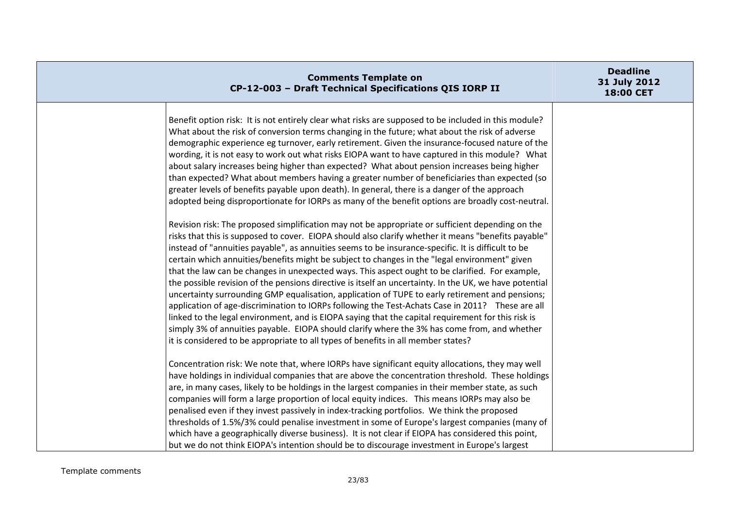| | Comments Template on CP-12-003 – Draft Technical Specifications QIS IORP II | Deadline 31 July 2012 18:00 CET |
|---|---|---|
| | Benefit option risk: It is not entirely clear what risks are supposed to be included in this module? What about the risk of conversion terms changing in the future; what about the risk of adverse demographic experience eg turnover, early retirement. Given the insurance-focused nature of the wording, it is not easy to work out what risks EIOPA want to have captured in this module? What about salary increases being higher than expected? What about pension increases being higher than expected? What about members having a greater number of beneficiaries than expected (so greater levels of benefits payable upon death). In general, there is a danger of the approach adopted being disproportionate for IORPs as many of the benefit options are broadly cost-neutral.<br><br>Revision risk: The proposed simplification may not be appropriate or sufficient depending on the risks that this is supposed to cover. EIOPA should also clarify whether it means "benefits payable" instead of "annuities payable", as annuities seems to be insurance-specific. It is difficult to be certain which annuities/benefits might be subject to changes in the "legal environment" given that the law can be changes in unexpected ways. This aspect ought to be clarified. For example, the possible revision of the pensions directive is itself an uncertainty. In the UK, we have potential uncertainty surrounding GMP equalisation, application of TUPE to early retirement and pensions; application of age-discrimination to IORPs following the Test-Achats Case in 2011? These are all linked to the legal environment, and is EIOPA saying that the capital requirement for this risk is simply 3% of annuities payable. EIOPA should clarify where the 3% has come from, and whether it is considered to be appropriate to all types of benefits in all member states?<br><br>Concentration risk: We note that, where IORPs have significant equity allocations, they may well have holdings in individual companies that are above the concentration threshold. These holdings are, in many cases, likely to be holdings in the largest companies in their member state, as such companies will form a large proportion of local equity indices. This means IORPs may also be penalised even if they invest passively in index-tracking portfolios. We think the proposed thresholds of 1.5%/3% could penalise investment in some of Europe's largest companies (many of which have a geographically diverse business). It is not clear if EIOPA has considered this point, but we do not think EIOPA's intention should be to discourage investment in Europe's largest | |

Template comments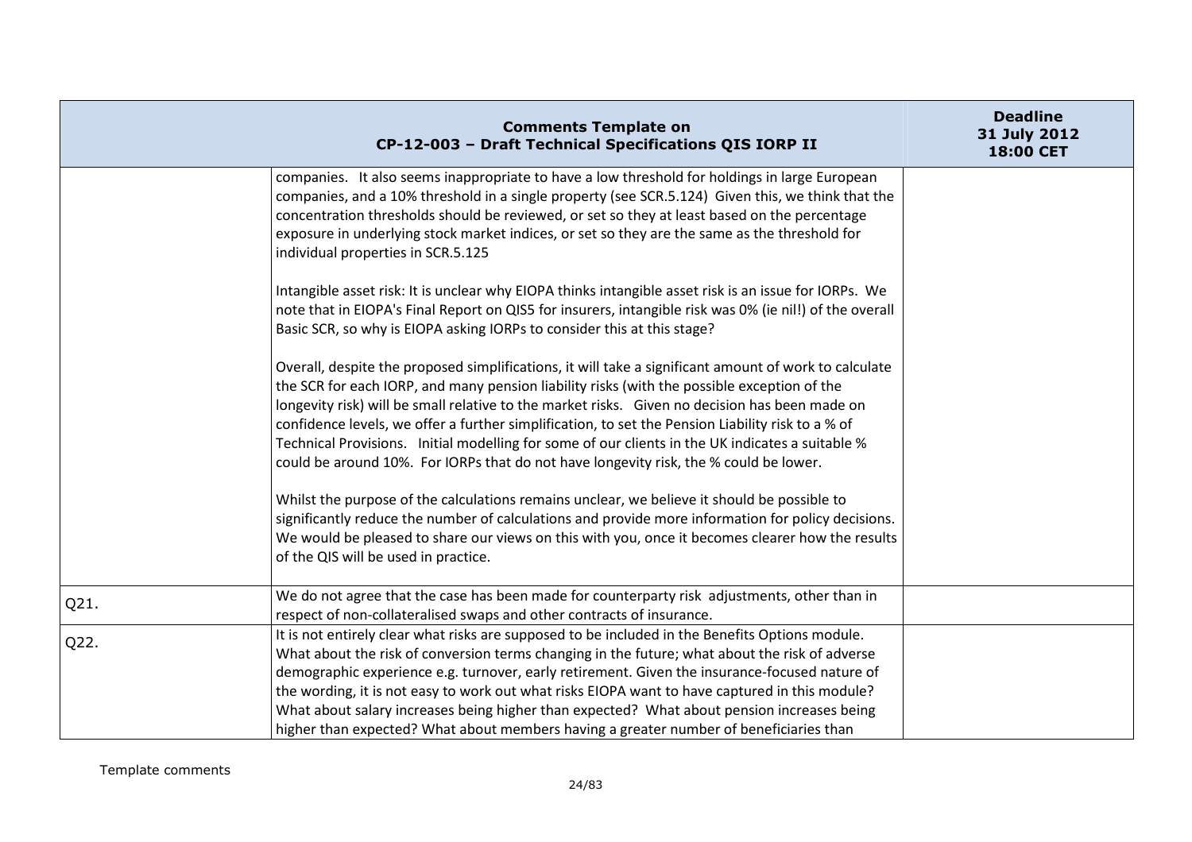| | Comments Template on CP-12-003 – Draft Technical Specifications QIS IORP II | Deadline 31 July 2012 18:00 CET |
|---|---|---|
| | companies. It also seems inappropriate to have a low threshold for holdings in large European companies, and a 10% threshold in a single property (see SCR.5.124) Given this, we think that the concentration thresholds should be reviewed, or set so they at least based on the percentage exposure in underlying stock market indices, or set so they are the same as the threshold for individual properties in SCR.5.125<br><br>Intangible asset risk: It is unclear why EIOPA thinks intangible asset risk is an issue for IORPs. We note that in EIOPA's Final Report on QIS5 for insurers, intangible risk was 0% (ie nil!) of the overall Basic SCR, so why is EIOPA asking IORPs to consider this at this stage?<br><br>Overall, despite the proposed simplifications, it will take a significant amount of work to calculate the SCR for each IORP, and many pension liability risks (with the possible exception of the longevity risk) will be small relative to the market risks. Given no decision has been made on confidence levels, we offer a further simplification, to set the Pension Liability risk to a % of Technical Provisions. Initial modelling for some of our clients in the UK indicates a suitable % could be around 10%. For IORPs that do not have longevity risk, the % could be lower.<br><br>Whilst the purpose of the calculations remains unclear, we believe it should be possible to significantly reduce the number of calculations and provide more information for policy decisions. We would be pleased to share our views on this with you, once it becomes clearer how the results of the QIS will be used in practice. | |
| Q21. | We do not agree that the case has been made for counterparty risk adjustments, other than in respect of non-collateralised swaps and other contracts of insurance. | |
| Q22. | It is not entirely clear what risks are supposed to be included in the Benefits Options module. What about the risk of conversion terms changing in the future; what about the risk of adverse demographic experience e.g. turnover, early retirement. Given the insurance-focused nature of the wording, it is not easy to work out what risks EIOPA want to have captured in this module? What about salary increases being higher than expected? What about pension increases being higher than expected? What about members having a greater number of beneficiaries than | |

Template comments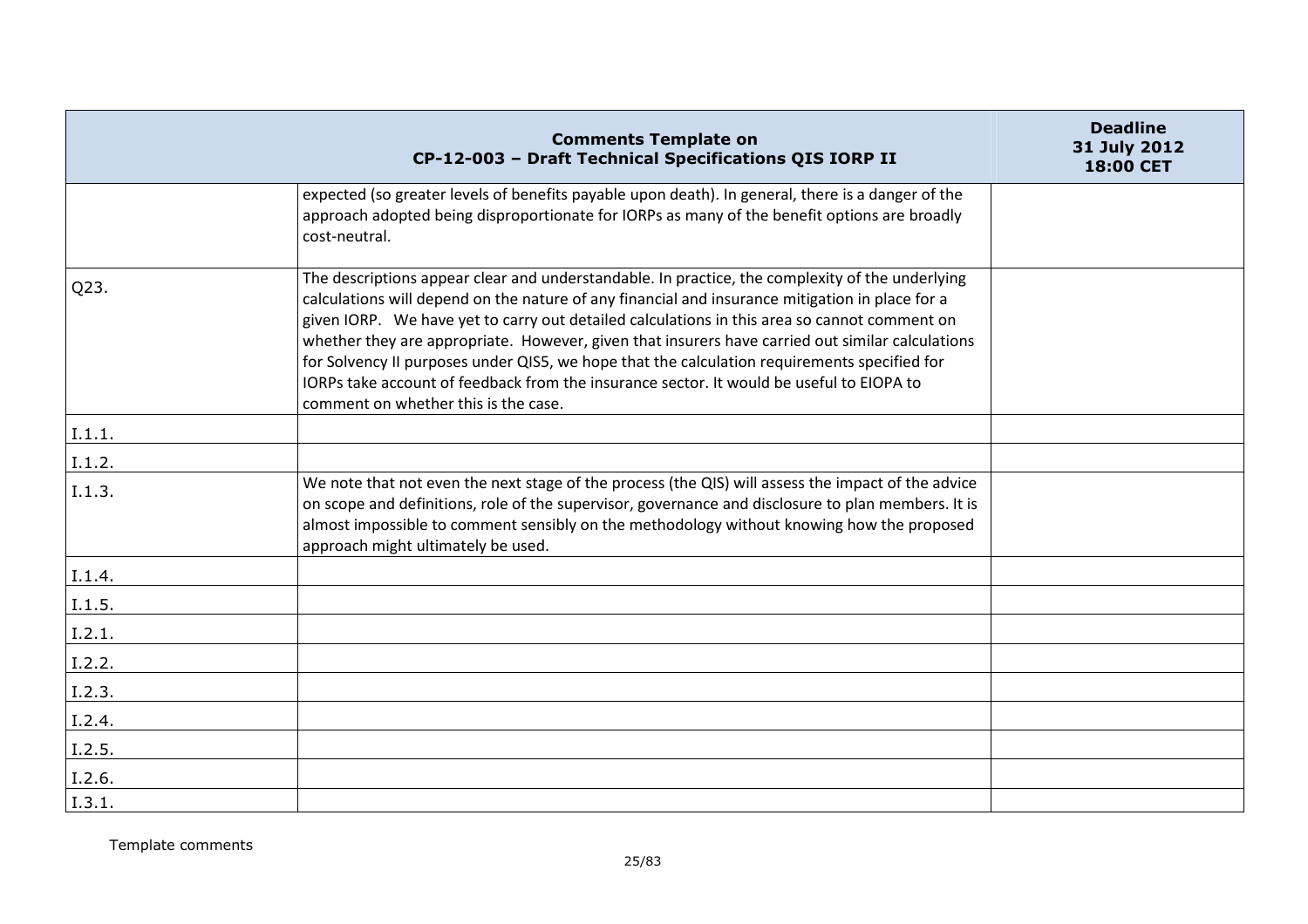| Comments Template on CP-12-003 – Draft Technical Specifications QIS IORP II | | Deadline 31 July 2012 18:00 CET |
|---|---|---|
| | expected (so greater levels of benefits payable upon death). In general, there is a danger of the approach adopted being disproportionate for IORPs as many of the benefit options are broadly cost-neutral. | |
| Q23. | The descriptions appear clear and understandable. In practice, the complexity of the underlying calculations will depend on the nature of any financial and insurance mitigation in place for a given IORP. We have yet to carry out detailed calculations in this area so cannot comment on whether they are appropriate. However, given that insurers have carried out similar calculations for Solvency II purposes under QIS5, we hope that the calculation requirements specified for IORPs take account of feedback from the insurance sector. It would be useful to EIOPA to comment on whether this is the case. | |
| I.1.1. | | |
| I.1.2. | | |
| I.1.3. | We note that not even the next stage of the process (the QIS) will assess the impact of the advice on scope and definitions, role of the supervisor, governance and disclosure to plan members. It is almost impossible to comment sensibly on the methodology without knowing how the proposed approach might ultimately be used. | |
| I.1.4. | | |
| I.1.5. | | |
| I.2.1. | | |
| I.2.2. | | |
| I.2.3. | | |
| I.2.4. | | |
| I.2.5. | | |
| I.2.6. | | |
| I.3.1. | | |

Template comments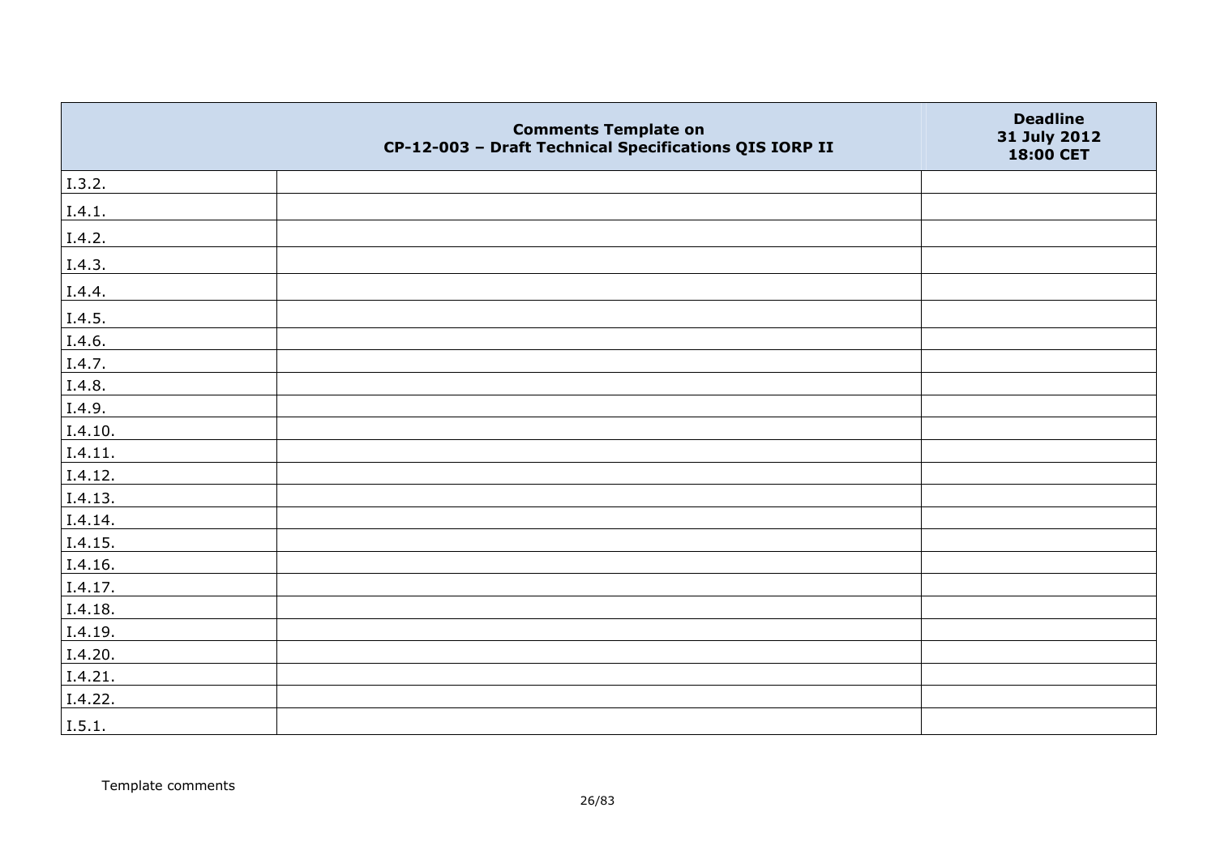| Comments Template on CP-12-003 – Draft Technical Specifications QIS IORP II | | Deadline 31 July 2012 18:00 CET |
|---|---|---|
| I.3.2. | | |
| I.4.1. | | |
| I.4.2. | | |
| I.4.3. | | |
| I.4.4. | | |
| I.4.5. | | |
| I.4.6. | | |
| I.4.7. | | |
| I.4.8. | | |
| I.4.9. | | |
| I.4.10. | | |
| I.4.11. | | |
| I.4.12. | | |
| I.4.13. | | |
| I.4.14. | | |
| I.4.15. | | |
| I.4.16. | | |
| I.4.17. | | |
| I.4.18. | | |
| I.4.19. | | |
| I.4.20. | | |
| I.4.21. | | |
| I.4.22. | | |
| I.5.1. | | |

Template comments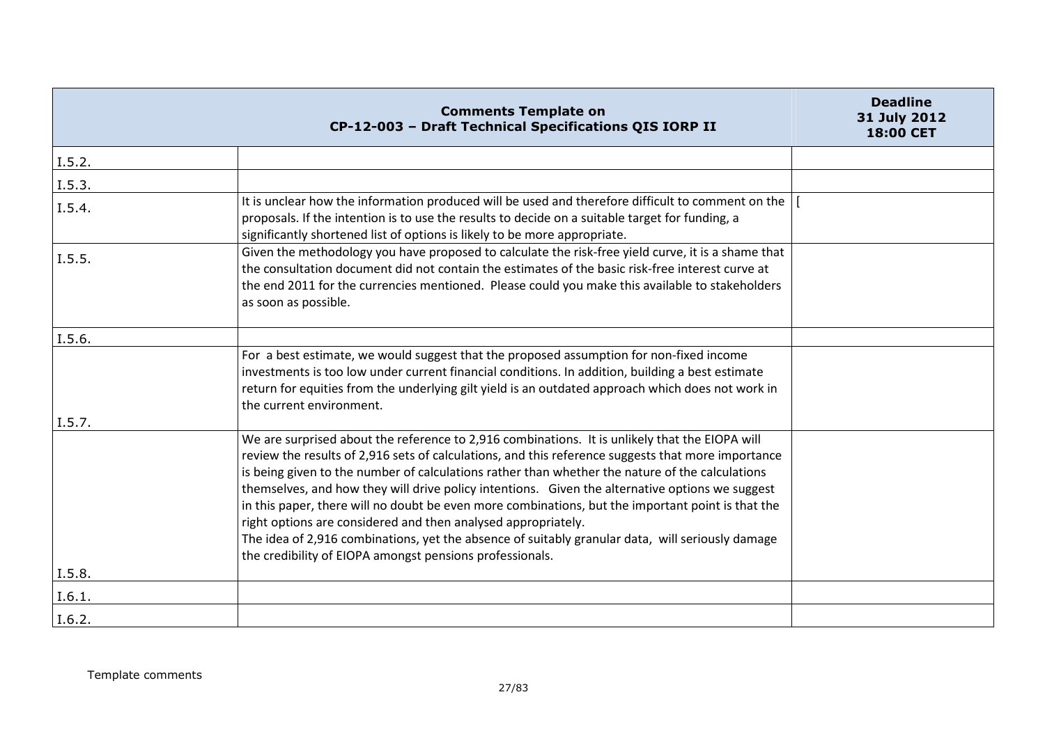| Comments Template on CP-12-003 – Draft Technical Specifications QIS IORP II | | Deadline 31 July 2012 18:00 CET |
|---|---|---|
| I.5.2. | | |
| I.5.3. | | |
| I.5.4. | It is unclear how the information produced will be used and therefore difficult to comment on the proposals. If the intention is to use the results to decide on a suitable target for funding, a significantly shortened list of options is likely to be more appropriate. | [ |
| I.5.5. | Given the methodology you have proposed to calculate the risk-free yield curve, it is a shame that the consultation document did not contain the estimates of the basic risk-free interest curve at the end 2011 for the currencies mentioned. Please could you make this available to stakeholders as soon as possible. | |
| I.5.6. | | |
| I.5.7. | For a best estimate, we would suggest that the proposed assumption for non-fixed income investments is too low under current financial conditions. In addition, building a best estimate return for equities from the underlying gilt yield is an outdated approach which does not work in the current environment. | |
| I.5.8. | We are surprised about the reference to 2,916 combinations. It is unlikely that the EIOPA will review the results of 2,916 sets of calculations, and this reference suggests that more importance is being given to the number of calculations rather than whether the nature of the calculations themselves, and how they will drive policy intentions. Given the alternative options we suggest in this paper, there will no doubt be even more combinations, but the important point is that the right options are considered and then analysed appropriately.<br>The idea of 2,916 combinations, yet the absence of suitably granular data, will seriously damage the credibility of EIOPA amongst pensions professionals. | |
| I.6.1. | | |
| I.6.2. | | |

Template comments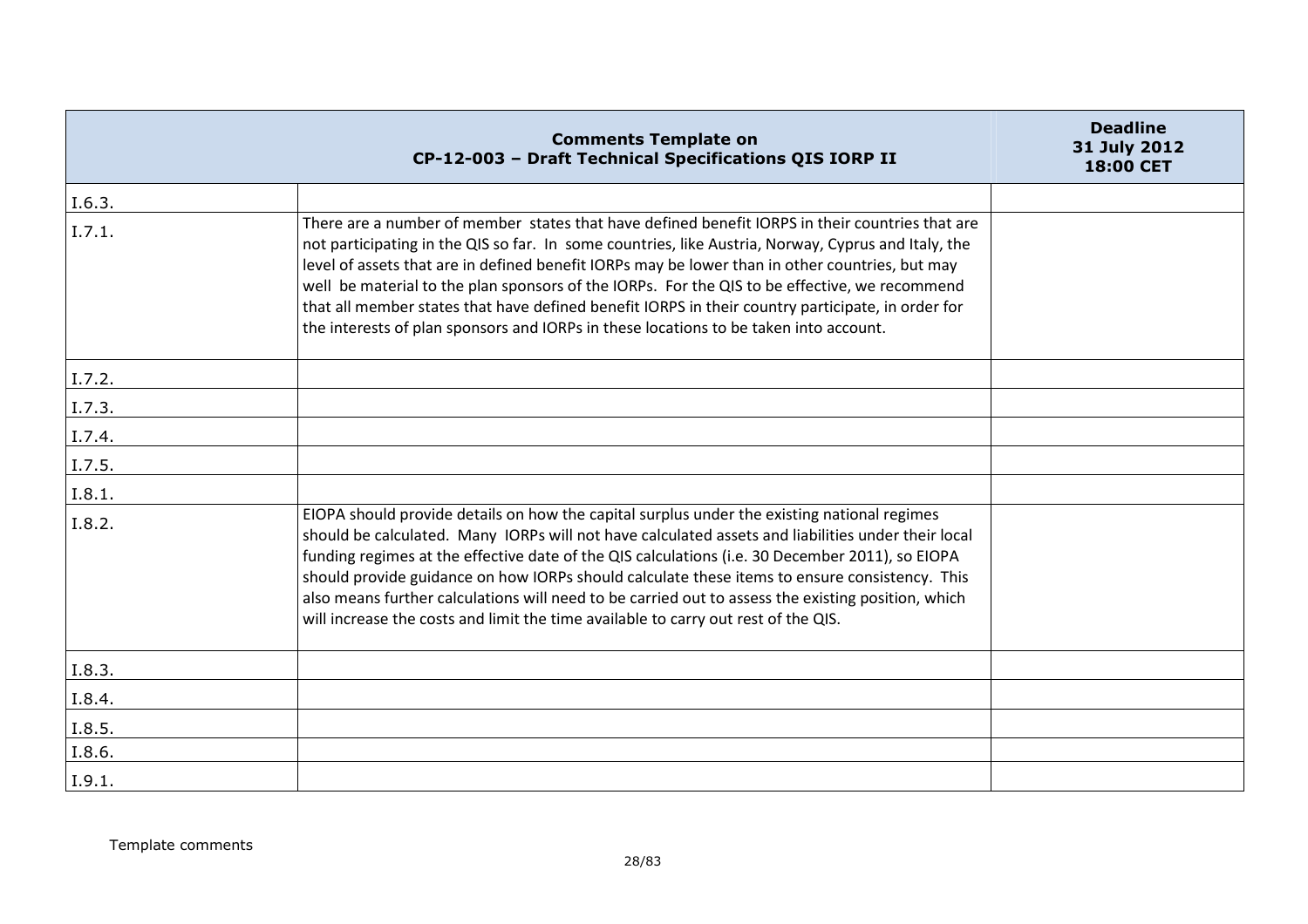| | Comments Template on CP-12-003 – Draft Technical Specifications QIS IORP II | Deadline 31 July 2012 18:00 CET |
|---|---|---|
| I.6.3. | | |
| I.7.1. | There are a number of member states that have defined benefit IORPS in their countries that are not participating in the QIS so far. In some countries, like Austria, Norway, Cyprus and Italy, the level of assets that are in defined benefit IORPs may be lower than in other countries, but may well be material to the plan sponsors of the IORPs. For the QIS to be effective, we recommend that all member states that have defined benefit IORPS in their country participate, in order for the interests of plan sponsors and IORPs in these locations to be taken into account. | |
| I.7.2. | | |
| I.7.3. | | |
| I.7.4. | | |
| I.7.5. | | |
| I.8.1. | | |
| I.8.2. | EIOPA should provide details on how the capital surplus under the existing national regimes should be calculated. Many IORPs will not have calculated assets and liabilities under their local funding regimes at the effective date of the QIS calculations (i.e. 30 December 2011), so EIOPA should provide guidance on how IORPs should calculate these items to ensure consistency. This also means further calculations will need to be carried out to assess the existing position, which will increase the costs and limit the time available to carry out rest of the QIS. | |
| I.8.3. | | |
| I.8.4. | | |
| I.8.5. | | |
| I.8.6. | | |
| I.9.1. | | |

Template comments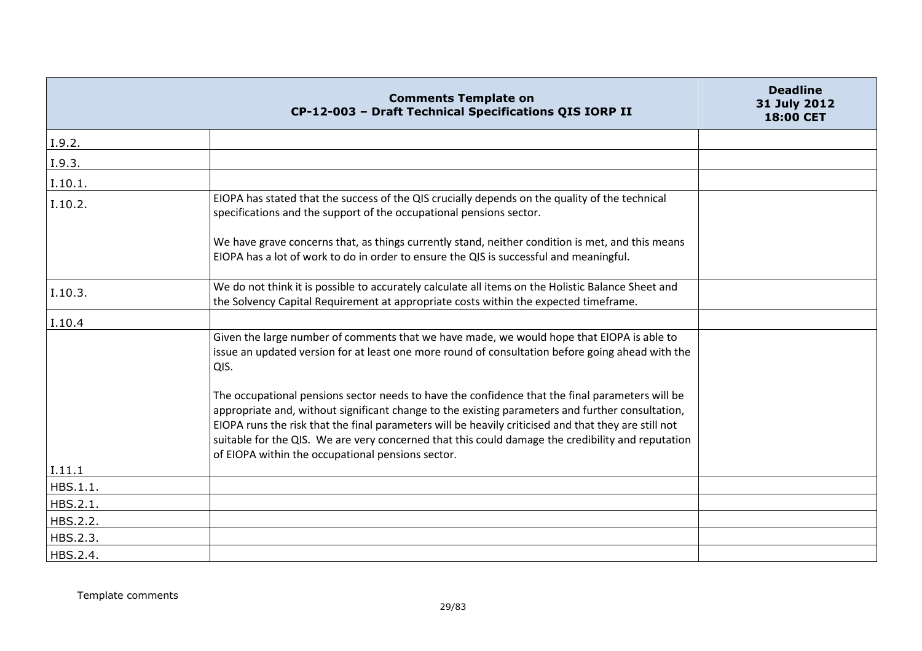| Comments Template on CP-12-003 – Draft Technical Specifications QIS IORP II | | Deadline 31 July 2012 18:00 CET |
|---|---|---|
| I.9.2. | | |
| I.9.3. | | |
| I.10.1. | | |
| I.10.2. | EIOPA has stated that the success of the QIS crucially depends on the quality of the technical specifications and the support of the occupational pensions sector.<br><br>We have grave concerns that, as things currently stand, neither condition is met, and this means EIOPA has a lot of work to do in order to ensure the QIS is successful and meaningful. | |
| I.10.3. | We do not think it is possible to accurately calculate all items on the Holistic Balance Sheet and the Solvency Capital Requirement at appropriate costs within the expected timeframe. | |
| I.10.4 | | |
| I.11.1 | Given the large number of comments that we have made, we would hope that EIOPA is able to issue an updated version for at least one more round of consultation before going ahead with the QIS.<br><br>The occupational pensions sector needs to have the confidence that the final parameters will be appropriate and, without significant change to the existing parameters and further consultation, EIOPA runs the risk that the final parameters will be heavily criticised and that they are still not suitable for the QIS. We are very concerned that this could damage the credibility and reputation of EIOPA within the occupational pensions sector. | |
| HBS.1.1. | | |
| HBS.2.1. | | |
| HBS.2.2. | | |
| HBS.2.3. | | |
| HBS.2.4. | | |

Template comments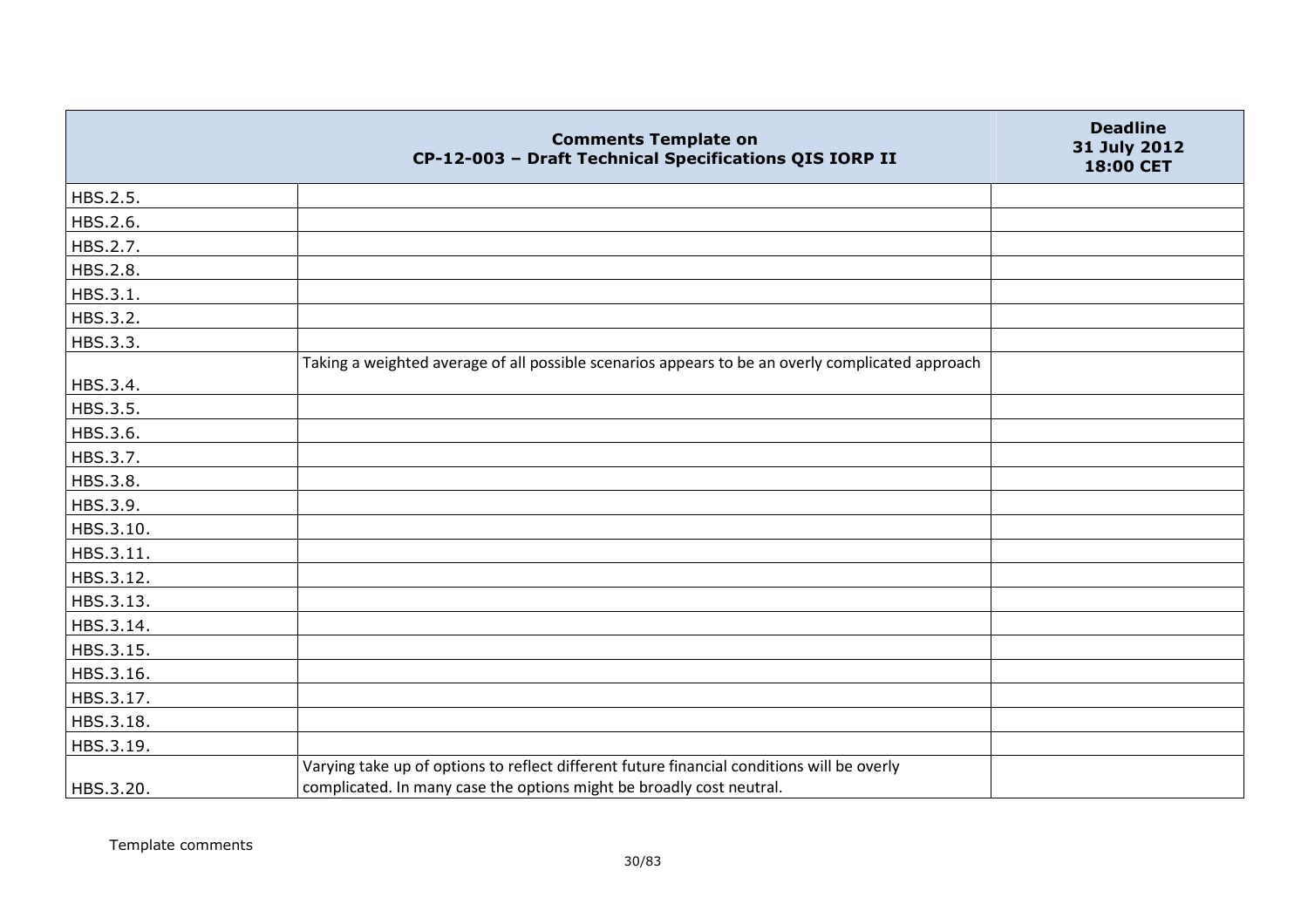| | Comments Template on CP-12-003 – Draft Technical Specifications QIS IORP II | Deadline 31 July 2012 18:00 CET |
|---|---|---|
| HBS.2.5. | | |
| HBS.2.6. | | |
| HBS.2.7. | | |
| HBS.2.8. | | |
| HBS.3.1. | | |
| HBS.3.2. | | |
| HBS.3.3. | | |
| HBS.3.4. | Taking a weighted average of all possible scenarios appears to be an overly complicated approach | |
| HBS.3.5. | | |
| HBS.3.6. | | |
| HBS.3.7. | | |
| HBS.3.8. | | |
| HBS.3.9. | | |
| HBS.3.10. | | |
| HBS.3.11. | | |
| HBS.3.12. | | |
| HBS.3.13. | | |
| HBS.3.14. | | |
| HBS.3.15. | | |
| HBS.3.16. | | |
| HBS.3.17. | | |
| HBS.3.18. | | |
| HBS.3.19. | | |
| HBS.3.20. | Varying take up of options to reflect different future financial conditions will be overly complicated. In many case the options might be broadly cost neutral. | |

Template comments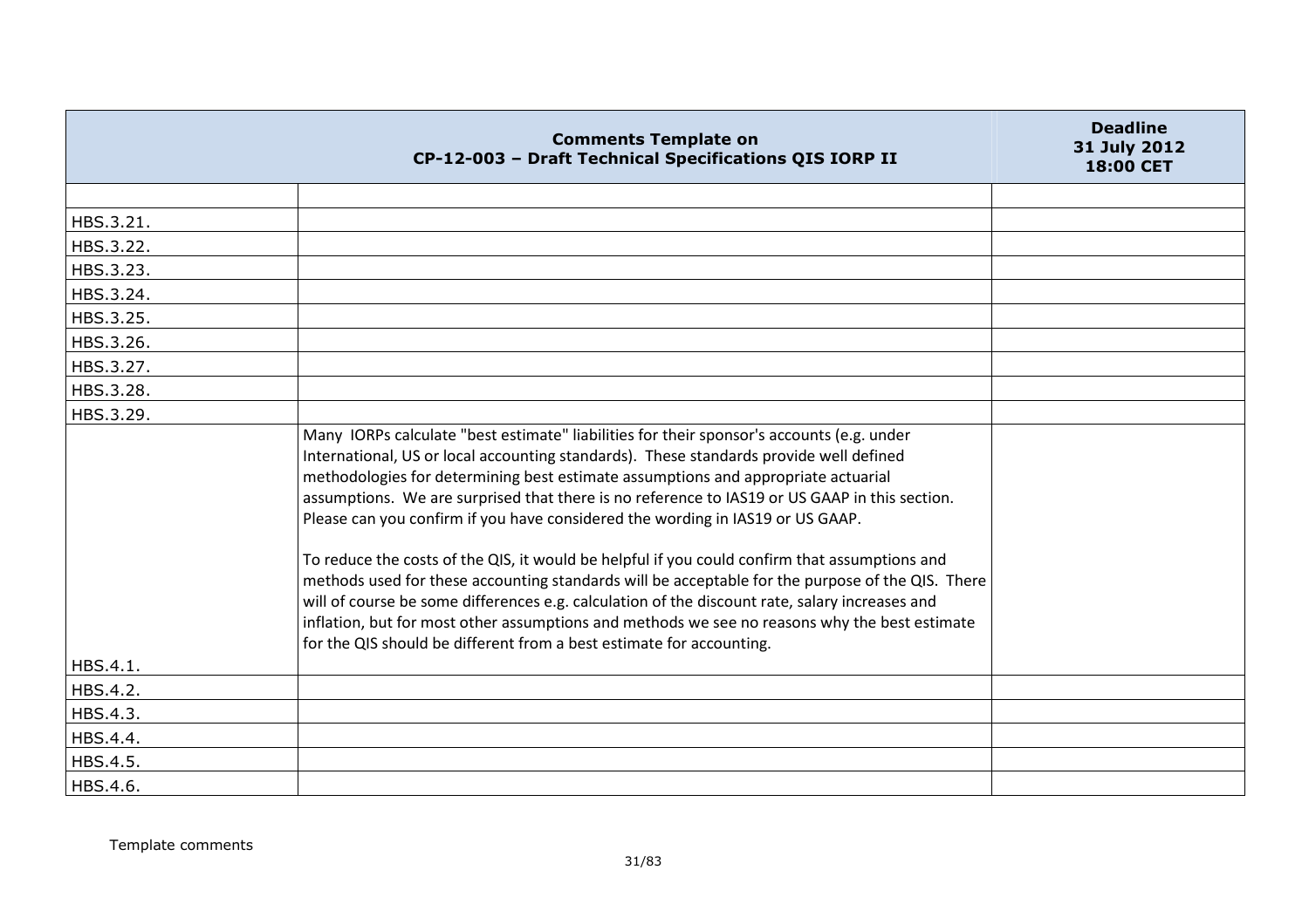| | **Comments Template on CP-12-003 – Draft Technical Specifications QIS IORP II** | **Deadline 31 July 2012 18:00 CET** |
|---|---|---|
| | | |
| HBS.3.21. | | |
| HBS.3.22. | | |
| HBS.3.23. | | |
| HBS.3.24. | | |
| HBS.3.25. | | |
| HBS.3.26. | | |
| HBS.3.27. | | |
| HBS.3.28. | | |
| HBS.3.29. | | |
| HBS.4.1. | Many IORPs calculate "best estimate" liabilities for their sponsor's accounts (e.g. under International, US or local accounting standards). These standards provide well defined methodologies for determining best estimate assumptions and appropriate actuarial assumptions. We are surprised that there is no reference to IAS19 or US GAAP in this section. Please can you confirm if you have considered the wording in IAS19 or US GAAP.<br><br>To reduce the costs of the QIS, it would be helpful if you could confirm that assumptions and methods used for these accounting standards will be acceptable for the purpose of the QIS. There will of course be some differences e.g. calculation of the discount rate, salary increases and inflation, but for most other assumptions and methods we see no reasons why the best estimate for the QIS should be different from a best estimate for accounting. | |
| HBS.4.2. | | |
| HBS.4.3. | | |
| HBS.4.4. | | |
| HBS.4.5. | | |
| HBS.4.6. | | |

Template comments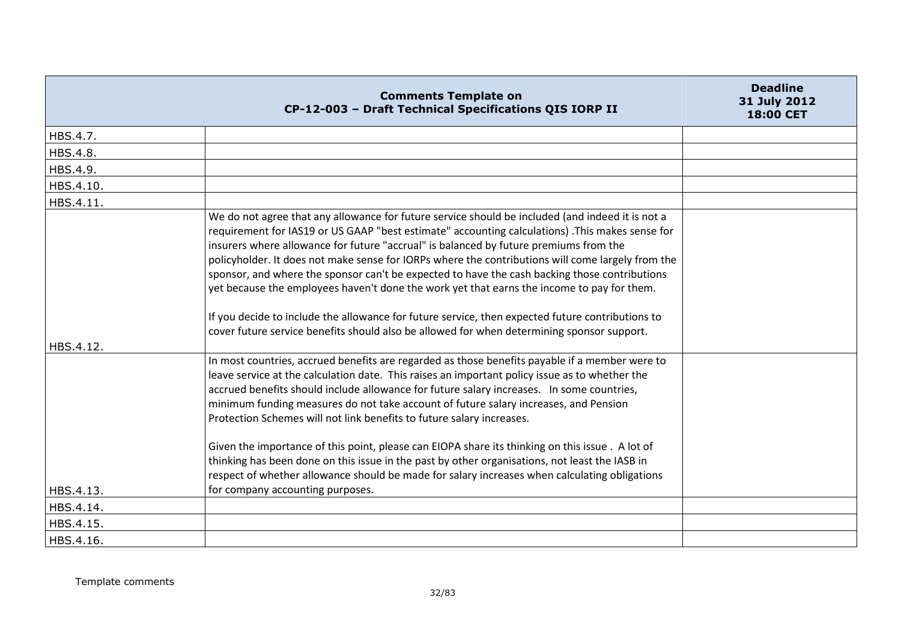| Comments Template on CP-12-003 – Draft Technical Specifications QIS IORP II | | Deadline 31 July 2012 18:00 CET |
|---|---|---|
| HBS.4.7. | | |
| HBS.4.8. | | |
| HBS.4.9. | | |
| HBS.4.10. | | |
| HBS.4.11. | | |
| HBS.4.12. | We do not agree that any allowance for future service should be included (and indeed it is not a requirement for IAS19 or US GAAP "best estimate" accounting calculations) .This makes sense for insurers where allowance for future "accrual" is balanced by future premiums from the policyholder. It does not make sense for IORPs where the contributions will come largely from the sponsor, and where the sponsor can't be expected to have the cash backing those contributions yet because the employees haven't done the work yet that earns the income to pay for them.<br><br>If you decide to include the allowance for future service, then expected future contributions to cover future service benefits should also be allowed for when determining sponsor support. | |
| HBS.4.13. | In most countries, accrued benefits are regarded as those benefits payable if a member were to leave service at the calculation date. This raises an important policy issue as to whether the accrued benefits should include allowance for future salary increases. In some countries, minimum funding measures do not take account of future salary increases, and Pension Protection Schemes will not link benefits to future salary increases.<br><br>Given the importance of this point, please can EIOPA share its thinking on this issue . A lot of thinking has been done on this issue in the past by other organisations, not least the IASB in respect of whether allowance should be made for salary increases when calculating obligations for company accounting purposes. | |
| HBS.4.14. | | |
| HBS.4.15. | | |
| HBS.4.16. | | |

Template comments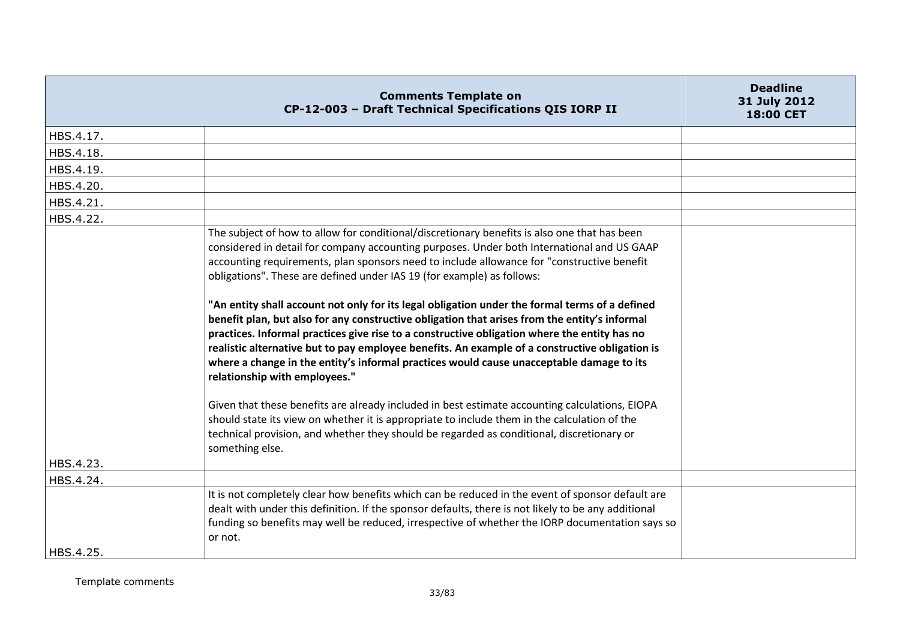| | Comments Template on CP-12-003 – Draft Technical Specifications QIS IORP II | Deadline 31 July 2012 18:00 CET |
|---|---|---|
| HBS.4.17. | | |
| HBS.4.18. | | |
| HBS.4.19. | | |
| HBS.4.20. | | |
| HBS.4.21. | | |
| HBS.4.22. | | |
| HBS.4.23. | The subject of how to allow for conditional/discretionary benefits is also one that has been considered in detail for company accounting purposes. Under both International and US GAAP accounting requirements, plan sponsors need to include allowance for "constructive benefit obligations". These are defined under IAS 19 (for example) as follows:<br><br>**"An entity shall account not only for its legal obligation under the formal terms of a defined benefit plan, but also for any constructive obligation that arises from the entity's informal practices. Informal practices give rise to a constructive obligation where the entity has no realistic alternative but to pay employee benefits. An example of a constructive obligation is where a change in the entity's informal practices would cause unacceptable damage to its relationship with employees."**<br><br>Given that these benefits are already included in best estimate accounting calculations, EIOPA should state its view on whether it is appropriate to include them in the calculation of the technical provision, and whether they should be regarded as conditional, discretionary or something else. | |
| HBS.4.24. | | |
| HBS.4.25. | It is not completely clear how benefits which can be reduced in the event of sponsor default are dealt with under this definition. If the sponsor defaults, there is not likely to be any additional funding so benefits may well be reduced, irrespective of whether the IORP documentation says so or not. | |

Template comments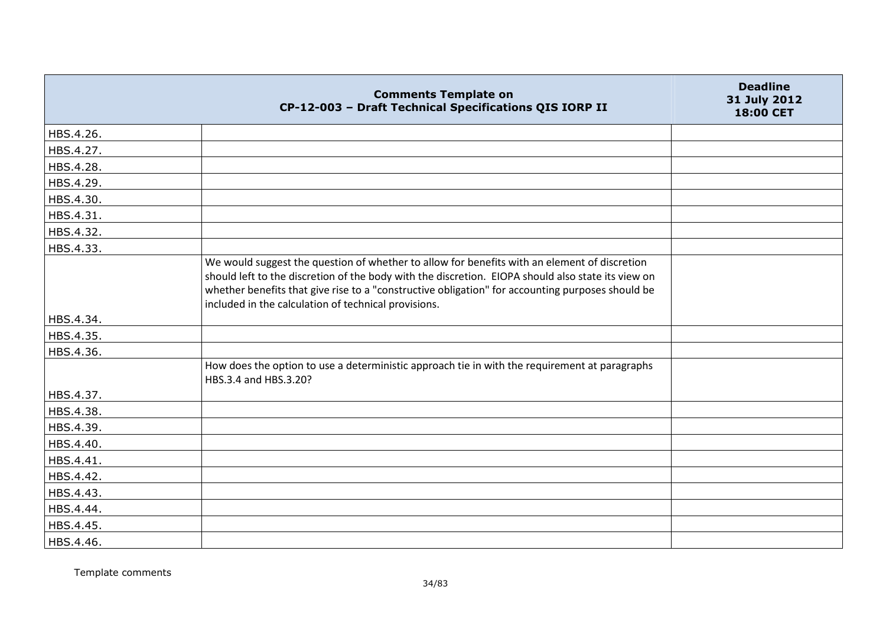| Comments Template on CP-12-003 – Draft Technical Specifications QIS IORP II | | Deadline 31 July 2012 18:00 CET |
|---|---|---|
| HBS.4.26. | | |
| HBS.4.27. | | |
| HBS.4.28. | | |
| HBS.4.29. | | |
| HBS.4.30. | | |
| HBS.4.31. | | |
| HBS.4.32. | | |
| HBS.4.33. | | |
| HBS.4.34. | We would suggest the question of whether to allow for benefits with an element of discretion should left to the discretion of the body with the discretion. EIOPA should also state its view on whether benefits that give rise to a "constructive obligation" for accounting purposes should be included in the calculation of technical provisions. | |
| HBS.4.35. | | |
| HBS.4.36. | | |
| HBS.4.37. | How does the option to use a deterministic approach tie in with the requirement at paragraphs HBS.3.4 and HBS.3.20? | |
| HBS.4.38. | | |
| HBS.4.39. | | |
| HBS.4.40. | | |
| HBS.4.41. | | |
| HBS.4.42. | | |
| HBS.4.43. | | |
| HBS.4.44. | | |
| HBS.4.45. | | |
| HBS.4.46. | | |

Template comments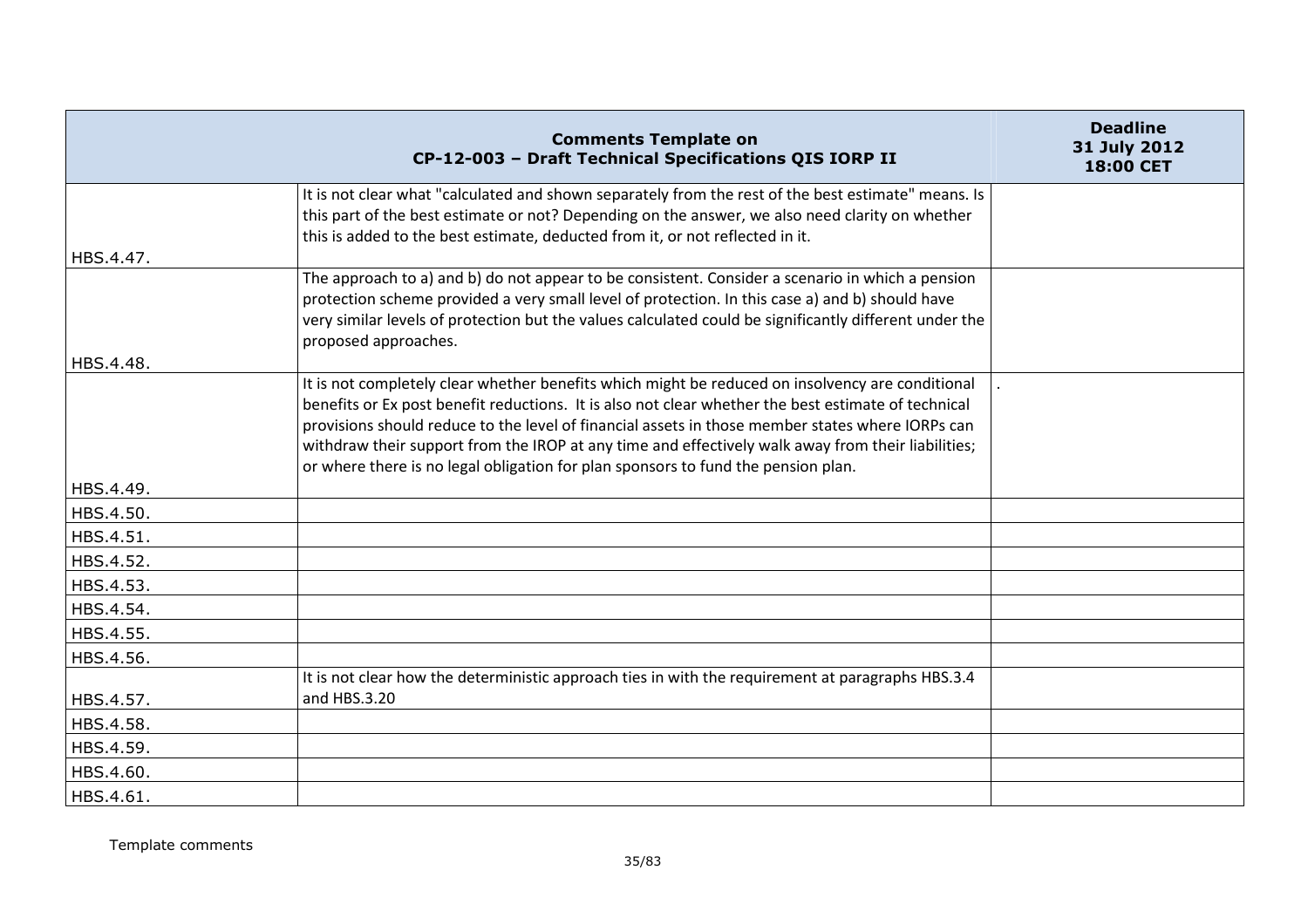| Comments Template on CP-12-003 – Draft Technical Specifications QIS IORP II | | Deadline 31 July 2012 18:00 CET |
|---|---|---|
| HBS.4.47. | It is not clear what "calculated and shown separately from the rest of the best estimate" means. Is this part of the best estimate or not? Depending on the answer, we also need clarity on whether this is added to the best estimate, deducted from it, or not reflected in it. | |
| HBS.4.48. | The approach to a) and b) do not appear to be consistent. Consider a scenario in which a pension protection scheme provided a very small level of protection. In this case a) and b) should have very similar levels of protection but the values calculated could be significantly different under the proposed approaches. | |
| HBS.4.49. | It is not completely clear whether benefits which might be reduced on insolvency are conditional benefits or Ex post benefit reductions. It is also not clear whether the best estimate of technical provisions should reduce to the level of financial assets in those member states where IORPs can withdraw their support from the IROP at any time and effectively walk away from their liabilities; or where there is no legal obligation for plan sponsors to fund the pension plan. | . |
| HBS.4.50. | | |
| HBS.4.51. | | |
| HBS.4.52. | | |
| HBS.4.53. | | |
| HBS.4.54. | | |
| HBS.4.55. | | |
| HBS.4.56. | | |
| HBS.4.57. | It is not clear how the deterministic approach ties in with the requirement at paragraphs HBS.3.4 and HBS.3.20 | |
| HBS.4.58. | | |
| HBS.4.59. | | |
| HBS.4.60. | | |
| HBS.4.61. | | |

Template comments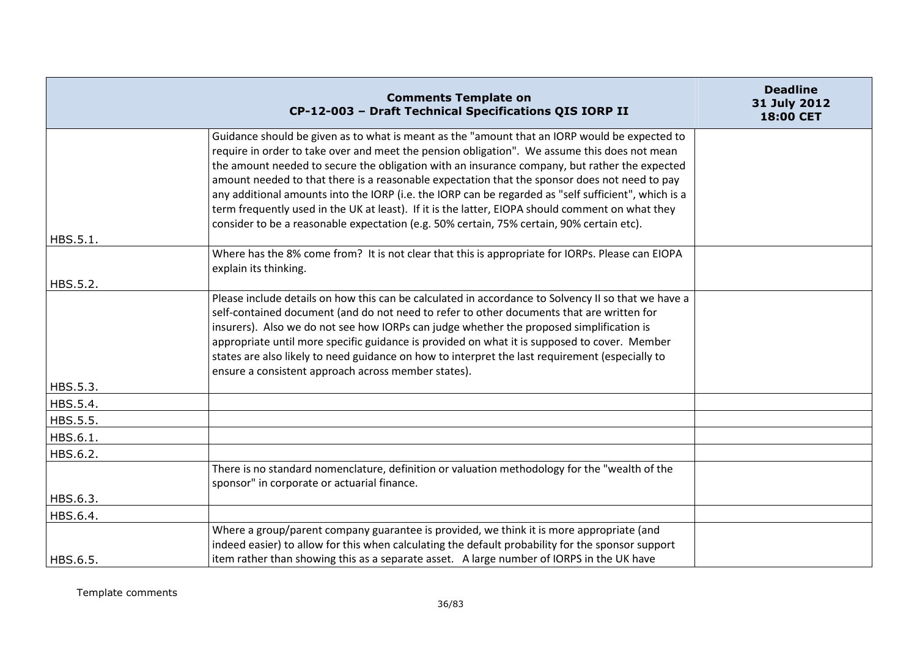| Comments Template on CP-12-003 – Draft Technical Specifications QIS IORP II | | Deadline 31 July 2012 18:00 CET |
|---|---|---|
| HBS.5.1. | Guidance should be given as to what is meant as the "amount that an IORP would be expected to require in order to take over and meet the pension obligation". We assume this does not mean the amount needed to secure the obligation with an insurance company, but rather the expected amount needed to that there is a reasonable expectation that the sponsor does not need to pay any additional amounts into the IORP (i.e. the IORP can be regarded as "self sufficient", which is a term frequently used in the UK at least). If it is the latter, EIOPA should comment on what they consider to be a reasonable expectation (e.g. 50% certain, 75% certain, 90% certain etc). | |
| HBS.5.2. | Where has the 8% come from? It is not clear that this is appropriate for IORPs. Please can EIOPA explain its thinking. | |
| HBS.5.3. | Please include details on how this can be calculated in accordance to Solvency II so that we have a self-contained document (and do not need to refer to other documents that are written for insurers). Also we do not see how IORPs can judge whether the proposed simplification is appropriate until more specific guidance is provided on what it is supposed to cover. Member states are also likely to need guidance on how to interpret the last requirement (especially to ensure a consistent approach across member states). | |
| HBS.5.4. | | |
| HBS.5.5. | | |
| HBS.6.1. | | |
| HBS.6.2. | | |
| HBS.6.3. | There is no standard nomenclature, definition or valuation methodology for the "wealth of the sponsor" in corporate or actuarial finance. | |
| HBS.6.4. | | |
| HBS.6.5. | Where a group/parent company guarantee is provided, we think it is more appropriate (and indeed easier) to allow for this when calculating the default probability for the sponsor support item rather than showing this as a separate asset. A large number of IORPS in the UK have | |

Template comments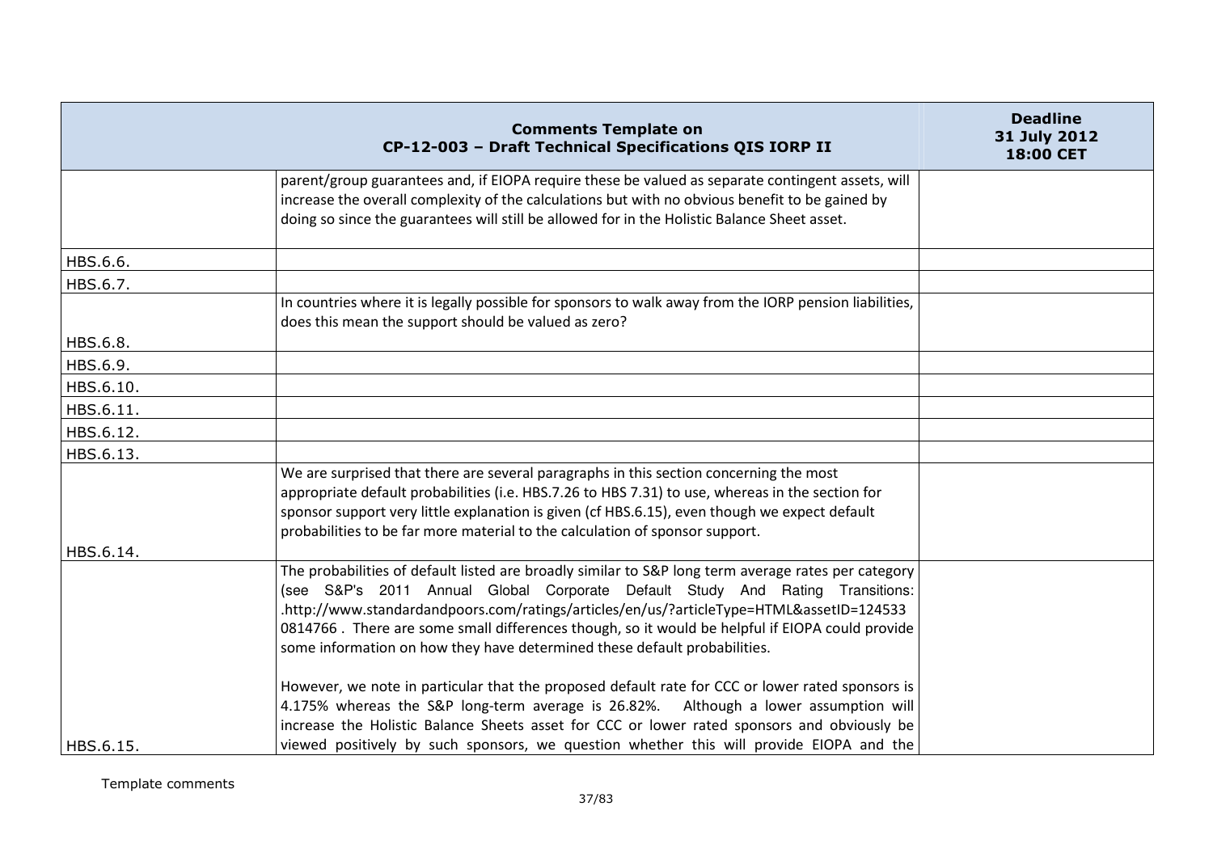| | **Comments Template on CP-12-003 – Draft Technical Specifications QIS IORP II** | **Deadline 31 July 2012 18:00 CET** |
|---|---|---|
| | parent/group guarantees and, if EIOPA require these be valued as separate contingent assets, will increase the overall complexity of the calculations but with no obvious benefit to be gained by doing so since the guarantees will still be allowed for in the Holistic Balance Sheet asset. | |
| HBS.6.6. | | |
| HBS.6.7. | | |
| HBS.6.8. | In countries where it is legally possible for sponsors to walk away from the IORP pension liabilities, does this mean the support should be valued as zero? | |
| HBS.6.9. | | |
| HBS.6.10. | | |
| HBS.6.11. | | |
| HBS.6.12. | | |
| HBS.6.13. | | |
| HBS.6.14. | We are surprised that there are several paragraphs in this section concerning the most appropriate default probabilities (i.e. HBS.7.26 to HBS 7.31) to use, whereas in the section for sponsor support very little explanation is given (cf HBS.6.15), even though we expect default probabilities to be far more material to the calculation of sponsor support. | |
| HBS.6.15. | The probabilities of default listed are broadly similar to S&P long term average rates per category (see S&P's 2011 Annual Global Corporate Default Study And Rating Transitions: .http://www.standardandpoors.com/ratings/articles/en/us/?articleType=HTML&assetID=124533 0814766 . There are some small differences though, so it would be helpful if EIOPA could provide some information on how they have determined these default probabilities.<br><br>However, we note in particular that the proposed default rate for CCC or lower rated sponsors is 4.175% whereas the S&P long-term average is 26.82%. Although a lower assumption will increase the Holistic Balance Sheets asset for CCC or lower rated sponsors and obviously be viewed positively by such sponsors, we question whether this will provide EIOPA and the | |

Template comments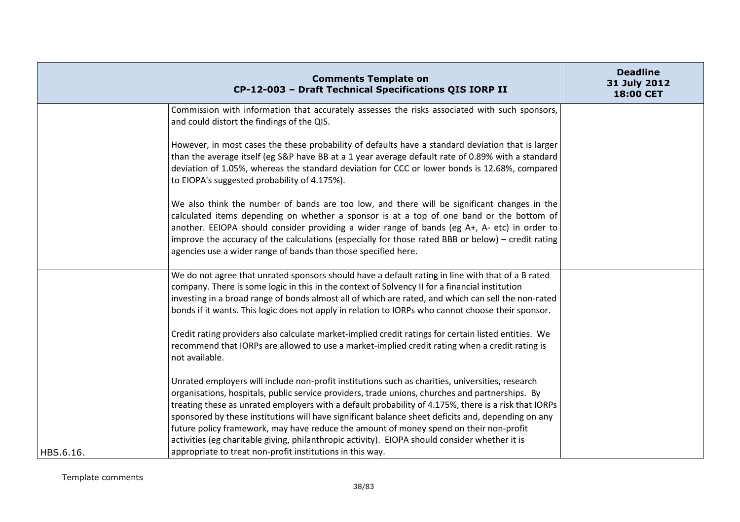| | Comments Template on CP-12-003 – Draft Technical Specifications QIS IORP II | Deadline 31 July 2012 18:00 CET |
|---|---|---|
| | Commission with information that accurately assesses the risks associated with such sponsors, and could distort the findings of the QIS.<br><br>However, in most cases the these probability of defaults have a standard deviation that is larger than the average itself (eg S&P have BB at a 1 year average default rate of 0.89% with a standard deviation of 1.05%, whereas the standard deviation for CCC or lower bonds is 12.68%, compared to EIOPA's suggested probability of 4.175%).<br><br>We also think the number of bands are too low, and there will be significant changes in the calculated items depending on whether a sponsor is at a top of one band or the bottom of another. EEIOPA should consider providing a wider range of bands (eg A+, A- etc) in order to improve the accuracy of the calculations (especially for those rated BBB or below) – credit rating agencies use a wider range of bands than those specified here. | |
| HBS.6.16. | We do not agree that unrated sponsors should have a default rating in line with that of a B rated company. There is some logic in this in the context of Solvency II for a financial institution investing in a broad range of bonds almost all of which are rated, and which can sell the non-rated bonds if it wants. This logic does not apply in relation to IORPs who cannot choose their sponsor.<br><br>Credit rating providers also calculate market-implied credit ratings for certain listed entities. We recommend that IORPs are allowed to use a market-implied credit rating when a credit rating is not available.<br><br>Unrated employers will include non-profit institutions such as charities, universities, research organisations, hospitals, public service providers, trade unions, churches and partnerships. By treating these as unrated employers with a default probability of 4.175%, there is a risk that IORPs sponsored by these institutions will have significant balance sheet deficits and, depending on any future policy framework, may have reduce the amount of money spend on their non-profit activities (eg charitable giving, philanthropic activity). EIOPA should consider whether it is appropriate to treat non-profit institutions in this way. | |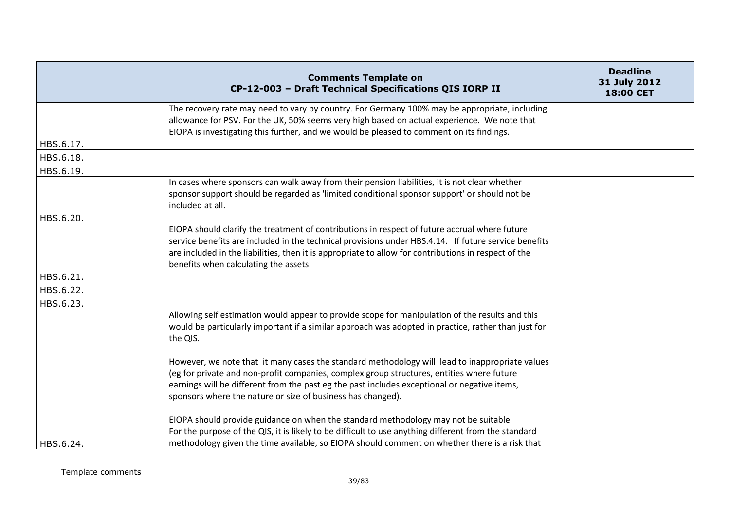| Comments Template on CP-12-003 – Draft Technical Specifications QIS IORP II | | Deadline 31 July 2012 18:00 CET |
|---|---|---|
| HBS.6.17. | The recovery rate may need to vary by country. For Germany 100% may be appropriate, including allowance for PSV. For the UK, 50% seems very high based on actual experience. We note that EIOPA is investigating this further, and we would be pleased to comment on its findings. | |
| HBS.6.18. | | |
| HBS.6.19. | | |
| HBS.6.20. | In cases where sponsors can walk away from their pension liabilities, it is not clear whether sponsor support should be regarded as 'limited conditional sponsor support' or should not be included at all. | |
| HBS.6.21. | EIOPA should clarify the treatment of contributions in respect of future accrual where future service benefits are included in the technical provisions under HBS.4.14. If future service benefits are included in the liabilities, then it is appropriate to allow for contributions in respect of the benefits when calculating the assets. | |
| HBS.6.22. | | |
| HBS.6.23. | | |
| HBS.6.24. | Allowing self estimation would appear to provide scope for manipulation of the results and this would be particularly important if a similar approach was adopted in practice, rather than just for the QIS.<br><br>However, we note that it many cases the standard methodology will lead to inappropriate values (eg for private and non-profit companies, complex group structures, entities where future earnings will be different from the past eg the past includes exceptional or negative items, sponsors where the nature or size of business has changed).<br><br>EIOPA should provide guidance on when the standard methodology may not be suitable<br>For the purpose of the QIS, it is likely to be difficult to use anything different from the standard methodology given the time available, so EIOPA should comment on whether there is a risk that | |

Template comments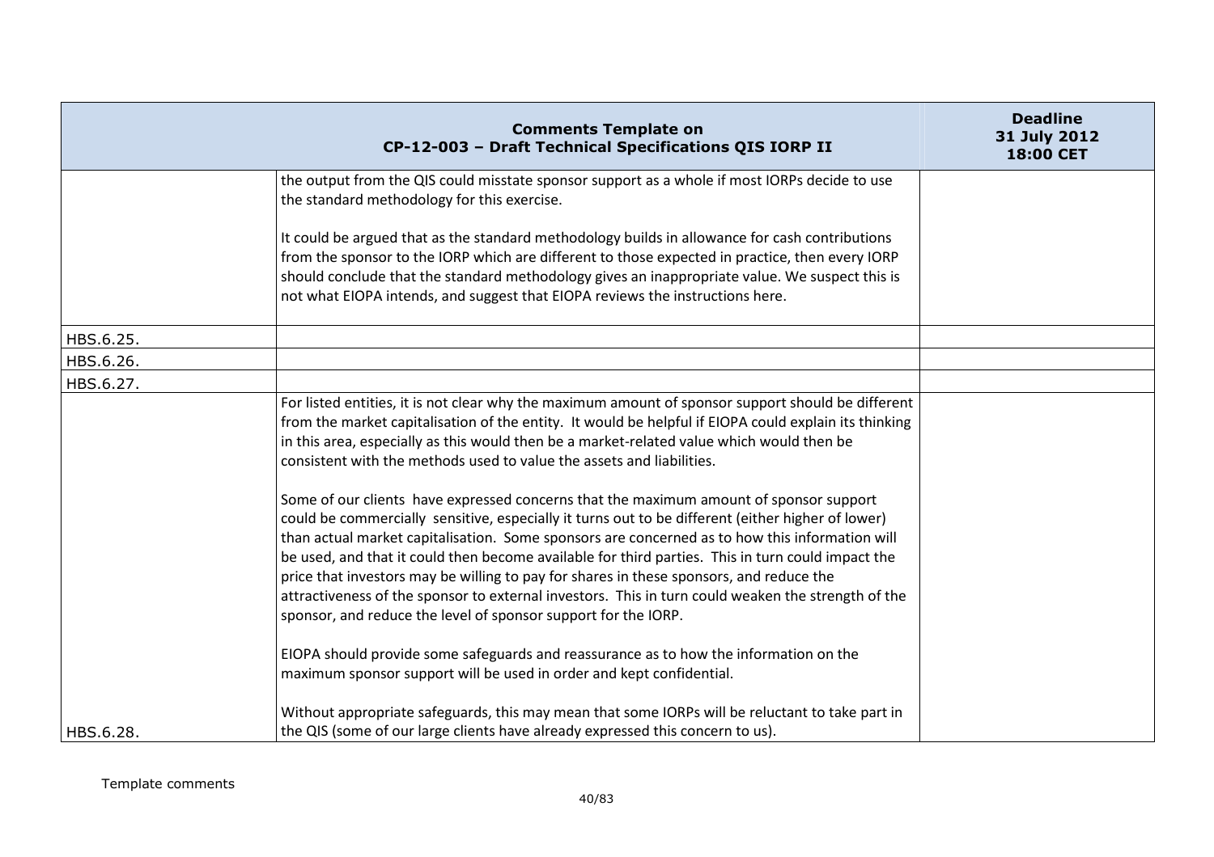| | Comments Template on CP-12-003 – Draft Technical Specifications QIS IORP II | Deadline 31 July 2012 18:00 CET |
|---|---|---|
| | the output from the QIS could misstate sponsor support as a whole if most IORPs decide to use the standard methodology for this exercise.<br><br>It could be argued that as the standard methodology builds in allowance for cash contributions from the sponsor to the IORP which are different to those expected in practice, then every IORP should conclude that the standard methodology gives an inappropriate value. We suspect this is not what EIOPA intends, and suggest that EIOPA reviews the instructions here. | |
| HBS.6.25. | | |
| HBS.6.26. | | |
| HBS.6.27. | | |
| HBS.6.28. | For listed entities, it is not clear why the maximum amount of sponsor support should be different from the market capitalisation of the entity. It would be helpful if EIOPA could explain its thinking in this area, especially as this would then be a market-related value which would then be consistent with the methods used to value the assets and liabilities.<br><br>Some of our clients have expressed concerns that the maximum amount of sponsor support could be commercially sensitive, especially it turns out to be different (either higher of lower) than actual market capitalisation. Some sponsors are concerned as to how this information will be used, and that it could then become available for third parties. This in turn could impact the price that investors may be willing to pay for shares in these sponsors, and reduce the attractiveness of the sponsor to external investors. This in turn could weaken the strength of the sponsor, and reduce the level of sponsor support for the IORP.<br><br>EIOPA should provide some safeguards and reassurance as to how the information on the maximum sponsor support will be used in order and kept confidential.<br><br>Without appropriate safeguards, this may mean that some IORPs will be reluctant to take part in the QIS (some of our large clients have already expressed this concern to us). | |

Template comments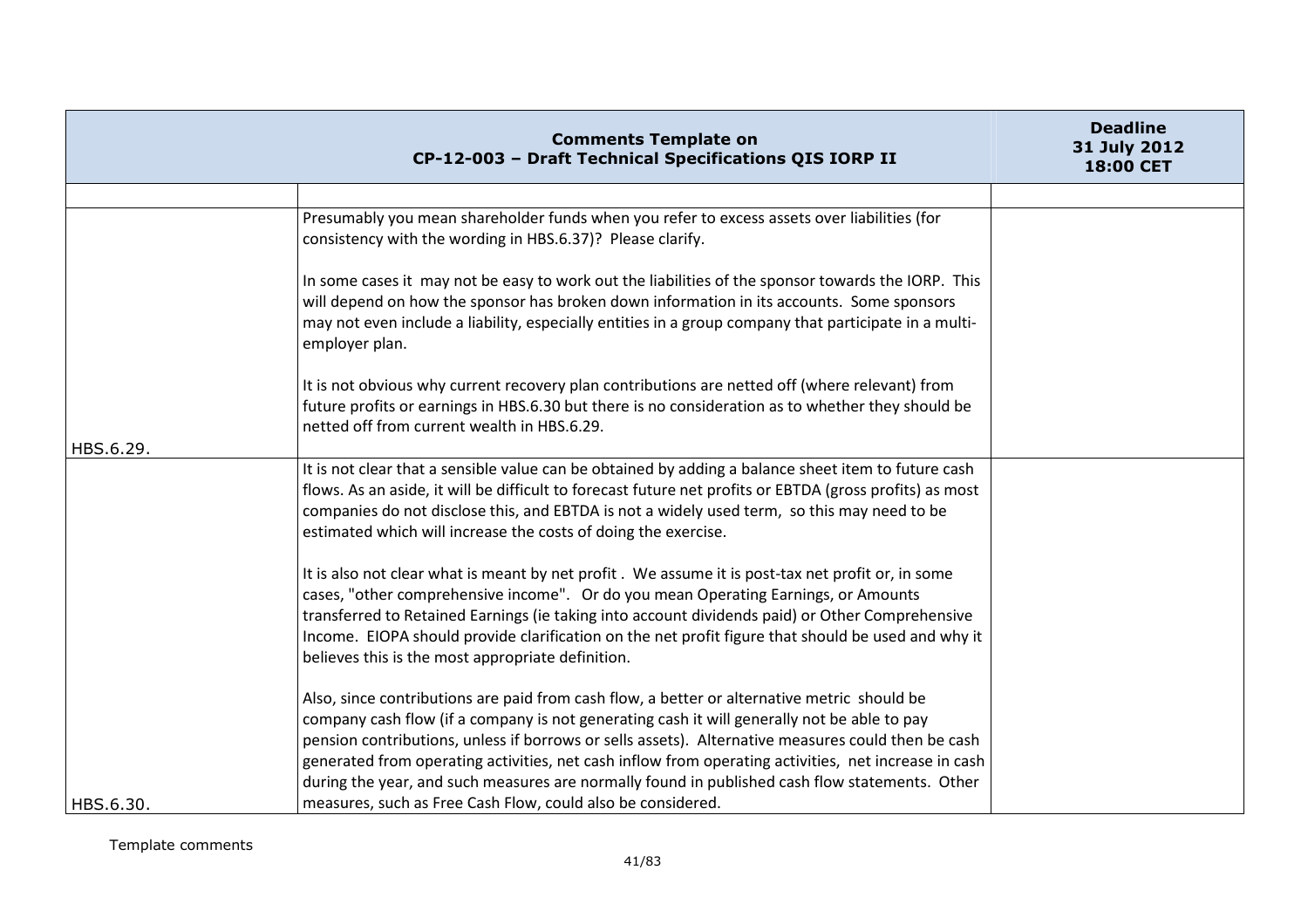| Comments Template on CP-12-003 – Draft Technical Specifications QIS IORP II | | Deadline 31 July 2012 18:00 CET |
|---|---|---|
| | | |
| HBS.6.29. | Presumably you mean shareholder funds when you refer to excess assets over liabilities (for consistency with the wording in HBS.6.37)? Please clarify.<br><br>In some cases it may not be easy to work out the liabilities of the sponsor towards the IORP. This will depend on how the sponsor has broken down information in its accounts. Some sponsors may not even include a liability, especially entities in a group company that participate in a multi-employer plan.<br><br>It is not obvious why current recovery plan contributions are netted off (where relevant) from future profits or earnings in HBS.6.30 but there is no consideration as to whether they should be netted off from current wealth in HBS.6.29. | |
| HBS.6.30. | It is not clear that a sensible value can be obtained by adding a balance sheet item to future cash flows. As an aside, it will be difficult to forecast future net profits or EBTDA (gross profits) as most companies do not disclose this, and EBTDA is not a widely used term, so this may need to be estimated which will increase the costs of doing the exercise.<br><br>It is also not clear what is meant by net profit . We assume it is post-tax net profit or, in some cases, "other comprehensive income". Or do you mean Operating Earnings, or Amounts transferred to Retained Earnings (ie taking into account dividends paid) or Other Comprehensive Income. EIOPA should provide clarification on the net profit figure that should be used and why it believes this is the most appropriate definition.<br><br>Also, since contributions are paid from cash flow, a better or alternative metric should be company cash flow (if a company is not generating cash it will generally not be able to pay pension contributions, unless if borrows or sells assets). Alternative measures could then be cash generated from operating activities, net cash inflow from operating activities, net increase in cash during the year, and such measures are normally found in published cash flow statements. Other measures, such as Free Cash Flow, could also be considered. | |

Template comments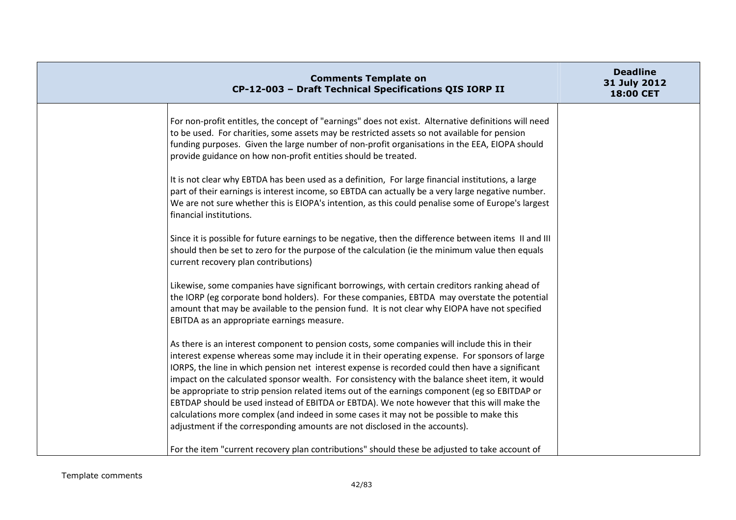| | Comments Template on CP-12-003 – Draft Technical Specifications QIS IORP II | Deadline 31 July 2012 18:00 CET |
|---|---|---|
| | For non-profit entitles, the concept of "earnings" does not exist. Alternative definitions will need to be used. For charities, some assets may be restricted assets so not available for pension funding purposes. Given the large number of non-profit organisations in the EEA, EIOPA should provide guidance on how non-profit entities should be treated.<br><br>It is not clear why EBTDA has been used as a definition, For large financial institutions, a large part of their earnings is interest income, so EBTDA can actually be a very large negative number. We are not sure whether this is EIOPA's intention, as this could penalise some of Europe's largest financial institutions.<br><br>Since it is possible for future earnings to be negative, then the difference between items II and III should then be set to zero for the purpose of the calculation (ie the minimum value then equals current recovery plan contributions)<br><br>Likewise, some companies have significant borrowings, with certain creditors ranking ahead of the IORP (eg corporate bond holders). For these companies, EBTDA may overstate the potential amount that may be available to the pension fund. It is not clear why EIOPA have not specified EBITDA as an appropriate earnings measure.<br><br>As there is an interest component to pension costs, some companies will include this in their interest expense whereas some may include it in their operating expense. For sponsors of large IORPS, the line in which pension net interest expense is recorded could then have a significant impact on the calculated sponsor wealth. For consistency with the balance sheet item, it would be appropriate to strip pension related items out of the earnings component (eg so EBITDAP or EBTDAP should be used instead of EBITDA or EBTDA). We note however that this will make the calculations more complex (and indeed in some cases it may not be possible to make this adjustment if the corresponding amounts are not disclosed in the accounts).<br><br>For the item "current recovery plan contributions" should these be adjusted to take account of | |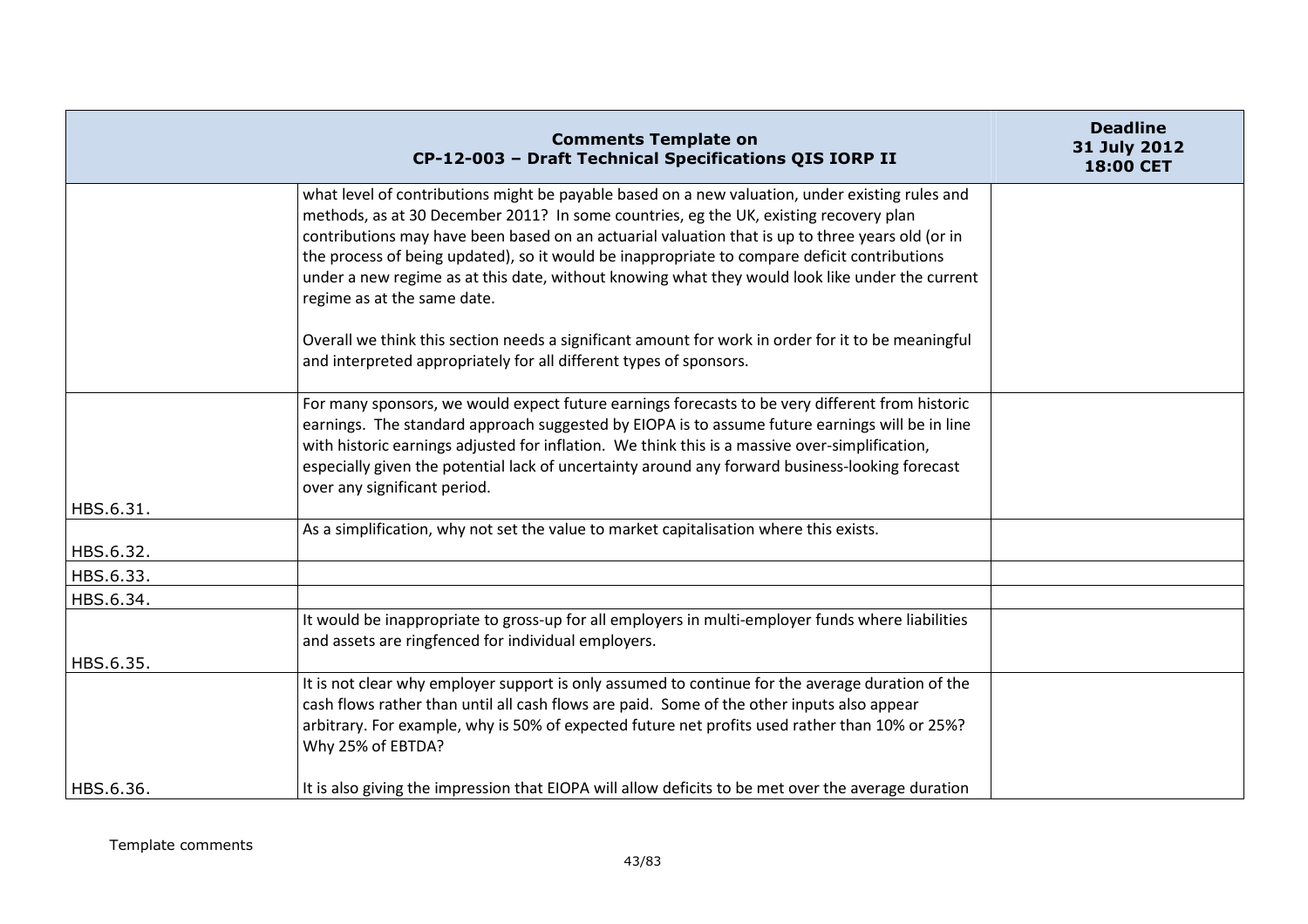| | Comments Template on CP-12-003 – Draft Technical Specifications QIS IORP II | Deadline 31 July 2012 18:00 CET |
|---|---|---|
| | what level of contributions might be payable based on a new valuation, under existing rules and methods, as at 30 December 2011? In some countries, eg the UK, existing recovery plan contributions may have been based on an actuarial valuation that is up to three years old (or in the process of being updated), so it would be inappropriate to compare deficit contributions under a new regime as at this date, without knowing what they would look like under the current regime as at the same date.<br><br>Overall we think this section needs a significant amount for work in order for it to be meaningful and interpreted appropriately for all different types of sponsors. | |
| HBS.6.31. | For many sponsors, we would expect future earnings forecasts to be very different from historic earnings. The standard approach suggested by EIOPA is to assume future earnings will be in line with historic earnings adjusted for inflation. We think this is a massive over-simplification, especially given the potential lack of uncertainty around any forward business-looking forecast over any significant period. | |
| HBS.6.32. | As a simplification, why not set the value to market capitalisation where this exists. | |
| HBS.6.33. | | |
| HBS.6.34. | | |
| HBS.6.35. | It would be inappropriate to gross-up for all employers in multi-employer funds where liabilities and assets are ringfenced for individual employers. | |
| HBS.6.36. | It is not clear why employer support is only assumed to continue for the average duration of the cash flows rather than until all cash flows are paid. Some of the other inputs also appear arbitrary. For example, why is 50% of expected future net profits used rather than 10% or 25%? Why 25% of EBTDA?<br><br>It is also giving the impression that EIOPA will allow deficits to be met over the average duration | |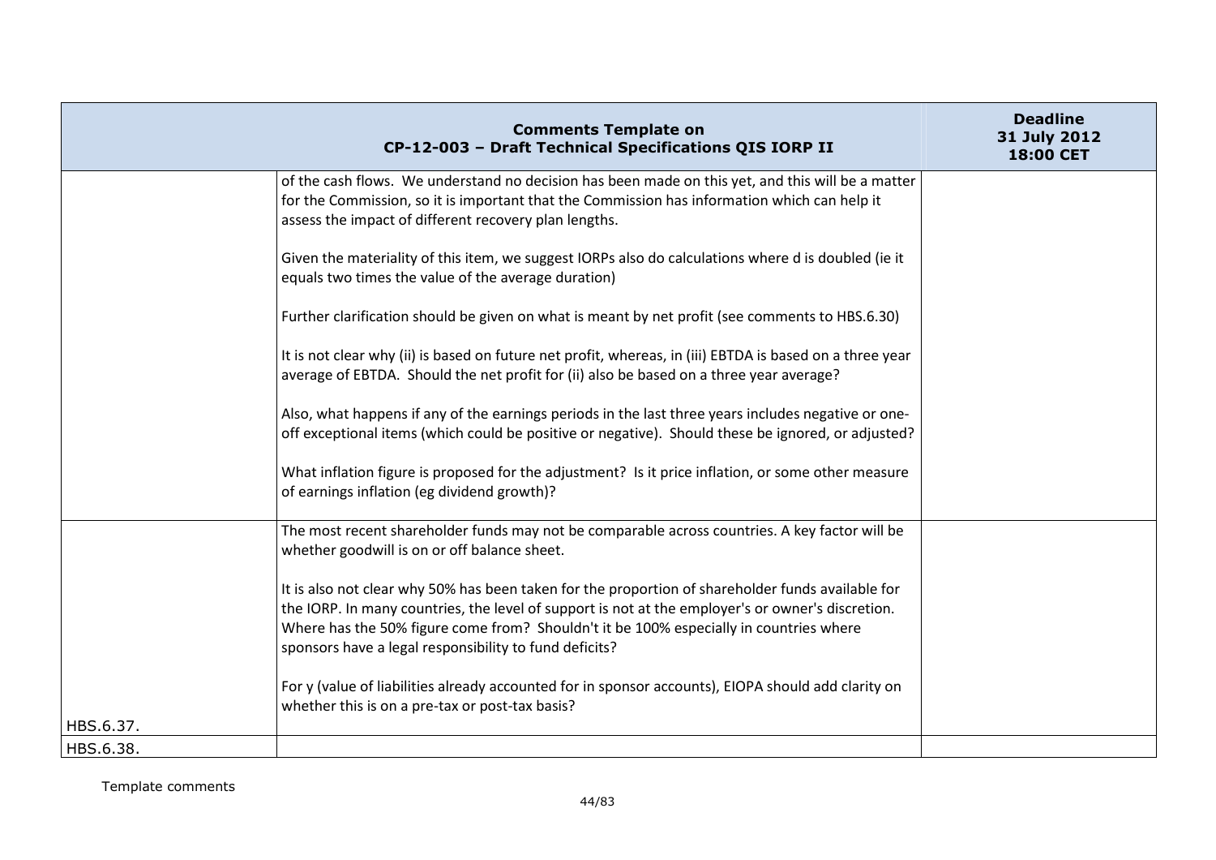| Comments Template on CP-12-003 – Draft Technical Specifications QIS IORP II | | Deadline 31 July 2012 18:00 CET |
|---|---|---|
| | of the cash flows. We understand no decision has been made on this yet, and this will be a matter for the Commission, so it is important that the Commission has information which can help it assess the impact of different recovery plan lengths.<br><br>Given the materiality of this item, we suggest IORPs also do calculations where d is doubled (ie it equals two times the value of the average duration)<br><br>Further clarification should be given on what is meant by net profit (see comments to HBS.6.30)<br><br>It is not clear why (ii) is based on future net profit, whereas, in (iii) EBTDA is based on a three year average of EBTDA. Should the net profit for (ii) also be based on a three year average?<br><br>Also, what happens if any of the earnings periods in the last three years includes negative or one-off exceptional items (which could be positive or negative). Should these be ignored, or adjusted?<br><br>What inflation figure is proposed for the adjustment? Is it price inflation, or some other measure of earnings inflation (eg dividend growth)? | |
| HBS.6.37. | The most recent shareholder funds may not be comparable across countries. A key factor will be whether goodwill is on or off balance sheet.<br><br>It is also not clear why 50% has been taken for the proportion of shareholder funds available for the IORP. In many countries, the level of support is not at the employer's or owner's discretion. Where has the 50% figure come from? Shouldn't it be 100% especially in countries where sponsors have a legal responsibility to fund deficits?<br><br>For y (value of liabilities already accounted for in sponsor accounts), EIOPA should add clarity on whether this is on a pre-tax or post-tax basis? | |
| HBS.6.38. | | |

Template comments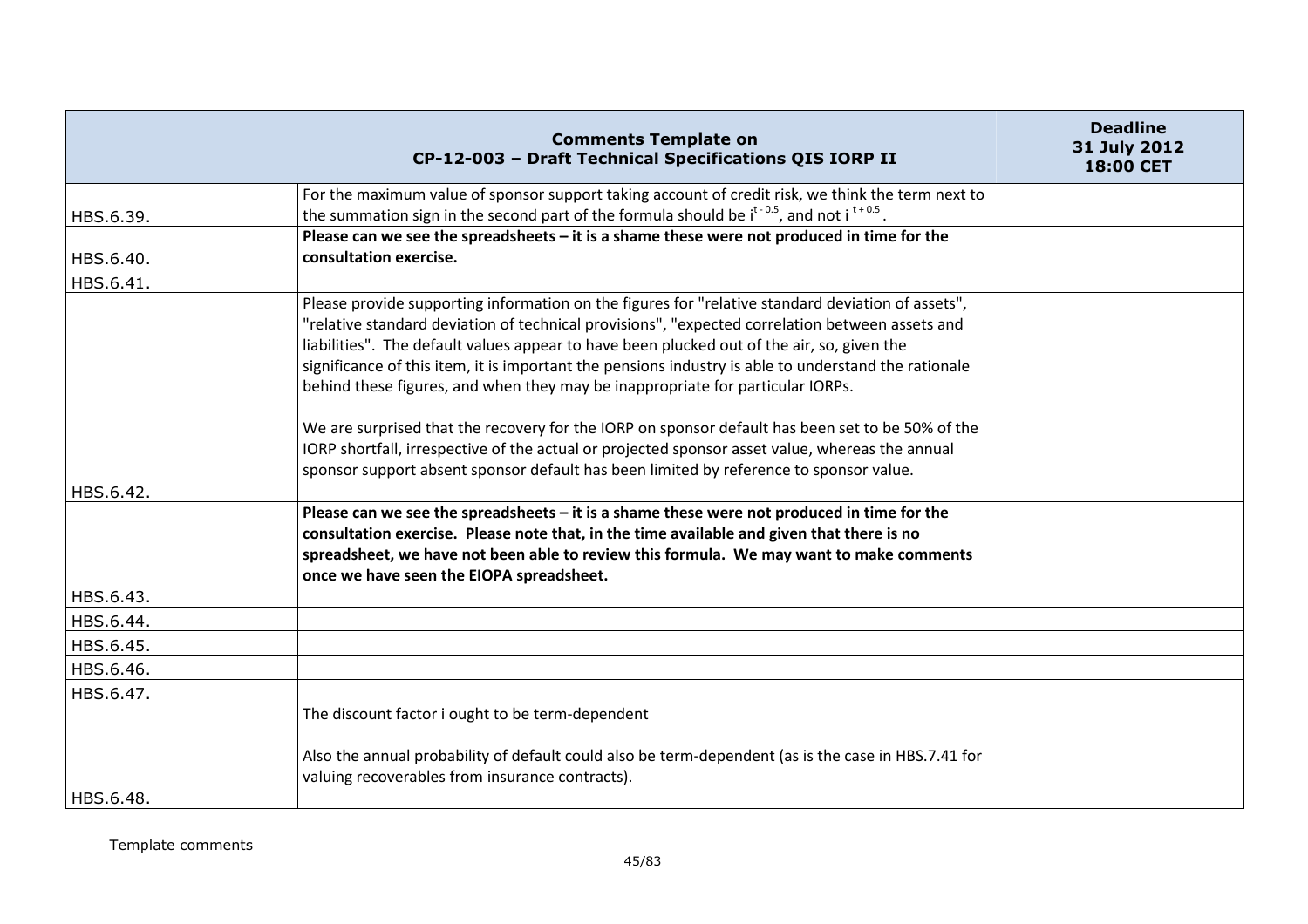| | Comments Template on CP-12-003 – Draft Technical Specifications QIS IORP II | Deadline 31 July 2012 18:00 CET |
|---|---|---|
| HBS.6.39. | For the maximum value of sponsor support taking account of credit risk, we think the term next to the summation sign in the second part of the formula should be $i^{t-0.5}$, and not $i^{t+0.5}$. | |
| HBS.6.40. | **Please can we see the spreadsheets – it is a shame these were not produced in time for the consultation exercise.** | |
| HBS.6.41. | | |
| HBS.6.42. | Please provide supporting information on the figures for "relative standard deviation of assets", "relative standard deviation of technical provisions", "expected correlation between assets and liabilities". The default values appear to have been plucked out of the air, so, given the significance of this item, it is important the pensions industry is able to understand the rationale behind these figures, and when they may be inappropriate for particular IORPs.<br><br>We are surprised that the recovery for the IORP on sponsor default has been set to be 50% of the IORP shortfall, irrespective of the actual or projected sponsor asset value, whereas the annual sponsor support absent sponsor default has been limited by reference to sponsor value. | |
| HBS.6.43. | **Please can we see the spreadsheets – it is a shame these were not produced in time for the consultation exercise. Please note that, in the time available and given that there is no spreadsheet, we have not been able to review this formula. We may want to make comments once we have seen the EIOPA spreadsheet.** | |
| HBS.6.44. | | |
| HBS.6.45. | | |
| HBS.6.46. | | |
| HBS.6.47. | | |
| HBS.6.48. | The discount factor i ought to be term-dependent<br><br>Also the annual probability of default could also be term-dependent (as is the case in HBS.7.41 for valuing recoverables from insurance contracts). | |

Template comments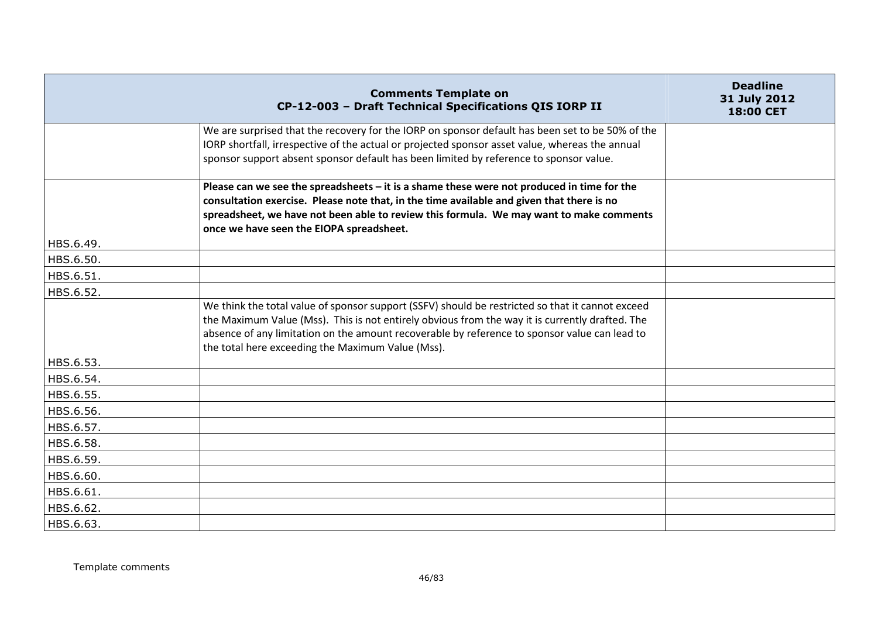| | Comments Template on CP-12-003 – Draft Technical Specifications QIS IORP II | Deadline 31 July 2012 18:00 CET |
|---|---|---|
| | We are surprised that the recovery for the IORP on sponsor default has been set to be 50% of the IORP shortfall, irrespective of the actual or projected sponsor asset value, whereas the annual sponsor support absent sponsor default has been limited by reference to sponsor value. | |
| HBS.6.49. | **Please can we see the spreadsheets – it is a shame these were not produced in time for the consultation exercise. Please note that, in the time available and given that there is no spreadsheet, we have not been able to review this formula. We may want to make comments once we have seen the EIOPA spreadsheet.** | |
| HBS.6.50. | | |
| HBS.6.51. | | |
| HBS.6.52. | | |
| HBS.6.53. | We think the total value of sponsor support (SSFV) should be restricted so that it cannot exceed the Maximum Value (Mss). This is not entirely obvious from the way it is currently drafted. The absence of any limitation on the amount recoverable by reference to sponsor value can lead to the total here exceeding the Maximum Value (Mss). | |
| HBS.6.54. | | |
| HBS.6.55. | | |
| HBS.6.56. | | |
| HBS.6.57. | | |
| HBS.6.58. | | |
| HBS.6.59. | | |
| HBS.6.60. | | |
| HBS.6.61. | | |
| HBS.6.62. | | |
| HBS.6.63. | | |

Template comments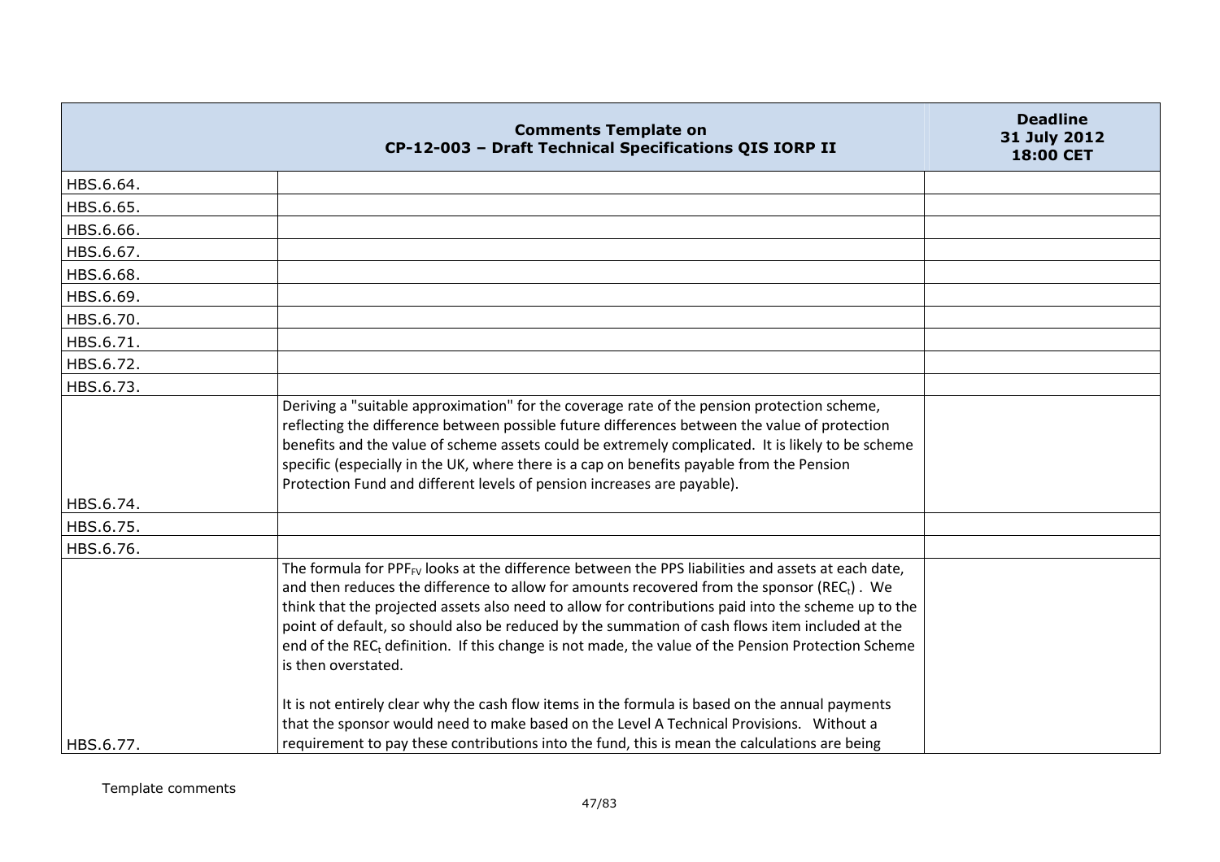| | Comments Template on CP-12-003 – Draft Technical Specifications QIS IORP II | Deadline 31 July 2012 18:00 CET |
|---|---|---|
| HBS.6.64. | | |
| HBS.6.65. | | |
| HBS.6.66. | | |
| HBS.6.67. | | |
| HBS.6.68. | | |
| HBS.6.69. | | |
| HBS.6.70. | | |
| HBS.6.71. | | |
| HBS.6.72. | | |
| HBS.6.73. | | |
| HBS.6.74. | Deriving a "suitable approximation" for the coverage rate of the pension protection scheme, reflecting the difference between possible future differences between the value of protection benefits and the value of scheme assets could be extremely complicated. It is likely to be scheme specific (especially in the UK, where there is a cap on benefits payable from the Pension Protection Fund and different levels of pension increases are payable). | |
| HBS.6.75. | | |
| HBS.6.76. | | |
| HBS.6.77. | The formula for $PPF_{FV}$ looks at the difference between the PPS liabilities and assets at each date, and then reduces the difference to allow for amounts recovered from the sponsor ($REC_t$) . We think that the projected assets also need to allow for contributions paid into the scheme up to the point of default, so should also be reduced by the summation of cash flows item included at the end of the $REC_t$ definition. If this change is not made, the value of the Pension Protection Scheme is then overstated.<br><br>It is not entirely clear why the cash flow items in the formula is based on the annual payments that the sponsor would need to make based on the Level A Technical Provisions. Without a requirement to pay these contributions into the fund, this is mean the calculations are being | |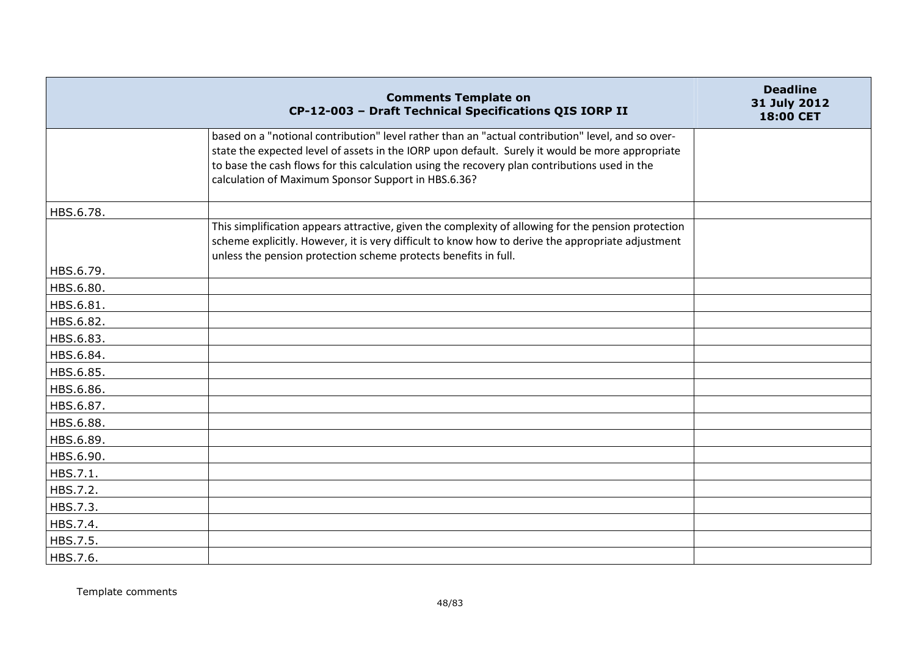| Comments Template on CP-12-003 – Draft Technical Specifications QIS IORP II | | Deadline 31 July 2012 18:00 CET |
|---|---|---|
| | based on a "notional contribution" level rather than an "actual contribution" level, and so over-state the expected level of assets in the IORP upon default. Surely it would be more appropriate to base the cash flows for this calculation using the recovery plan contributions used in the calculation of Maximum Sponsor Support in HBS.6.36? | |
| HBS.6.78. | | |
| HBS.6.79. | This simplification appears attractive, given the complexity of allowing for the pension protection scheme explicitly. However, it is very difficult to know how to derive the appropriate adjustment unless the pension protection scheme protects benefits in full. | |
| HBS.6.80. | | |
| HBS.6.81. | | |
| HBS.6.82. | | |
| HBS.6.83. | | |
| HBS.6.84. | | |
| HBS.6.85. | | |
| HBS.6.86. | | |
| HBS.6.87. | | |
| HBS.6.88. | | |
| HBS.6.89. | | |
| HBS.6.90. | | |
| HBS.7.1. | | |
| HBS.7.2. | | |
| HBS.7.3. | | |
| HBS.7.4. | | |
| HBS.7.5. | | |
| HBS.7.6. | | |

Template comments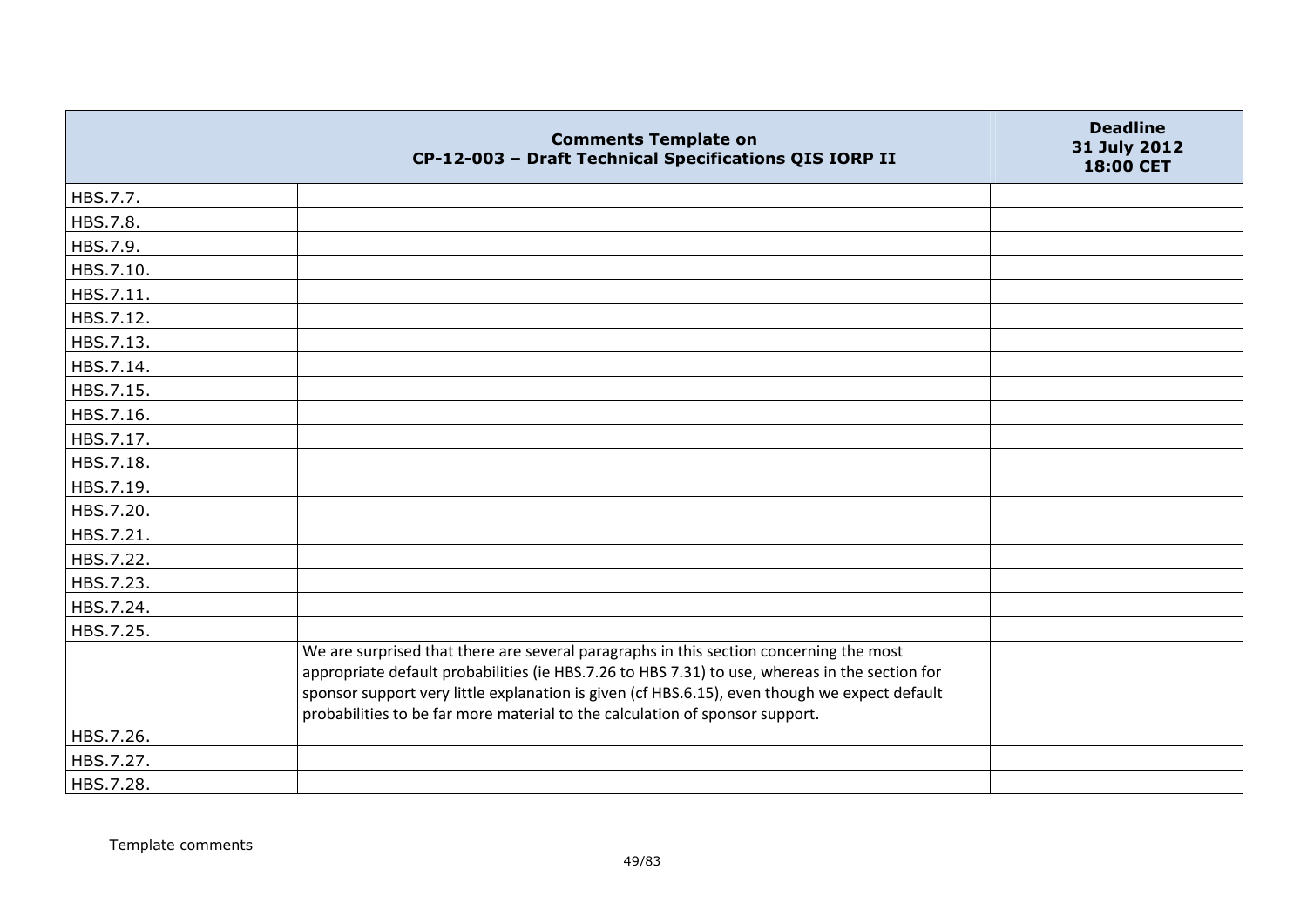| | Comments Template on CP-12-003 – Draft Technical Specifications QIS IORP II | Deadline 31 July 2012 18:00 CET |
|---|---|---|
| HBS.7.7. | | |
| HBS.7.8. | | |
| HBS.7.9. | | |
| HBS.7.10. | | |
| HBS.7.11. | | |
| HBS.7.12. | | |
| HBS.7.13. | | |
| HBS.7.14. | | |
| HBS.7.15. | | |
| HBS.7.16. | | |
| HBS.7.17. | | |
| HBS.7.18. | | |
| HBS.7.19. | | |
| HBS.7.20. | | |
| HBS.7.21. | | |
| HBS.7.22. | | |
| HBS.7.23. | | |
| HBS.7.24. | | |
| HBS.7.25. | | |
| HBS.7.26. | We are surprised that there are several paragraphs in this section concerning the most appropriate default probabilities (ie HBS.7.26 to HBS 7.31) to use, whereas in the section for sponsor support very little explanation is given (cf HBS.6.15), even though we expect default probabilities to be far more material to the calculation of sponsor support. | |
| HBS.7.27. | | |
| HBS.7.28. | | |

Template comments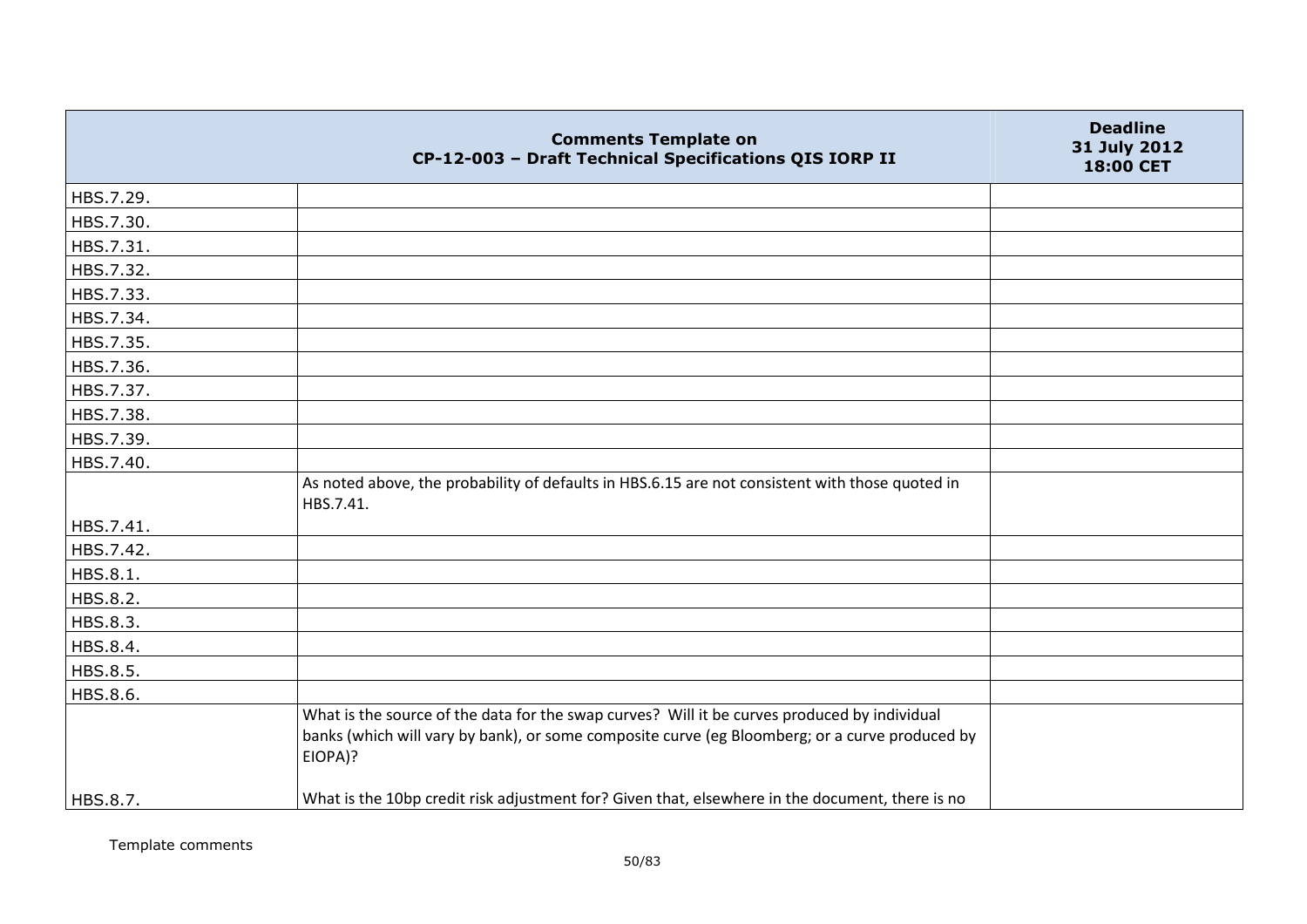| | Comments Template on CP-12-003 – Draft Technical Specifications QIS IORP II | Deadline 31 July 2012 18:00 CET |
|---|---|---|
| HBS.7.29. | | |
| HBS.7.30. | | |
| HBS.7.31. | | |
| HBS.7.32. | | |
| HBS.7.33. | | |
| HBS.7.34. | | |
| HBS.7.35. | | |
| HBS.7.36. | | |
| HBS.7.37. | | |
| HBS.7.38. | | |
| HBS.7.39. | | |
| HBS.7.40. | | |
| HBS.7.41. | As noted above, the probability of defaults in HBS.6.15 are not consistent with those quoted in HBS.7.41. | |
| HBS.7.42. | | |
| HBS.8.1. | | |
| HBS.8.2. | | |
| HBS.8.3. | | |
| HBS.8.4. | | |
| HBS.8.5. | | |
| HBS.8.6. | | |
| HBS.8.7. | What is the source of the data for the swap curves? Will it be curves produced by individual banks (which will vary by bank), or some composite curve (eg Bloomberg; or a curve produced by EIOPA)?<br><br>What is the 10bp credit risk adjustment for? Given that, elsewhere in the document, there is no | |

Template comments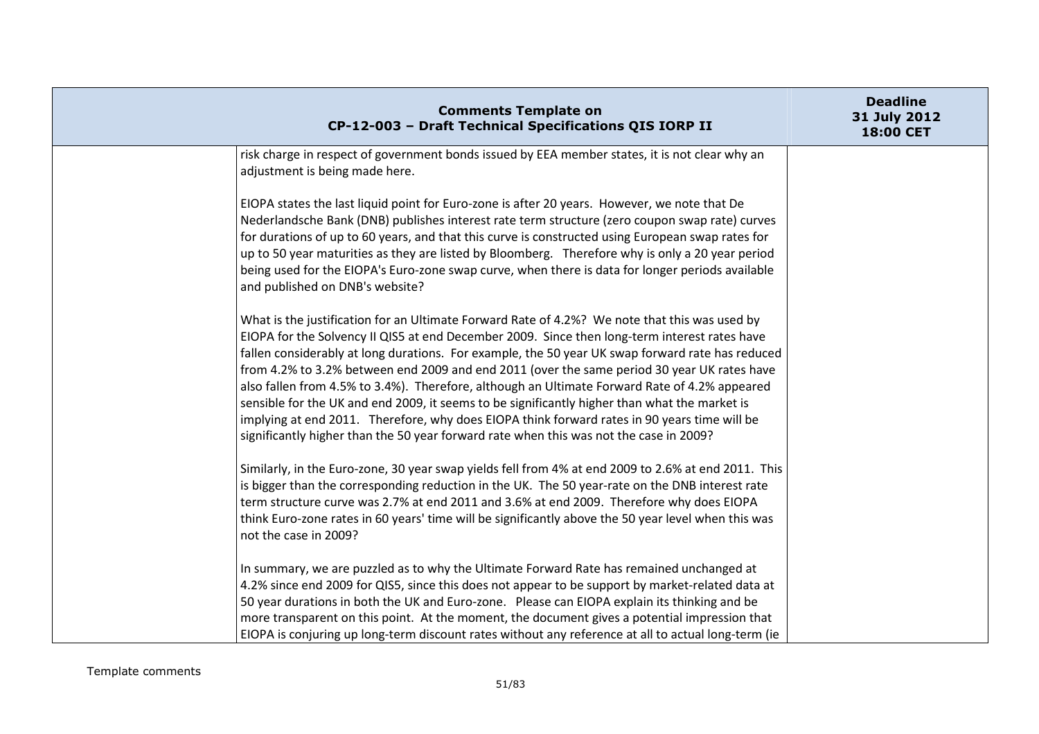| Comments Template on CP-12-003 – Draft Technical Specifications QIS IORP II | | Deadline 31 July 2012 18:00 CET |
|---|---|---|
| | risk charge in respect of government bonds issued by EEA member states, it is not clear why an adjustment is being made here.<br><br>EIOPA states the last liquid point for Euro-zone is after 20 years. However, we note that De Nederlandsche Bank (DNB) publishes interest rate term structure (zero coupon swap rate) curves for durations of up to 60 years, and that this curve is constructed using European swap rates for up to 50 year maturities as they are listed by Bloomberg. Therefore why is only a 20 year period being used for the EIOPA's Euro-zone swap curve, when there is data for longer periods available and published on DNB's website?<br><br>What is the justification for an Ultimate Forward Rate of 4.2%? We note that this was used by EIOPA for the Solvency II QIS5 at end December 2009. Since then long-term interest rates have fallen considerably at long durations. For example, the 50 year UK swap forward rate has reduced from 4.2% to 3.2% between end 2009 and end 2011 (over the same period 30 year UK rates have also fallen from 4.5% to 3.4%). Therefore, although an Ultimate Forward Rate of 4.2% appeared sensible for the UK and end 2009, it seems to be significantly higher than what the market is implying at end 2011. Therefore, why does EIOPA think forward rates in 90 years time will be significantly higher than the 50 year forward rate when this was not the case in 2009?<br><br>Similarly, in the Euro-zone, 30 year swap yields fell from 4% at end 2009 to 2.6% at end 2011. This is bigger than the corresponding reduction in the UK. The 50 year-rate on the DNB interest rate term structure curve was 2.7% at end 2011 and 3.6% at end 2009. Therefore why does EIOPA think Euro-zone rates in 60 years' time will be significantly above the 50 year level when this was not the case in 2009?<br><br>In summary, we are puzzled as to why the Ultimate Forward Rate has remained unchanged at 4.2% since end 2009 for QIS5, since this does not appear to be support by market-related data at 50 year durations in both the UK and Euro-zone. Please can EIOPA explain its thinking and be more transparent on this point. At the moment, the document gives a potential impression that EIOPA is conjuring up long-term discount rates without any reference at all to actual long-term (ie | |

Template comments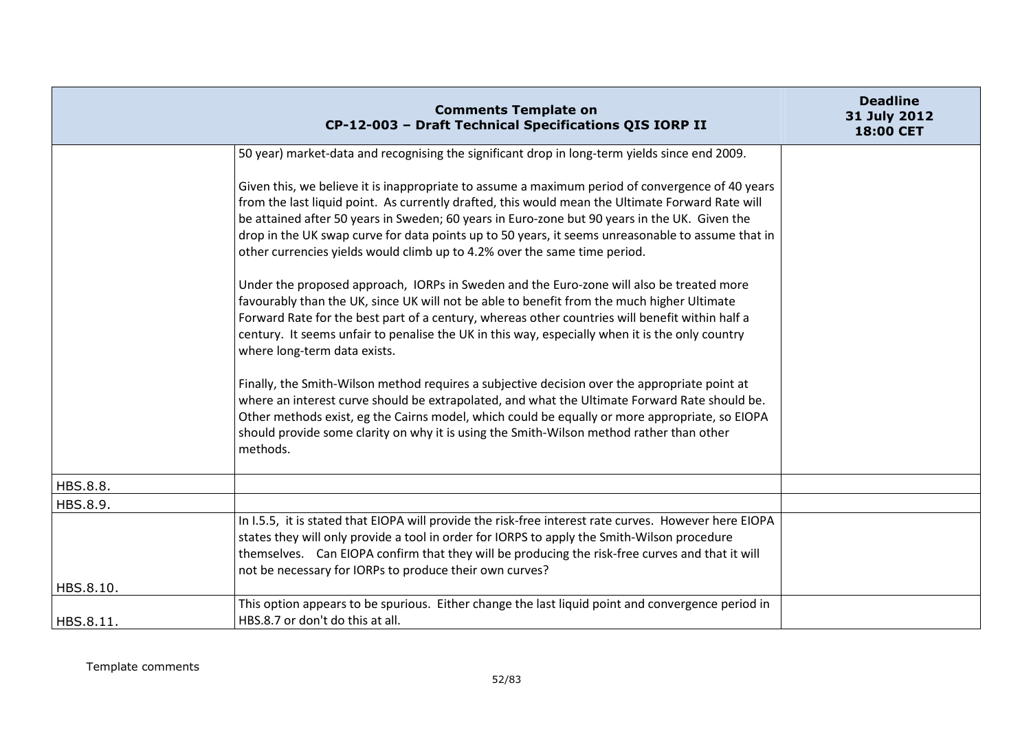| | Comments Template on CP-12-003 – Draft Technical Specifications QIS IORP II | Deadline 31 July 2012 18:00 CET |
|---|---|---|
| | 50 year) market-data and recognising the significant drop in long-term yields since end 2009.<br><br>Given this, we believe it is inappropriate to assume a maximum period of convergence of 40 years from the last liquid point. As currently drafted, this would mean the Ultimate Forward Rate will be attained after 50 years in Sweden; 60 years in Euro-zone but 90 years in the UK. Given the drop in the UK swap curve for data points up to 50 years, it seems unreasonable to assume that in other currencies yields would climb up to 4.2% over the same time period.<br><br>Under the proposed approach, IORPs in Sweden and the Euro-zone will also be treated more favourably than the UK, since UK will not be able to benefit from the much higher Ultimate Forward Rate for the best part of a century, whereas other countries will benefit within half a century. It seems unfair to penalise the UK in this way, especially when it is the only country where long-term data exists.<br><br>Finally, the Smith-Wilson method requires a subjective decision over the appropriate point at where an interest curve should be extrapolated, and what the Ultimate Forward Rate should be. Other methods exist, eg the Cairns model, which could be equally or more appropriate, so EIOPA should provide some clarity on why it is using the Smith-Wilson method rather than other methods. | |
| HBS.8.8. | | |
| HBS.8.9. | | |
| HBS.8.10. | In I.5.5, it is stated that EIOPA will provide the risk-free interest rate curves. However here EIOPA states they will only provide a tool in order for IORPS to apply the Smith-Wilson procedure themselves. Can EIOPA confirm that they will be producing the risk-free curves and that it will not be necessary for IORPs to produce their own curves? | |
| HBS.8.11. | This option appears to be spurious. Either change the last liquid point and convergence period in HBS.8.7 or don't do this at all. | |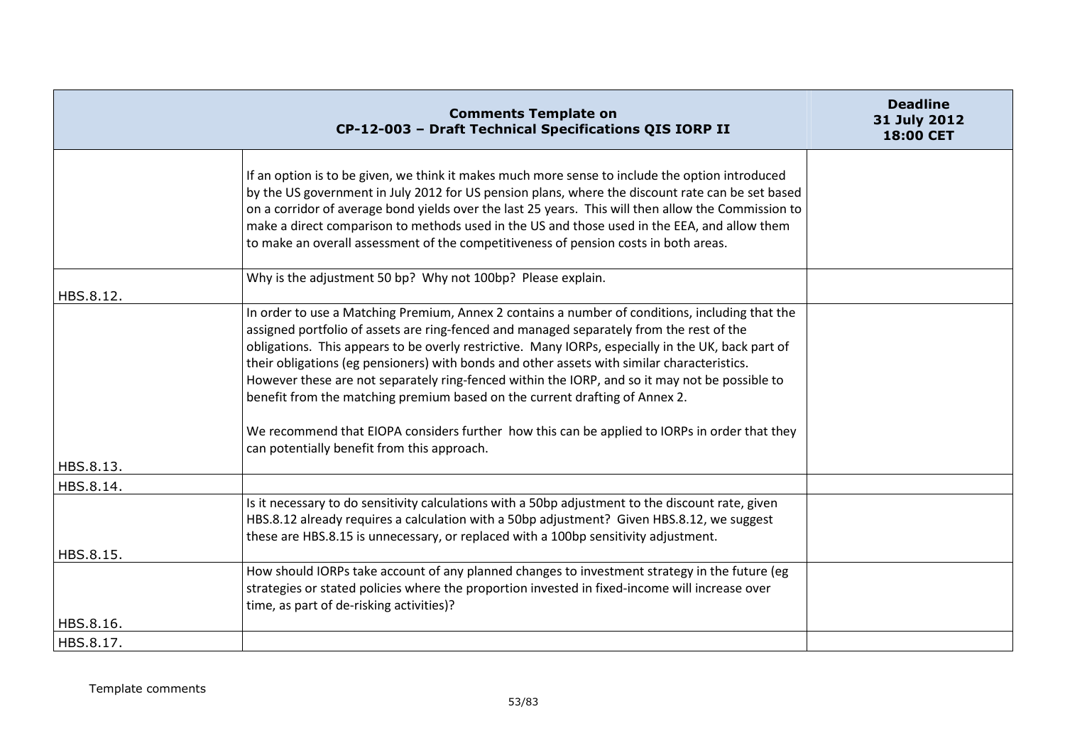| Comments Template on CP-12-003 – Draft Technical Specifications QIS IORP II | | Deadline 31 July 2012 18:00 CET |
|---|---|---|
| | If an option is to be given, we think it makes much more sense to include the option introduced by the US government in July 2012 for US pension plans, where the discount rate can be set based on a corridor of average bond yields over the last 25 years. This will then allow the Commission to make a direct comparison to methods used in the US and those used in the EEA, and allow them to make an overall assessment of the competitiveness of pension costs in both areas. | |
| HBS.8.12. | Why is the adjustment 50 bp? Why not 100bp? Please explain. | |
| HBS.8.13. | In order to use a Matching Premium, Annex 2 contains a number of conditions, including that the assigned portfolio of assets are ring-fenced and managed separately from the rest of the obligations. This appears to be overly restrictive. Many IORPs, especially in the UK, back part of their obligations (eg pensioners) with bonds and other assets with similar characteristics. However these are not separately ring-fenced within the IORP, and so it may not be possible to benefit from the matching premium based on the current drafting of Annex 2.<br><br>We recommend that EIOPA considers further how this can be applied to IORPs in order that they can potentially benefit from this approach. | |
| HBS.8.14. | | |
| HBS.8.15. | Is it necessary to do sensitivity calculations with a 50bp adjustment to the discount rate, given HBS.8.12 already requires a calculation with a 50bp adjustment? Given HBS.8.12, we suggest these are HBS.8.15 is unnecessary, or replaced with a 100bp sensitivity adjustment. | |
| HBS.8.16. | How should IORPs take account of any planned changes to investment strategy in the future (eg strategies or stated policies where the proportion invested in fixed-income will increase over time, as part of de-risking activities)? | |
| HBS.8.17. | | |

Template comments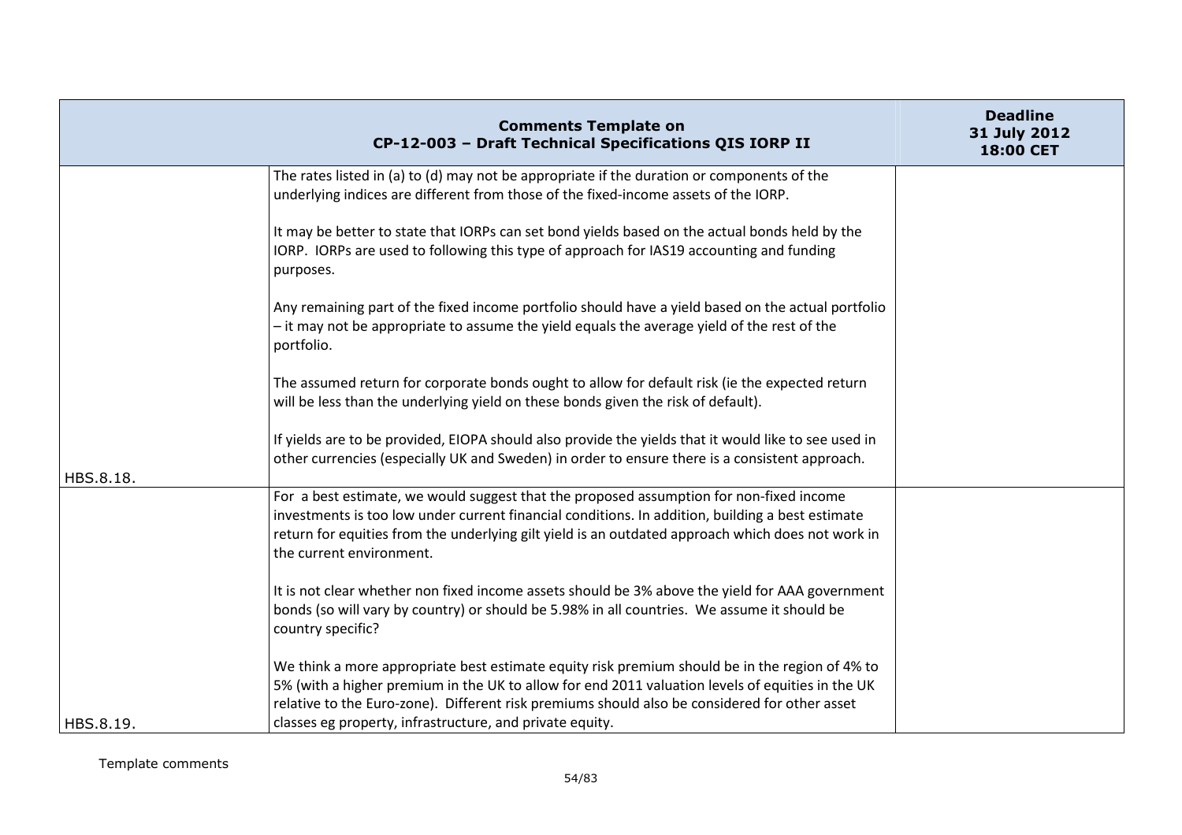| Comments Template on CP-12-003 – Draft Technical Specifications QIS IORP II | | Deadline 31 July 2012 18:00 CET |
|---|---|---|
| HBS.8.18. | The rates listed in (a) to (d) may not be appropriate if the duration or components of the underlying indices are different from those of the fixed-income assets of the IORP.<br><br>It may be better to state that IORPs can set bond yields based on the actual bonds held by the IORP. IORPs are used to following this type of approach for IAS19 accounting and funding purposes.<br><br>Any remaining part of the fixed income portfolio should have a yield based on the actual portfolio – it may not be appropriate to assume the yield equals the average yield of the rest of the portfolio.<br><br>The assumed return for corporate bonds ought to allow for default risk (ie the expected return will be less than the underlying yield on these bonds given the risk of default).<br><br>If yields are to be provided, EIOPA should also provide the yields that it would like to see used in other currencies (especially UK and Sweden) in order to ensure there is a consistent approach. | |
| HBS.8.19. | For a best estimate, we would suggest that the proposed assumption for non-fixed income investments is too low under current financial conditions. In addition, building a best estimate return for equities from the underlying gilt yield is an outdated approach which does not work in the current environment.<br><br>It is not clear whether non fixed income assets should be 3% above the yield for AAA government bonds (so will vary by country) or should be 5.98% in all countries. We assume it should be country specific?<br><br>We think a more appropriate best estimate equity risk premium should be in the region of 4% to 5% (with a higher premium in the UK to allow for end 2011 valuation levels of equities in the UK relative to the Euro-zone). Different risk premiums should also be considered for other asset classes eg property, infrastructure, and private equity. | |

Template comments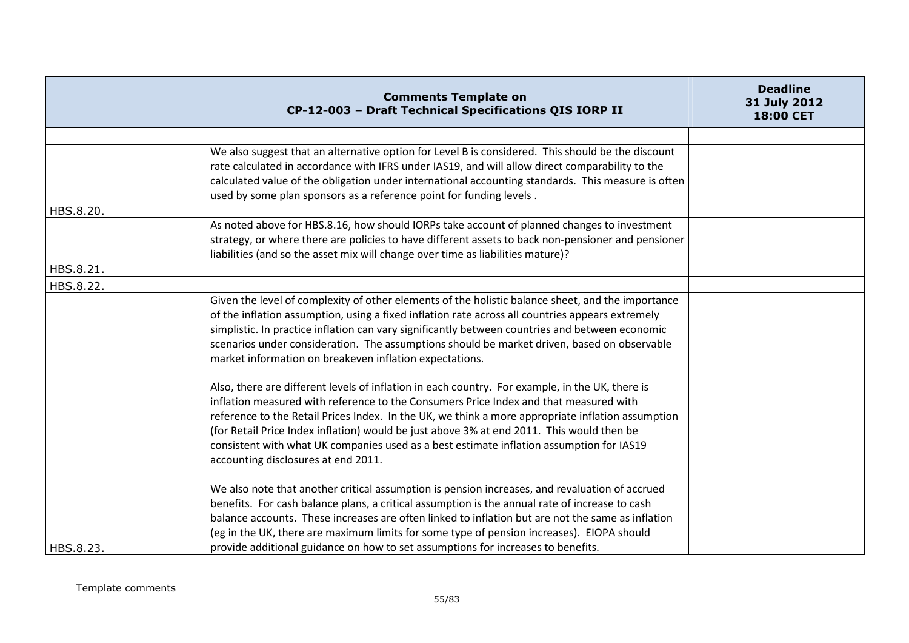| | Comments Template on CP-12-003 – Draft Technical Specifications QIS IORP II | Deadline 31 July 2012 18:00 CET |
|---|---|---|
| | | |
| HBS.8.20. | We also suggest that an alternative option for Level B is considered. This should be the discount rate calculated in accordance with IFRS under IAS19, and will allow direct comparability to the calculated value of the obligation under international accounting standards. This measure is often used by some plan sponsors as a reference point for funding levels . | |
| HBS.8.21. | As noted above for HBS.8.16, how should IORPs take account of planned changes to investment strategy, or where there are policies to have different assets to back non-pensioner and pensioner liabilities (and so the asset mix will change over time as liabilities mature)? | |
| HBS.8.22. | | |
| HBS.8.23. | Given the level of complexity of other elements of the holistic balance sheet, and the importance of the inflation assumption, using a fixed inflation rate across all countries appears extremely simplistic. In practice inflation can vary significantly between countries and between economic scenarios under consideration. The assumptions should be market driven, based on observable market information on breakeven inflation expectations.<br><br>Also, there are different levels of inflation in each country. For example, in the UK, there is inflation measured with reference to the Consumers Price Index and that measured with reference to the Retail Prices Index. In the UK, we think a more appropriate inflation assumption (for Retail Price Index inflation) would be just above 3% at end 2011. This would then be consistent with what UK companies used as a best estimate inflation assumption for IAS19 accounting disclosures at end 2011.<br><br>We also note that another critical assumption is pension increases, and revaluation of accrued benefits. For cash balance plans, a critical assumption is the annual rate of increase to cash balance accounts. These increases are often linked to inflation but are not the same as inflation (eg in the UK, there are maximum limits for some type of pension increases). EIOPA should provide additional guidance on how to set assumptions for increases to benefits. | |

Template comments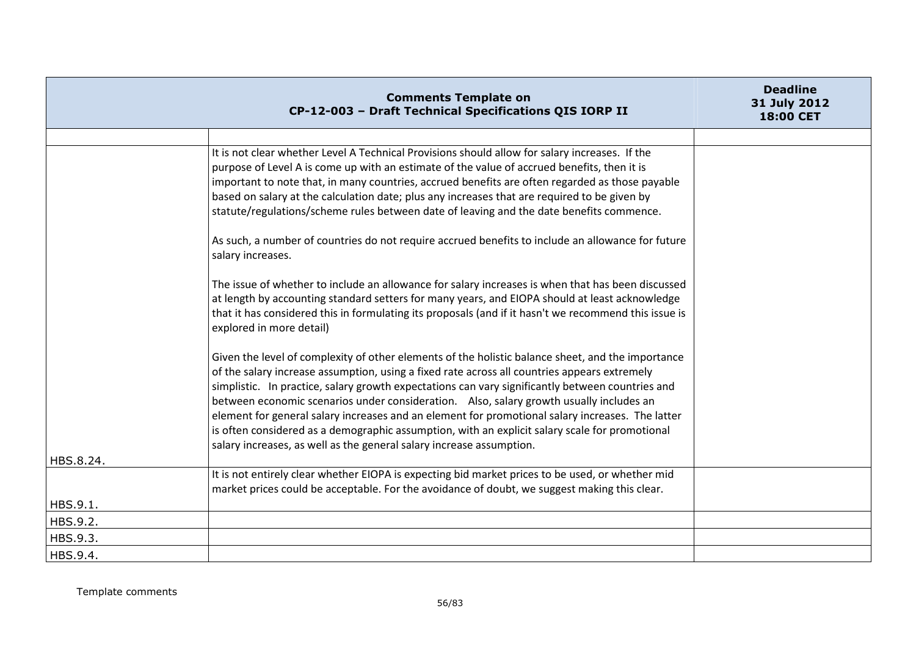| Comments Template on CP-12-003 – Draft Technical Specifications QIS IORP II | | Deadline 31 July 2012 18:00 CET |
|---|---|---|
| | | |
| HBS.8.24. | It is not clear whether Level A Technical Provisions should allow for salary increases. If the purpose of Level A is come up with an estimate of the value of accrued benefits, then it is important to note that, in many countries, accrued benefits are often regarded as those payable based on salary at the calculation date; plus any increases that are required to be given by statute/regulations/scheme rules between date of leaving and the date benefits commence.<br><br>As such, a number of countries do not require accrued benefits to include an allowance for future salary increases.<br><br>The issue of whether to include an allowance for salary increases is when that has been discussed at length by accounting standard setters for many years, and EIOPA should at least acknowledge that it has considered this in formulating its proposals (and if it hasn't we recommend this issue is explored in more detail)<br><br>Given the level of complexity of other elements of the holistic balance sheet, and the importance of the salary increase assumption, using a fixed rate across all countries appears extremely simplistic. In practice, salary growth expectations can vary significantly between countries and between economic scenarios under consideration. Also, salary growth usually includes an element for general salary increases and an element for promotional salary increases. The latter is often considered as a demographic assumption, with an explicit salary scale for promotional salary increases, as well as the general salary increase assumption. | |
| HBS.9.1. | It is not entirely clear whether EIOPA is expecting bid market prices to be used, or whether mid market prices could be acceptable. For the avoidance of doubt, we suggest making this clear. | |
| HBS.9.2. | | |
| HBS.9.3. | | |
| HBS.9.4. | | |

Template comments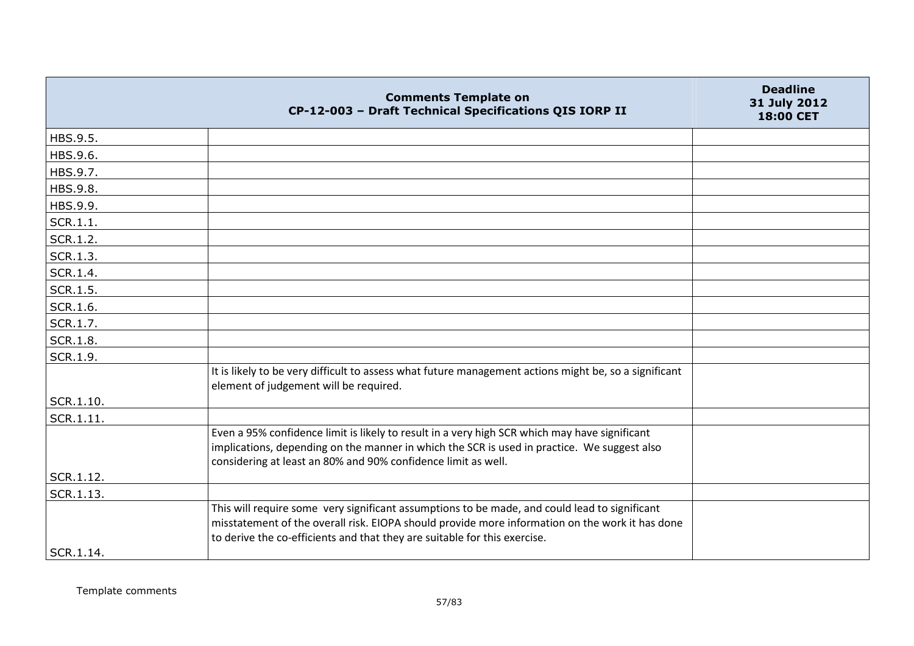| Comments Template on CP-12-003 – Draft Technical Specifications QIS IORP II | | Deadline 31 July 2012 18:00 CET |
|---|---|---|
| HBS.9.5. | | |
| HBS.9.6. | | |
| HBS.9.7. | | |
| HBS.9.8. | | |
| HBS.9.9. | | |
| SCR.1.1. | | |
| SCR.1.2. | | |
| SCR.1.3. | | |
| SCR.1.4. | | |
| SCR.1.5. | | |
| SCR.1.6. | | |
| SCR.1.7. | | |
| SCR.1.8. | | |
| SCR.1.9. | | |
| SCR.1.10. | It is likely to be very difficult to assess what future management actions might be, so a significant element of judgement will be required. | |
| SCR.1.11. | | |
| SCR.1.12. | Even a 95% confidence limit is likely to result in a very high SCR which may have significant implications, depending on the manner in which the SCR is used in practice. We suggest also considering at least an 80% and 90% confidence limit as well. | |
| SCR.1.13. | | |
| SCR.1.14. | This will require some very significant assumptions to be made, and could lead to significant misstatement of the overall risk. EIOPA should provide more information on the work it has done to derive the co-efficients and that they are suitable for this exercise. | |

Template comments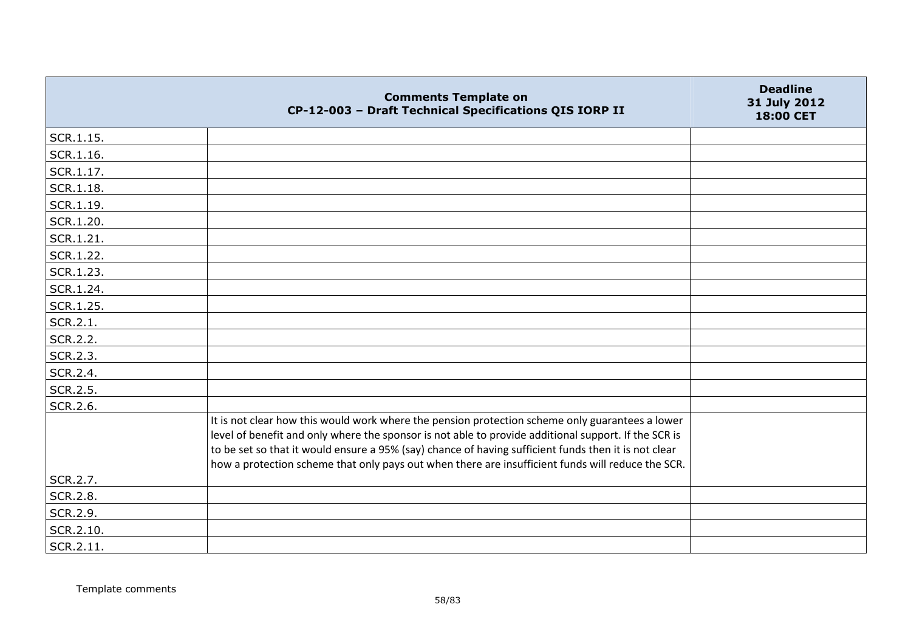| Comments Template on CP-12-003 – Draft Technical Specifications QIS IORP II | | Deadline 31 July 2012 18:00 CET |
|---|---|---|
| SCR.1.15. | | |
| SCR.1.16. | | |
| SCR.1.17. | | |
| SCR.1.18. | | |
| SCR.1.19. | | |
| SCR.1.20. | | |
| SCR.1.21. | | |
| SCR.1.22. | | |
| SCR.1.23. | | |
| SCR.1.24. | | |
| SCR.1.25. | | |
| SCR.2.1. | | |
| SCR.2.2. | | |
| SCR.2.3. | | |
| SCR.2.4. | | |
| SCR.2.5. | | |
| SCR.2.6. | | |
| SCR.2.7. | It is not clear how this would work where the pension protection scheme only guarantees a lower level of benefit and only where the sponsor is not able to provide additional support. If the SCR is to be set so that it would ensure a 95% (say) chance of having sufficient funds then it is not clear how a protection scheme that only pays out when there are insufficient funds will reduce the SCR. | |
| SCR.2.8. | | |
| SCR.2.9. | | |
| SCR.2.10. | | |
| SCR.2.11. | | |

Template comments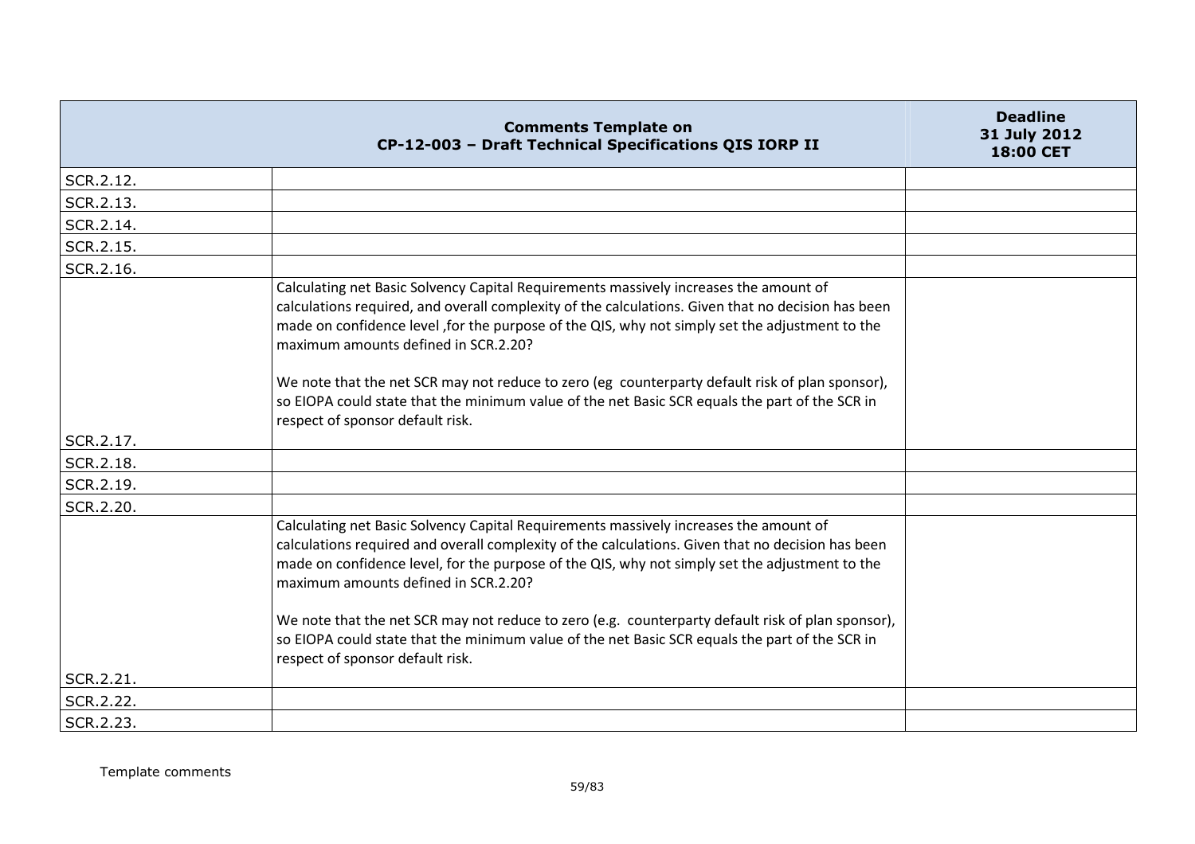| | Comments Template on CP-12-003 – Draft Technical Specifications QIS IORP II | Deadline 31 July 2012 18:00 CET |
|---|---|---|
| SCR.2.12. | | |
| SCR.2.13. | | |
| SCR.2.14. | | |
| SCR.2.15. | | |
| SCR.2.16. | | |
| SCR.2.17. | Calculating net Basic Solvency Capital Requirements massively increases the amount of calculations required, and overall complexity of the calculations. Given that no decision has been made on confidence level ,for the purpose of the QIS, why not simply set the adjustment to the maximum amounts defined in SCR.2.20?<br><br>We note that the net SCR may not reduce to zero (eg counterparty default risk of plan sponsor), so EIOPA could state that the minimum value of the net Basic SCR equals the part of the SCR in respect of sponsor default risk. | |
| SCR.2.18. | | |
| SCR.2.19. | | |
| SCR.2.20. | | |
| SCR.2.21. | Calculating net Basic Solvency Capital Requirements massively increases the amount of calculations required and overall complexity of the calculations. Given that no decision has been made on confidence level, for the purpose of the QIS, why not simply set the adjustment to the maximum amounts defined in SCR.2.20?<br><br>We note that the net SCR may not reduce to zero (e.g. counterparty default risk of plan sponsor), so EIOPA could state that the minimum value of the net Basic SCR equals the part of the SCR in respect of sponsor default risk. | |
| SCR.2.22. | | |
| SCR.2.23. | | |

Template comments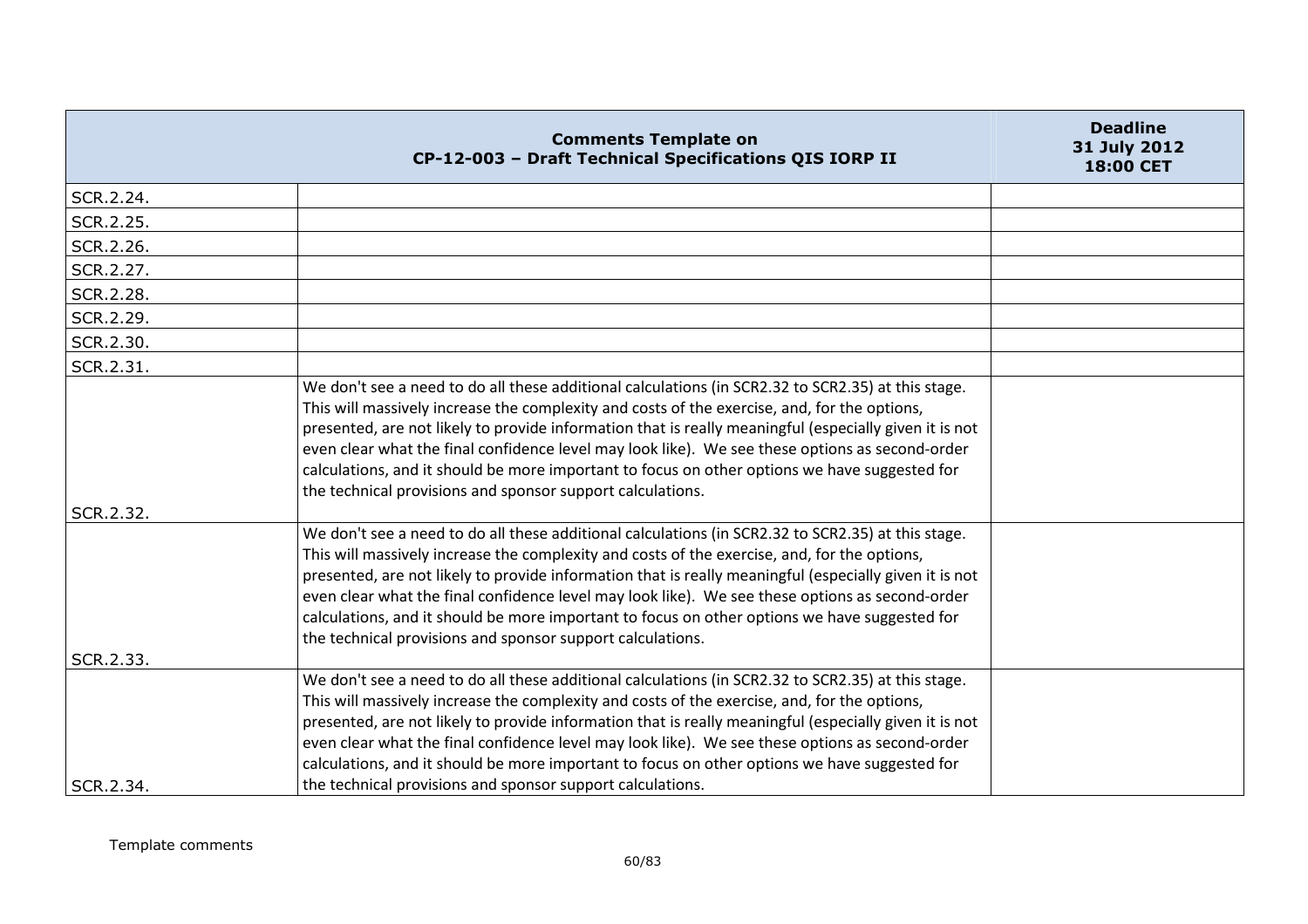| Comments Template on CP-12-003 – Draft Technical Specifications QIS IORP II | | Deadline 31 July 2012 18:00 CET |
|---|---|---|
| SCR.2.24. | | |
| SCR.2.25. | | |
| SCR.2.26. | | |
| SCR.2.27. | | |
| SCR.2.28. | | |
| SCR.2.29. | | |
| SCR.2.30. | | |
| SCR.2.31. | | |
| SCR.2.32. | We don't see a need to do all these additional calculations (in SCR2.32 to SCR2.35) at this stage. This will massively increase the complexity and costs of the exercise, and, for the options, presented, are not likely to provide information that is really meaningful (especially given it is not even clear what the final confidence level may look like). We see these options as second-order calculations, and it should be more important to focus on other options we have suggested for the technical provisions and sponsor support calculations. | |
| SCR.2.33. | We don't see a need to do all these additional calculations (in SCR2.32 to SCR2.35) at this stage. This will massively increase the complexity and costs of the exercise, and, for the options, presented, are not likely to provide information that is really meaningful (especially given it is not even clear what the final confidence level may look like). We see these options as second-order calculations, and it should be more important to focus on other options we have suggested for the technical provisions and sponsor support calculations. | |
| SCR.2.34. | We don't see a need to do all these additional calculations (in SCR2.32 to SCR2.35) at this stage. This will massively increase the complexity and costs of the exercise, and, for the options, presented, are not likely to provide information that is really meaningful (especially given it is not even clear what the final confidence level may look like). We see these options as second-order calculations, and it should be more important to focus on other options we have suggested for the technical provisions and sponsor support calculations. | |

Template comments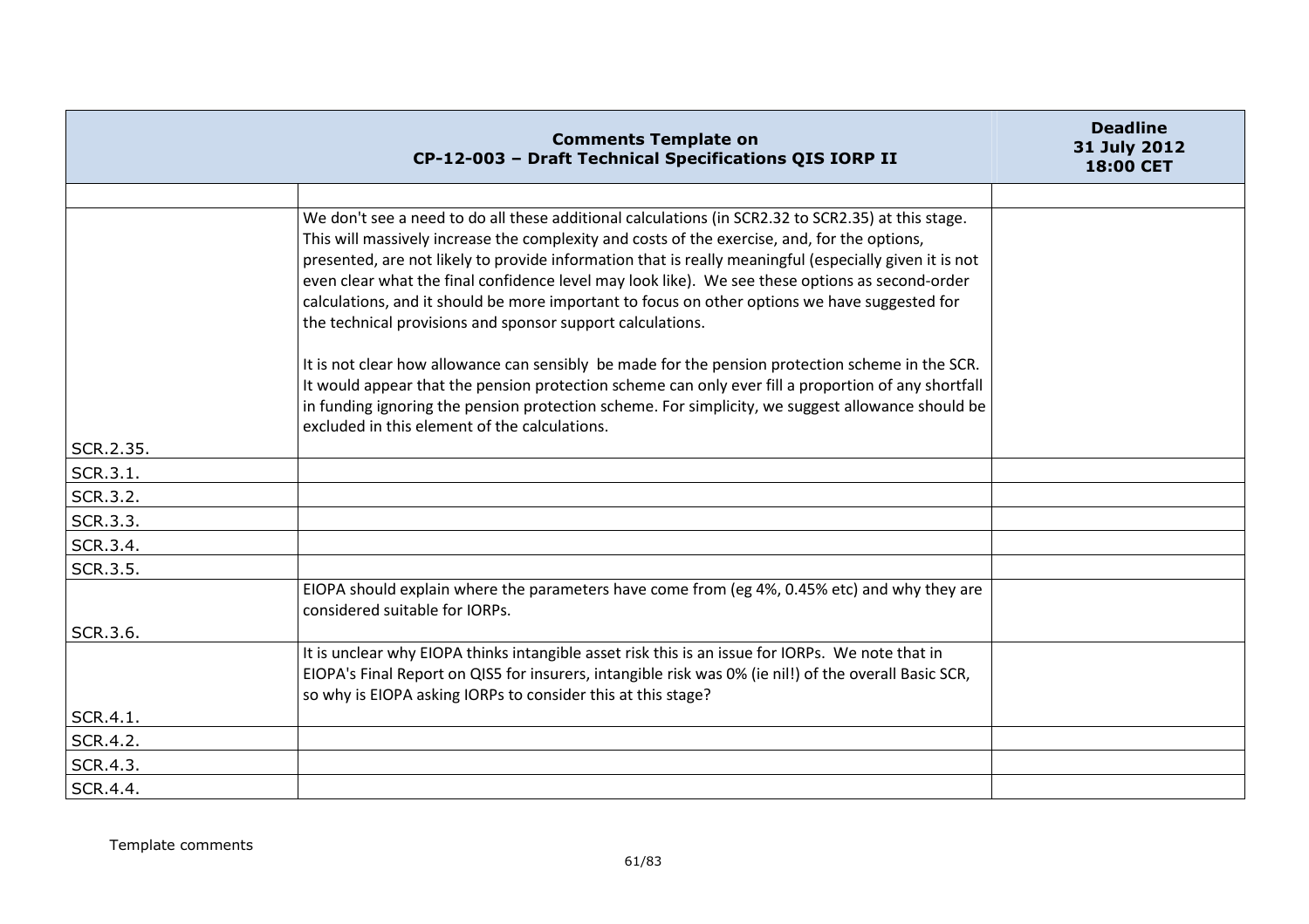| | Comments Template on CP-12-003 – Draft Technical Specifications QIS IORP II | Deadline 31 July 2012 18:00 CET |
|---|---|---|
| | | |
| SCR.2.35. | We don't see a need to do all these additional calculations (in SCR2.32 to SCR2.35) at this stage. This will massively increase the complexity and costs of the exercise, and, for the options, presented, are not likely to provide information that is really meaningful (especially given it is not even clear what the final confidence level may look like). We see these options as second-order calculations, and it should be more important to focus on other options we have suggested for the technical provisions and sponsor support calculations.<br><br>It is not clear how allowance can sensibly be made for the pension protection scheme in the SCR. It would appear that the pension protection scheme can only ever fill a proportion of any shortfall in funding ignoring the pension protection scheme. For simplicity, we suggest allowance should be excluded in this element of the calculations. | |
| SCR.3.1. | | |
| SCR.3.2. | | |
| SCR.3.3. | | |
| SCR.3.4. | | |
| SCR.3.5. | | |
| SCR.3.6. | EIOPA should explain where the parameters have come from (eg 4%, 0.45% etc) and why they are considered suitable for IORPs. | |
| SCR.4.1. | It is unclear why EIOPA thinks intangible asset risk this is an issue for IORPs. We note that in EIOPA's Final Report on QIS5 for insurers, intangible risk was 0% (ie nil!) of the overall Basic SCR, so why is EIOPA asking IORPs to consider this at this stage? | |
| SCR.4.2. | | |
| SCR.4.3. | | |
| SCR.4.4. | | |

Template comments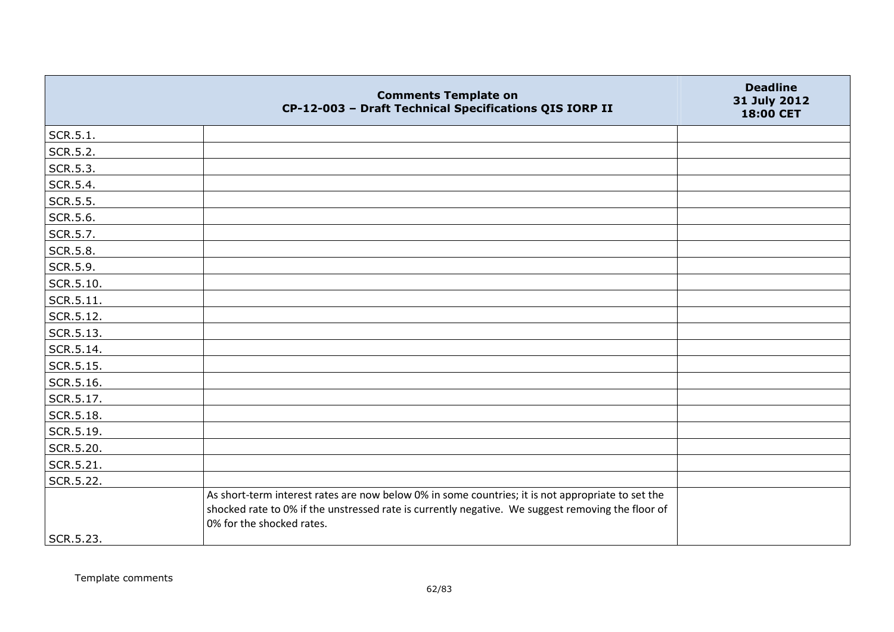| | Comments Template on CP-12-003 – Draft Technical Specifications QIS IORP II | Deadline 31 July 2012 18:00 CET |
|---|---|---|
| SCR.5.1. | | |
| SCR.5.2. | | |
| SCR.5.3. | | |
| SCR.5.4. | | |
| SCR.5.5. | | |
| SCR.5.6. | | |
| SCR.5.7. | | |
| SCR.5.8. | | |
| SCR.5.9. | | |
| SCR.5.10. | | |
| SCR.5.11. | | |
| SCR.5.12. | | |
| SCR.5.13. | | |
| SCR.5.14. | | |
| SCR.5.15. | | |
| SCR.5.16. | | |
| SCR.5.17. | | |
| SCR.5.18. | | |
| SCR.5.19. | | |
| SCR.5.20. | | |
| SCR.5.21. | | |
| SCR.5.22. | | |
| SCR.5.23. | As short-term interest rates are now below 0% in some countries; it is not appropriate to set the shocked rate to 0% if the unstressed rate is currently negative. We suggest removing the floor of 0% for the shocked rates. | |

Template comments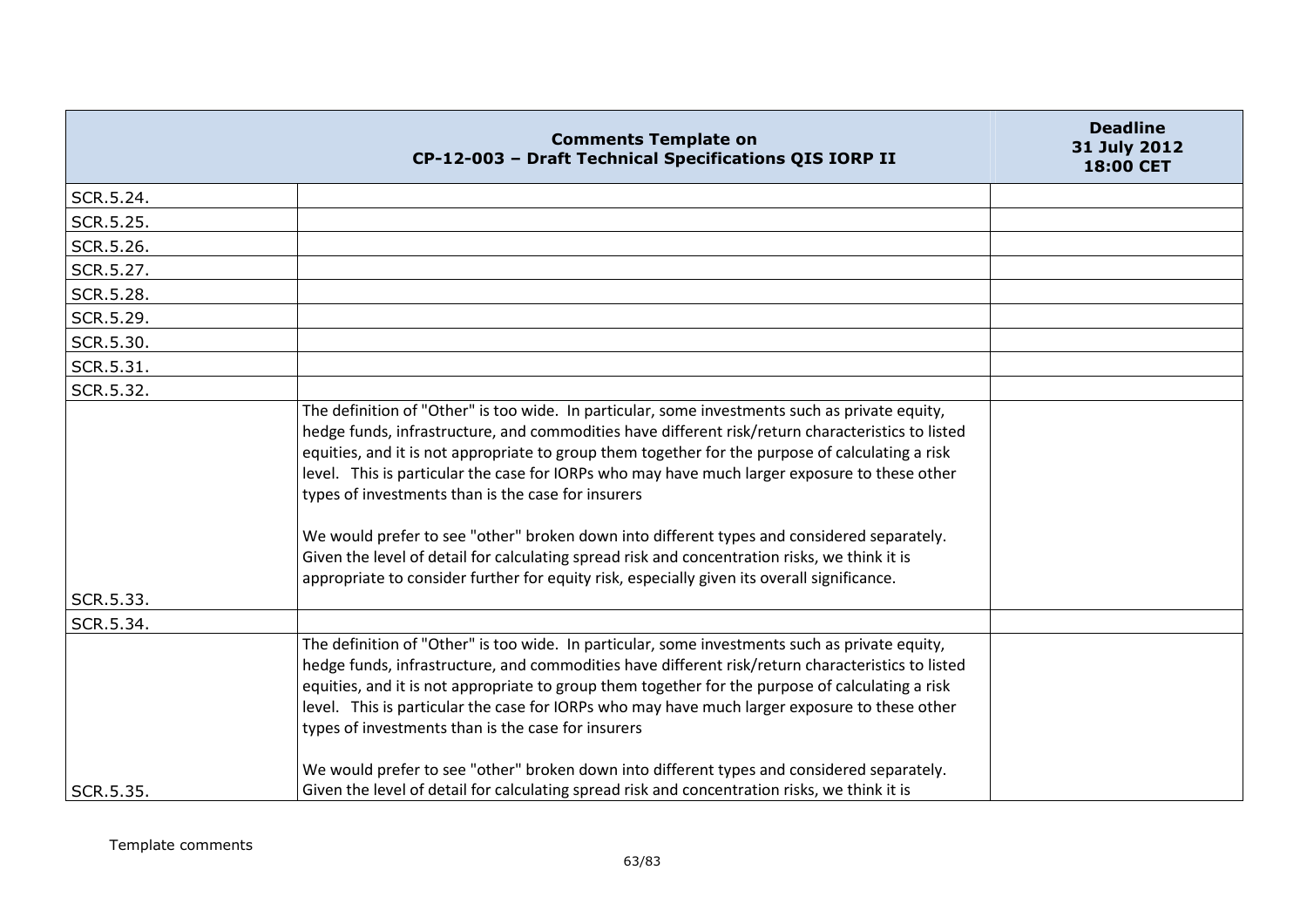| | Comments Template on CP-12-003 – Draft Technical Specifications QIS IORP II | Deadline 31 July 2012 18:00 CET |
|---|---|---|
| SCR.5.24. | | |
| SCR.5.25. | | |
| SCR.5.26. | | |
| SCR.5.27. | | |
| SCR.5.28. | | |
| SCR.5.29. | | |
| SCR.5.30. | | |
| SCR.5.31. | | |
| SCR.5.32. | | |
| SCR.5.33. | The definition of "Other" is too wide. In particular, some investments such as private equity, hedge funds, infrastructure, and commodities have different risk/return characteristics to listed equities, and it is not appropriate to group them together for the purpose of calculating a risk level. This is particular the case for IORPs who may have much larger exposure to these other types of investments than is the case for insurers<br><br>We would prefer to see "other" broken down into different types and considered separately. Given the level of detail for calculating spread risk and concentration risks, we think it is appropriate to consider further for equity risk, especially given its overall significance. | |
| SCR.5.34. | | |
| SCR.5.35. | The definition of "Other" is too wide. In particular, some investments such as private equity, hedge funds, infrastructure, and commodities have different risk/return characteristics to listed equities, and it is not appropriate to group them together for the purpose of calculating a risk level. This is particular the case for IORPs who may have much larger exposure to these other types of investments than is the case for insurers<br><br>We would prefer to see "other" broken down into different types and considered separately. Given the level of detail for calculating spread risk and concentration risks, we think it is | |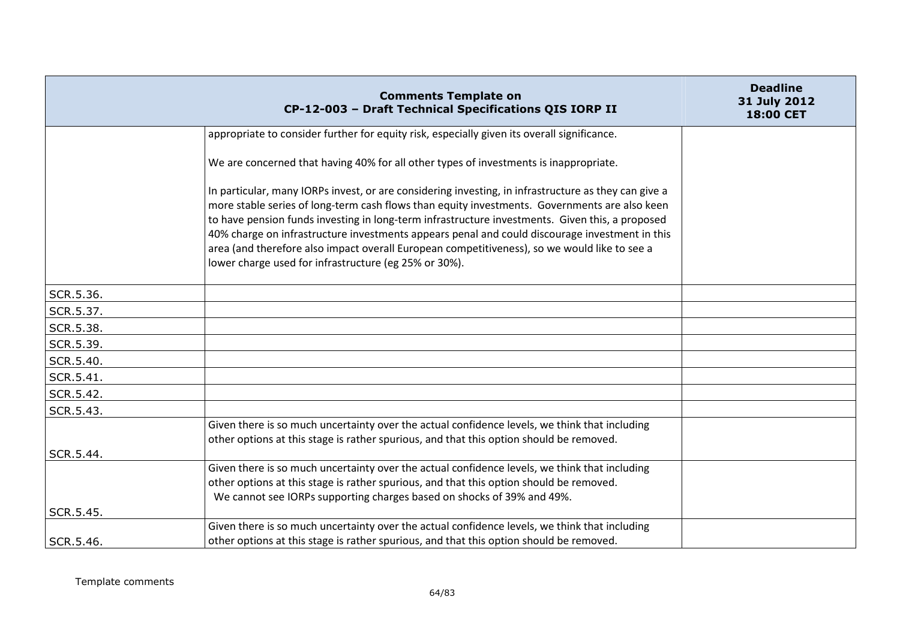| | Comments Template on CP-12-003 – Draft Technical Specifications QIS IORP II | Deadline 31 July 2012 18:00 CET |
|---|---|---|
| | appropriate to consider further for equity risk, especially given its overall significance.<br><br>We are concerned that having 40% for all other types of investments is inappropriate.<br><br>In particular, many IORPs invest, or are considering investing, in infrastructure as they can give a more stable series of long-term cash flows than equity investments. Governments are also keen to have pension funds investing in long-term infrastructure investments. Given this, a proposed 40% charge on infrastructure investments appears penal and could discourage investment in this area (and therefore also impact overall European competitiveness), so we would like to see a lower charge used for infrastructure (eg 25% or 30%). | |
| SCR.5.36. | | |
| SCR.5.37. | | |
| SCR.5.38. | | |
| SCR.5.39. | | |
| SCR.5.40. | | |
| SCR.5.41. | | |
| SCR.5.42. | | |
| SCR.5.43. | | |
| SCR.5.44. | Given there is so much uncertainty over the actual confidence levels, we think that including other options at this stage is rather spurious, and that this option should be removed. | |
| SCR.5.45. | Given there is so much uncertainty over the actual confidence levels, we think that including other options at this stage is rather spurious, and that this option should be removed.<br>We cannot see IORPs supporting charges based on shocks of 39% and 49%. | |
| SCR.5.46. | Given there is so much uncertainty over the actual confidence levels, we think that including other options at this stage is rather spurious, and that this option should be removed. | |

Template comments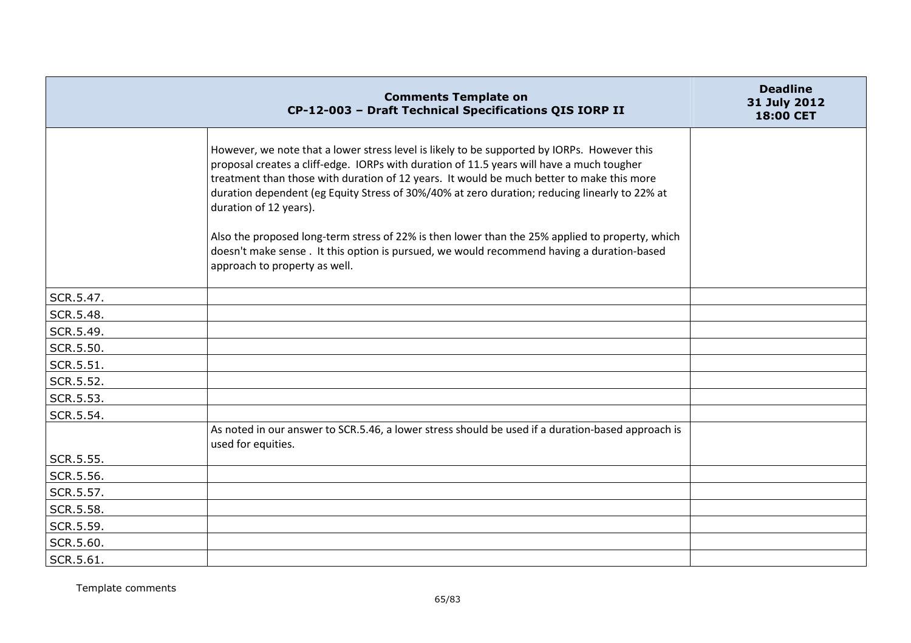| Comments Template on CP-12-003 – Draft Technical Specifications QIS IORP II | | Deadline 31 July 2012 18:00 CET |
|---|---|---|
| | However, we note that a lower stress level is likely to be supported by IORPs. However this proposal creates a cliff-edge. IORPs with duration of 11.5 years will have a much tougher treatment than those with duration of 12 years. It would be much better to make this more duration dependent (eg Equity Stress of 30%/40% at zero duration; reducing linearly to 22% at duration of 12 years).<br><br>Also the proposed long-term stress of 22% is then lower than the 25% applied to property, which doesn't make sense . It this option is pursued, we would recommend having a duration-based approach to property as well. | |
| SCR.5.47. | | |
| SCR.5.48. | | |
| SCR.5.49. | | |
| SCR.5.50. | | |
| SCR.5.51. | | |
| SCR.5.52. | | |
| SCR.5.53. | | |
| SCR.5.54. | | |
| SCR.5.55. | As noted in our answer to SCR.5.46, a lower stress should be used if a duration-based approach is used for equities. | |
| SCR.5.56. | | |
| SCR.5.57. | | |
| SCR.5.58. | | |
| SCR.5.59. | | |
| SCR.5.60. | | |
| SCR.5.61. | | |

Template comments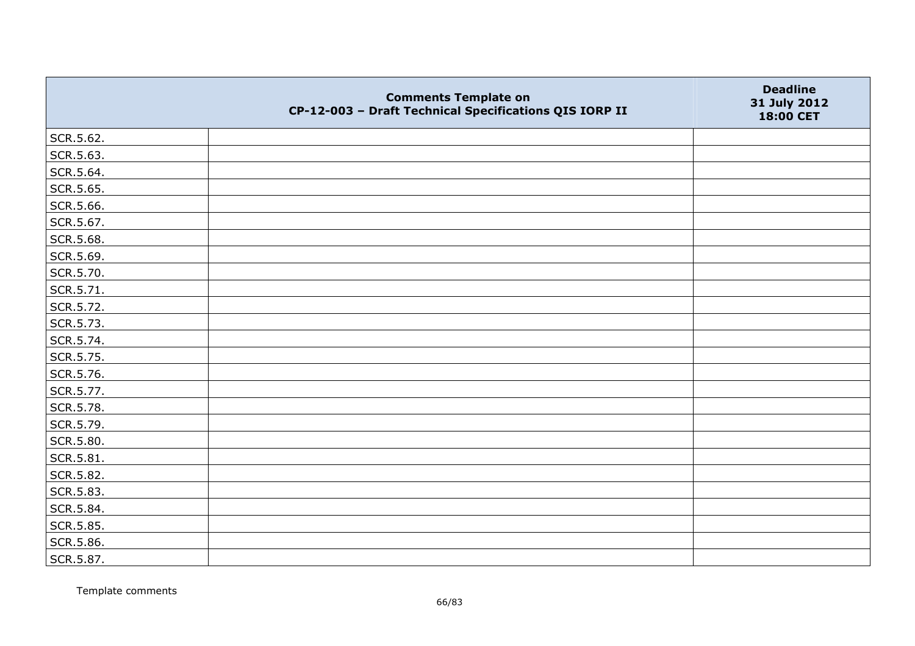| | Comments Template on CP-12-003 – Draft Technical Specifications QIS IORP II | Deadline 31 July 2012 18:00 CET |
|---|---|---|
| SCR.5.62. | | |
| SCR.5.63. | | |
| SCR.5.64. | | |
| SCR.5.65. | | |
| SCR.5.66. | | |
| SCR.5.67. | | |
| SCR.5.68. | | |
| SCR.5.69. | | |
| SCR.5.70. | | |
| SCR.5.71. | | |
| SCR.5.72. | | |
| SCR.5.73. | | |
| SCR.5.74. | | |
| SCR.5.75. | | |
| SCR.5.76. | | |
| SCR.5.77. | | |
| SCR.5.78. | | |
| SCR.5.79. | | |
| SCR.5.80. | | |
| SCR.5.81. | | |
| SCR.5.82. | | |
| SCR.5.83. | | |
| SCR.5.84. | | |
| SCR.5.85. | | |
| SCR.5.86. | | |
| SCR.5.87. | | |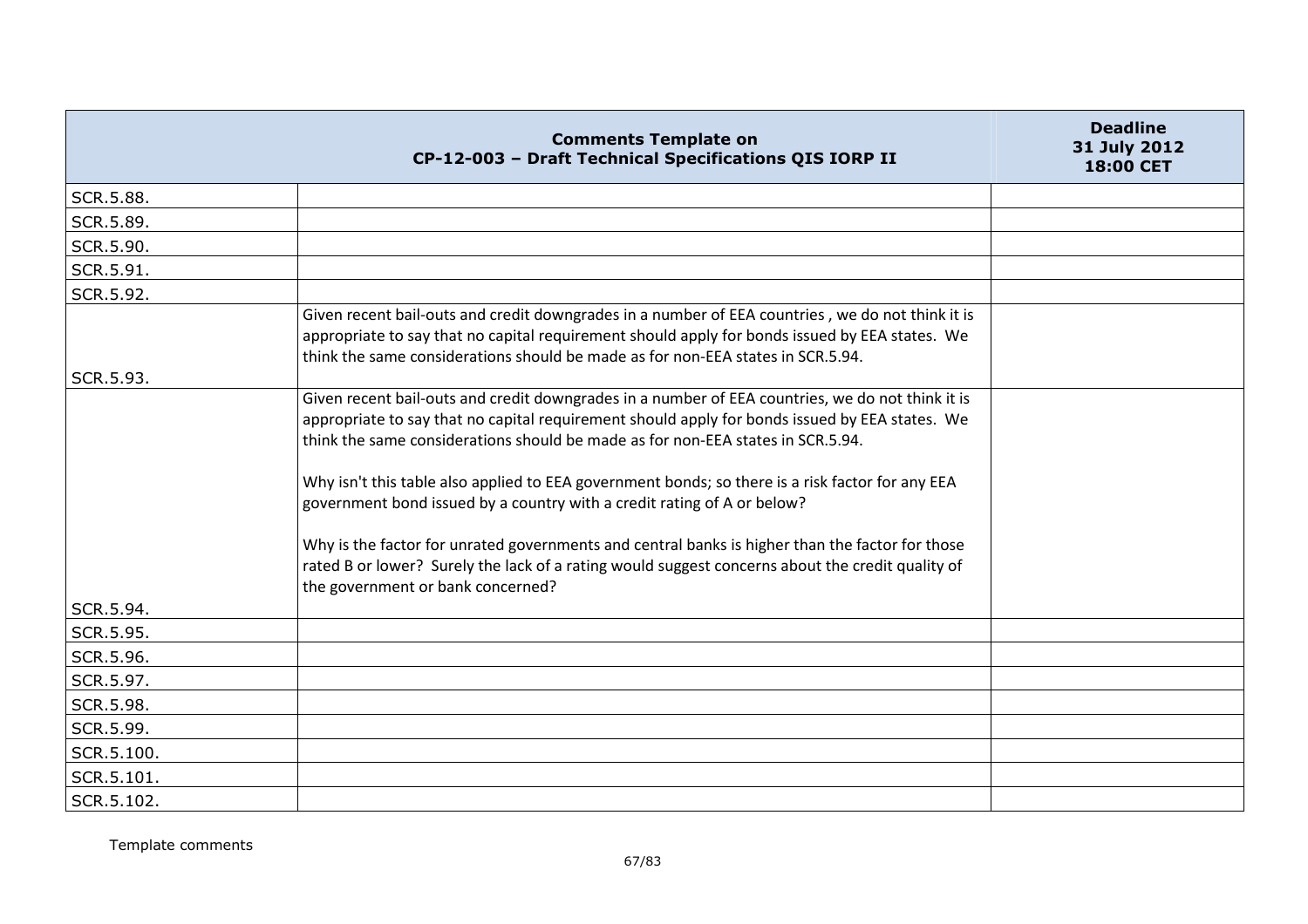| | Comments Template on CP-12-003 – Draft Technical Specifications QIS IORP II | Deadline 31 July 2012 18:00 CET |
|---|---|---|
| SCR.5.88. | | |
| SCR.5.89. | | |
| SCR.5.90. | | |
| SCR.5.91. | | |
| SCR.5.92. | | |
| SCR.5.93. | Given recent bail-outs and credit downgrades in a number of EEA countries , we do not think it is appropriate to say that no capital requirement should apply for bonds issued by EEA states. We think the same considerations should be made as for non-EEA states in SCR.5.94. | |
| SCR.5.94. | Given recent bail-outs and credit downgrades in a number of EEA countries, we do not think it is appropriate to say that no capital requirement should apply for bonds issued by EEA states. We think the same considerations should be made as for non-EEA states in SCR.5.94.<br><br>Why isn't this table also applied to EEA government bonds; so there is a risk factor for any EEA government bond issued by a country with a credit rating of A or below?<br><br>Why is the factor for unrated governments and central banks is higher than the factor for those rated B or lower? Surely the lack of a rating would suggest concerns about the credit quality of the government or bank concerned? | |
| SCR.5.95. | | |
| SCR.5.96. | | |
| SCR.5.97. | | |
| SCR.5.98. | | |
| SCR.5.99. | | |
| SCR.5.100. | | |
| SCR.5.101. | | |
| SCR.5.102. | | |

Template comments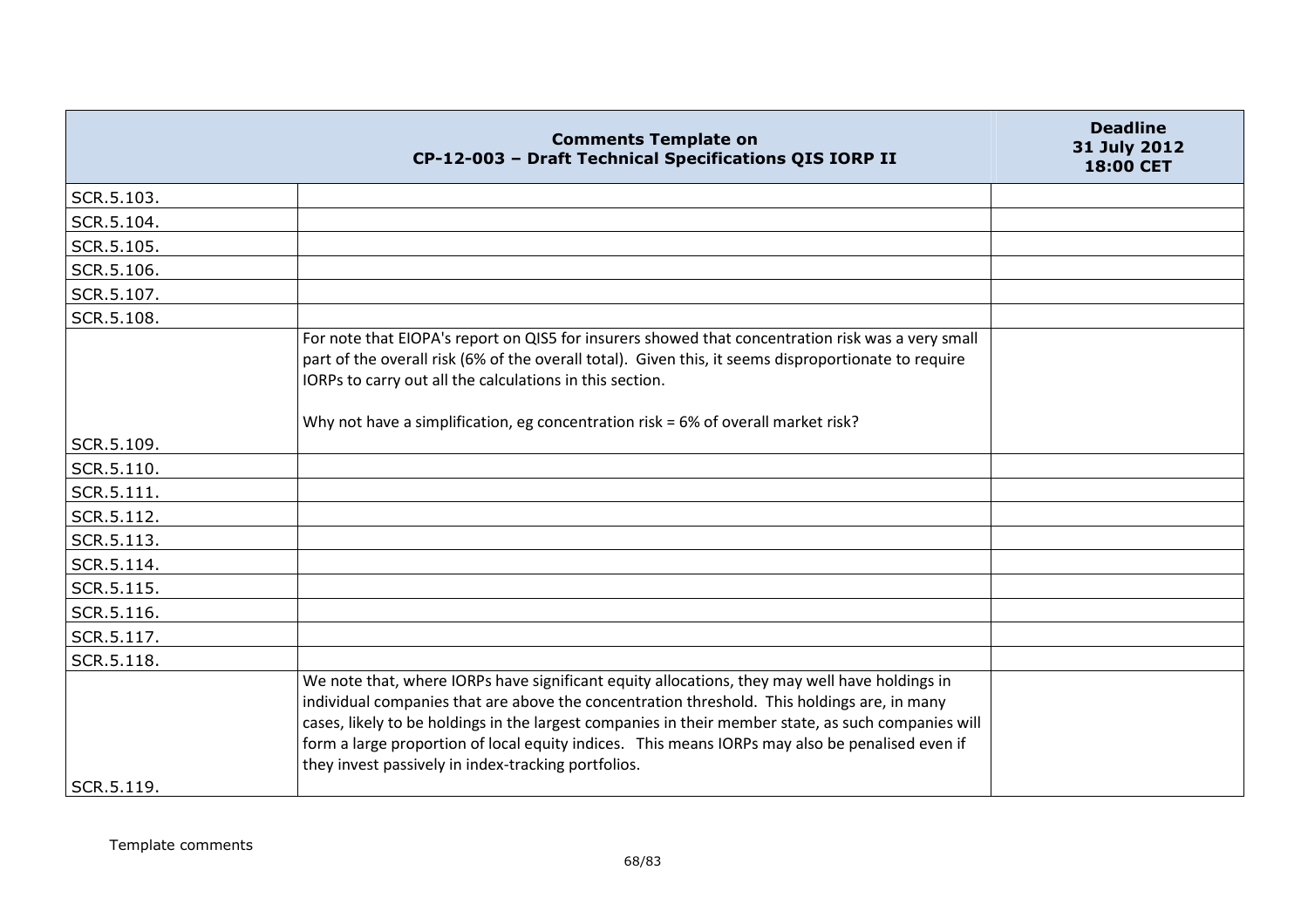| | Comments Template on CP-12-003 – Draft Technical Specifications QIS IORP II | Deadline 31 July 2012 18:00 CET |
|---|---|---|
| SCR.5.103. | | |
| SCR.5.104. | | |
| SCR.5.105. | | |
| SCR.5.106. | | |
| SCR.5.107. | | |
| SCR.5.108. | | |
| SCR.5.109. | For note that EIOPA's report on QIS5 for insurers showed that concentration risk was a very small part of the overall risk (6% of the overall total). Given this, it seems disproportionate to require IORPs to carry out all the calculations in this section.<br><br>Why not have a simplification, eg concentration risk = 6% of overall market risk? | |
| SCR.5.110. | | |
| SCR.5.111. | | |
| SCR.5.112. | | |
| SCR.5.113. | | |
| SCR.5.114. | | |
| SCR.5.115. | | |
| SCR.5.116. | | |
| SCR.5.117. | | |
| SCR.5.118. | | |
| SCR.5.119. | We note that, where IORPs have significant equity allocations, they may well have holdings in individual companies that are above the concentration threshold. This holdings are, in many cases, likely to be holdings in the largest companies in their member state, as such companies will form a large proportion of local equity indices. This means IORPs may also be penalised even if they invest passively in index-tracking portfolios. | |

Template comments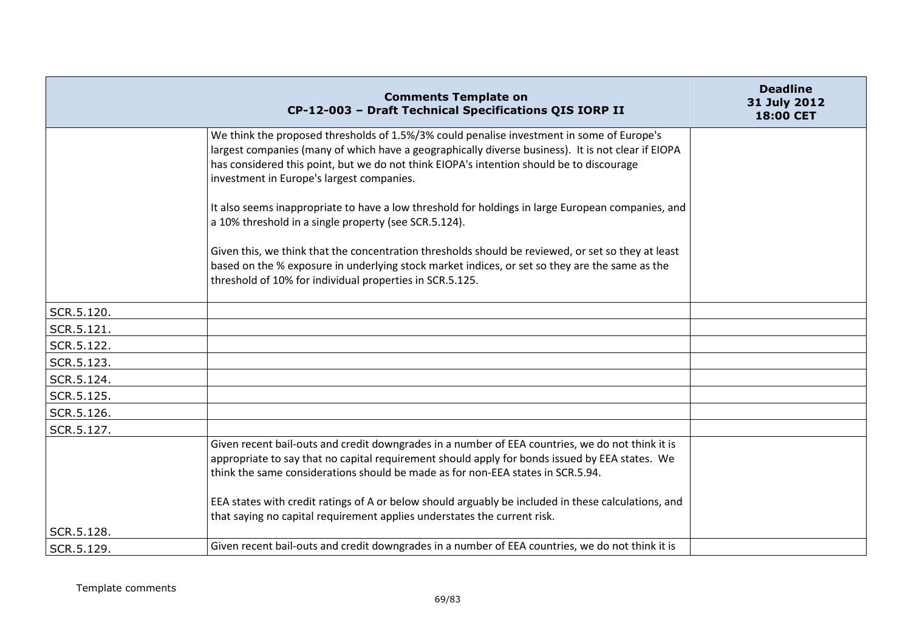| | Comments Template on CP-12-003 – Draft Technical Specifications QIS IORP II | Deadline 31 July 2012 18:00 CET |
|---|---|---|
| | We think the proposed thresholds of 1.5%/3% could penalise investment in some of Europe's largest companies (many of which have a geographically diverse business). It is not clear if EIOPA has considered this point, but we do not think EIOPA's intention should be to discourage investment in Europe's largest companies.<br><br>It also seems inappropriate to have a low threshold for holdings in large European companies, and a 10% threshold in a single property (see SCR.5.124).<br><br>Given this, we think that the concentration thresholds should be reviewed, or set so they at least based on the % exposure in underlying stock market indices, or set so they are the same as the threshold of 10% for individual properties in SCR.5.125. | |
| SCR.5.120. | | |
| SCR.5.121. | | |
| SCR.5.122. | | |
| SCR.5.123. | | |
| SCR.5.124. | | |
| SCR.5.125. | | |
| SCR.5.126. | | |
| SCR.5.127. | | |
| SCR.5.128. | Given recent bail-outs and credit downgrades in a number of EEA countries, we do not think it is appropriate to say that no capital requirement should apply for bonds issued by EEA states. We think the same considerations should be made as for non-EEA states in SCR.5.94.<br><br>EEA states with credit ratings of A or below should arguably be included in these calculations, and that saying no capital requirement applies understates the current risk. | |
| SCR.5.129. | Given recent bail-outs and credit downgrades in a number of EEA countries, we do not think it is | |

Template comments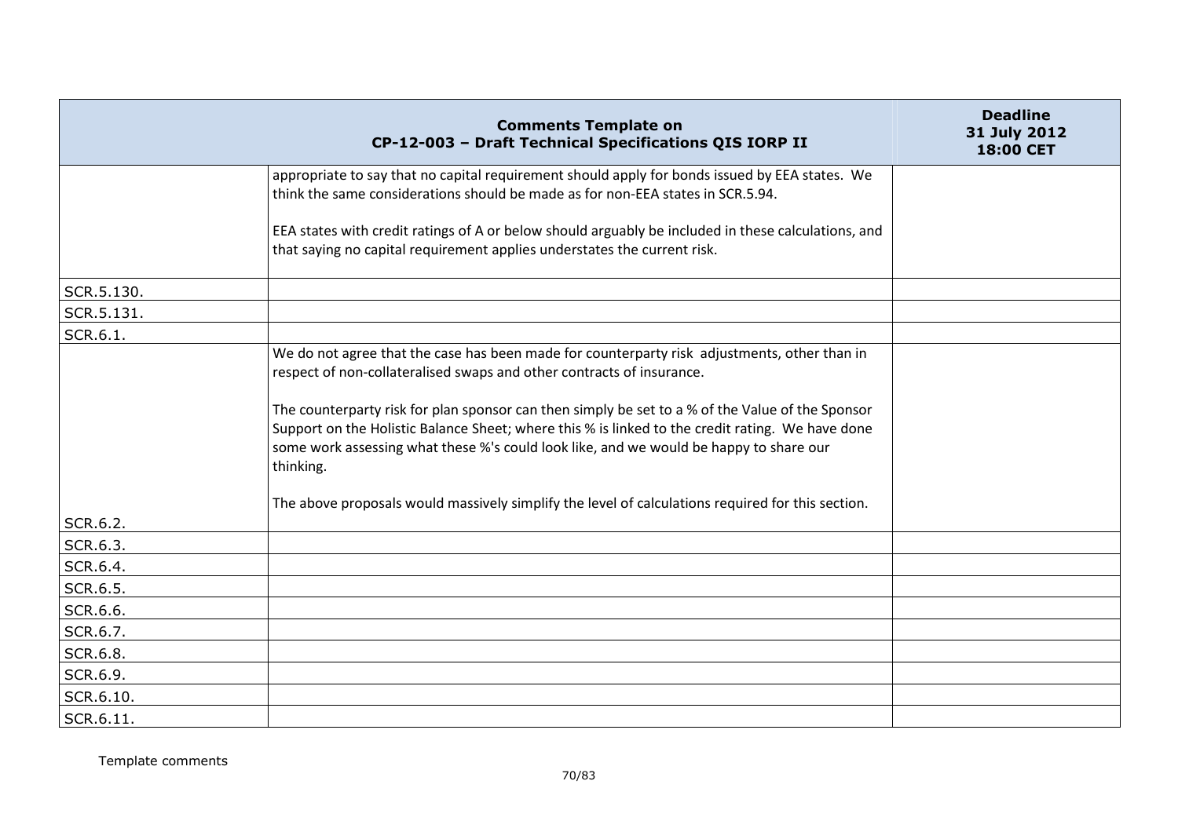| | Comments Template on CP-12-003 – Draft Technical Specifications QIS IORP II | Deadline 31 July 2012 18:00 CET |
|---|---|---|
| | appropriate to say that no capital requirement should apply for bonds issued by EEA states. We think the same considerations should be made as for non-EEA states in SCR.5.94.<br><br>EEA states with credit ratings of A or below should arguably be included in these calculations, and that saying no capital requirement applies understates the current risk. | |
| SCR.5.130. | | |
| SCR.5.131. | | |
| SCR.6.1. | | |
| SCR.6.2. | We do not agree that the case has been made for counterparty risk adjustments, other than in respect of non-collateralised swaps and other contracts of insurance.<br><br>The counterparty risk for plan sponsor can then simply be set to a % of the Value of the Sponsor Support on the Holistic Balance Sheet; where this % is linked to the credit rating. We have done some work assessing what these %'s could look like, and we would be happy to share our thinking.<br><br>The above proposals would massively simplify the level of calculations required for this section. | |
| SCR.6.3. | | |
| SCR.6.4. | | |
| SCR.6.5. | | |
| SCR.6.6. | | |
| SCR.6.7. | | |
| SCR.6.8. | | |
| SCR.6.9. | | |
| SCR.6.10. | | |
| SCR.6.11. | | |

Template comments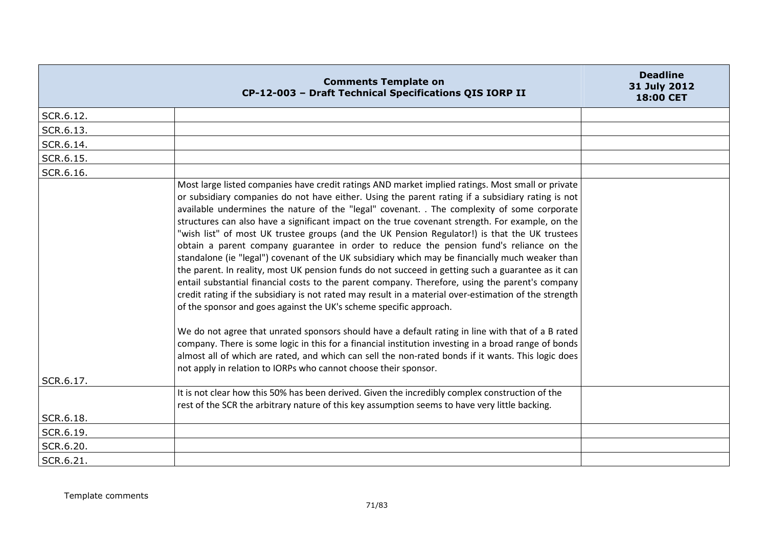| | Comments Template on CP-12-003 – Draft Technical Specifications QIS IORP II | Deadline 31 July 2012 18:00 CET |
|---|---|---|
| SCR.6.12. | | |
| SCR.6.13. | | |
| SCR.6.14. | | |
| SCR.6.15. | | |
| SCR.6.16. | | |
| SCR.6.17. | Most large listed companies have credit ratings AND market implied ratings. Most small or private or subsidiary companies do not have either. Using the parent rating if a subsidiary rating is not available undermines the nature of the "legal" covenant. . The complexity of some corporate structures can also have a significant impact on the true covenant strength. For example, on the "wish list" of most UK trustee groups (and the UK Pension Regulator!) is that the UK trustees obtain a parent company guarantee in order to reduce the pension fund's reliance on the standalone (ie "legal") covenant of the UK subsidiary which may be financially much weaker than the parent. In reality, most UK pension funds do not succeed in getting such a guarantee as it can entail substantial financial costs to the parent company. Therefore, using the parent's company credit rating if the subsidiary is not rated may result in a material over-estimation of the strength of the sponsor and goes against the UK's scheme specific approach.<br><br>We do not agree that unrated sponsors should have a default rating in line with that of a B rated company. There is some logic in this for a financial institution investing in a broad range of bonds almost all of which are rated, and which can sell the non-rated bonds if it wants. This logic does not apply in relation to IORPs who cannot choose their sponsor. | |
| SCR.6.18. | It is not clear how this 50% has been derived. Given the incredibly complex construction of the rest of the SCR the arbitrary nature of this key assumption seems to have very little backing. | |
| SCR.6.19. | | |
| SCR.6.20. | | |
| SCR.6.21. | | |

Template comments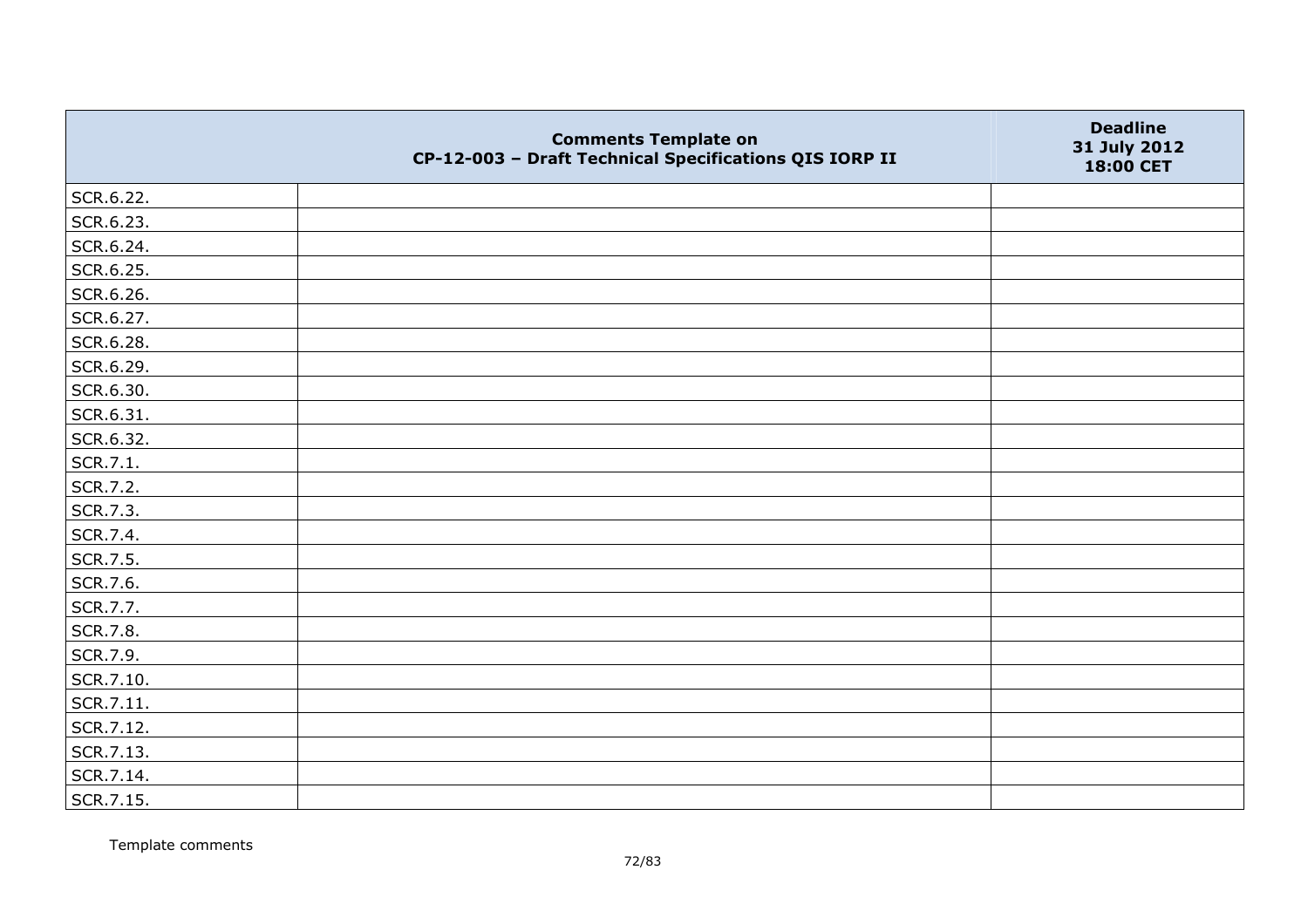|  | Comments Template on CP-12-003 – Draft Technical Specifications QIS IORP II | Deadline 31 July 2012 18:00 CET |
|---|---|---|
| SCR.6.22. |  |  |
| SCR.6.23. |  |  |
| SCR.6.24. |  |  |
| SCR.6.25. |  |  |
| SCR.6.26. |  |  |
| SCR.6.27. |  |  |
| SCR.6.28. |  |  |
| SCR.6.29. |  |  |
| SCR.6.30. |  |  |
| SCR.6.31. |  |  |
| SCR.6.32. |  |  |
| SCR.7.1. |  |  |
| SCR.7.2. |  |  |
| SCR.7.3. |  |  |
| SCR.7.4. |  |  |
| SCR.7.5. |  |  |
| SCR.7.6. |  |  |
| SCR.7.7. |  |  |
| SCR.7.8. |  |  |
| SCR.7.9. |  |  |
| SCR.7.10. |  |  |
| SCR.7.11. |  |  |
| SCR.7.12. |  |  |
| SCR.7.13. |  |  |
| SCR.7.14. |  |  |
| SCR.7.15. |  |  |

Template comments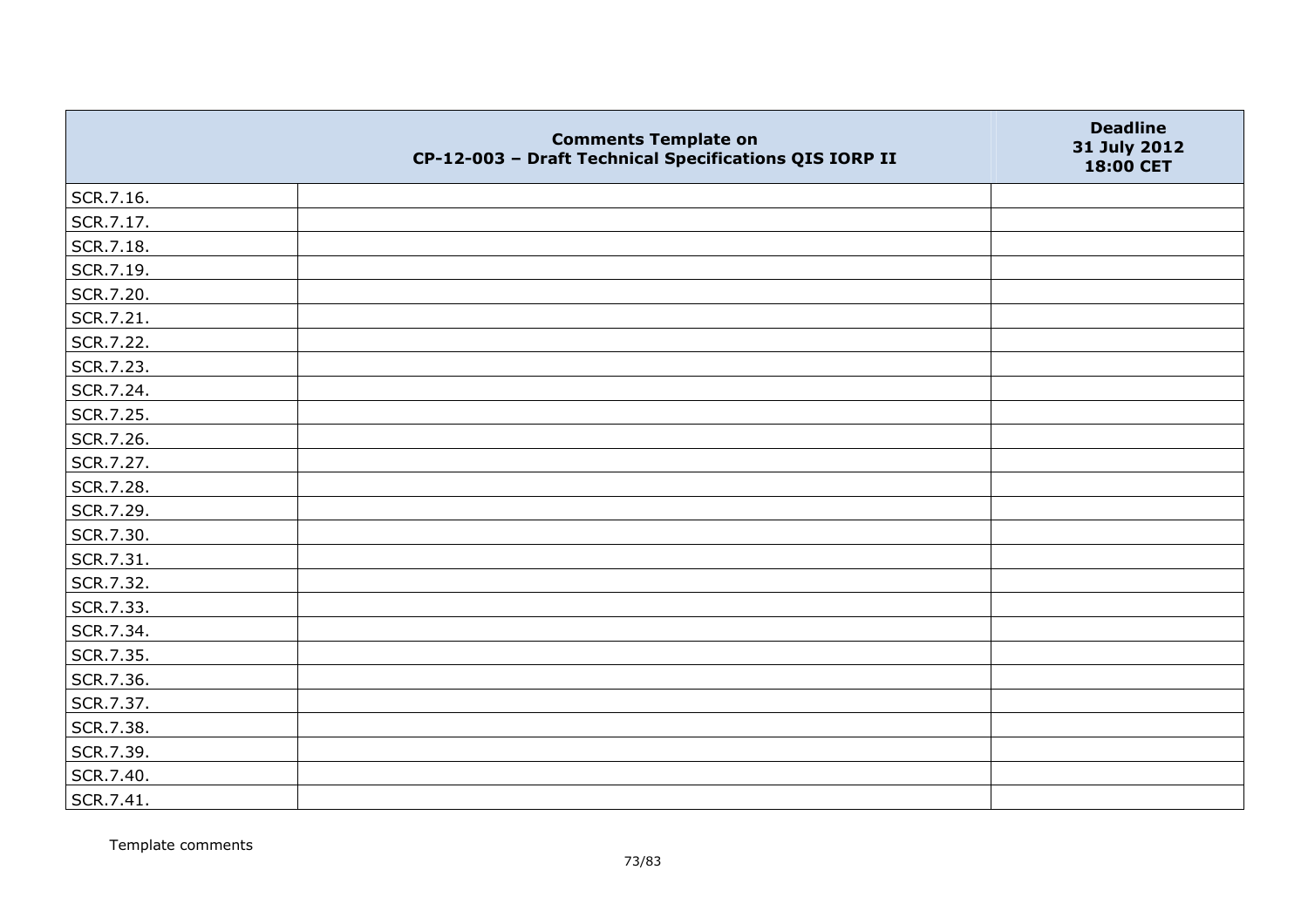| | Comments Template on CP-12-003 – Draft Technical Specifications QIS IORP II | Deadline 31 July 2012 18:00 CET |
|---|---|---|
| SCR.7.16. | | |
| SCR.7.17. | | |
| SCR.7.18. | | |
| SCR.7.19. | | |
| SCR.7.20. | | |
| SCR.7.21. | | |
| SCR.7.22. | | |
| SCR.7.23. | | |
| SCR.7.24. | | |
| SCR.7.25. | | |
| SCR.7.26. | | |
| SCR.7.27. | | |
| SCR.7.28. | | |
| SCR.7.29. | | |
| SCR.7.30. | | |
| SCR.7.31. | | |
| SCR.7.32. | | |
| SCR.7.33. | | |
| SCR.7.34. | | |
| SCR.7.35. | | |
| SCR.7.36. | | |
| SCR.7.37. | | |
| SCR.7.38. | | |
| SCR.7.39. | | |
| SCR.7.40. | | |
| SCR.7.41. | | |

Template comments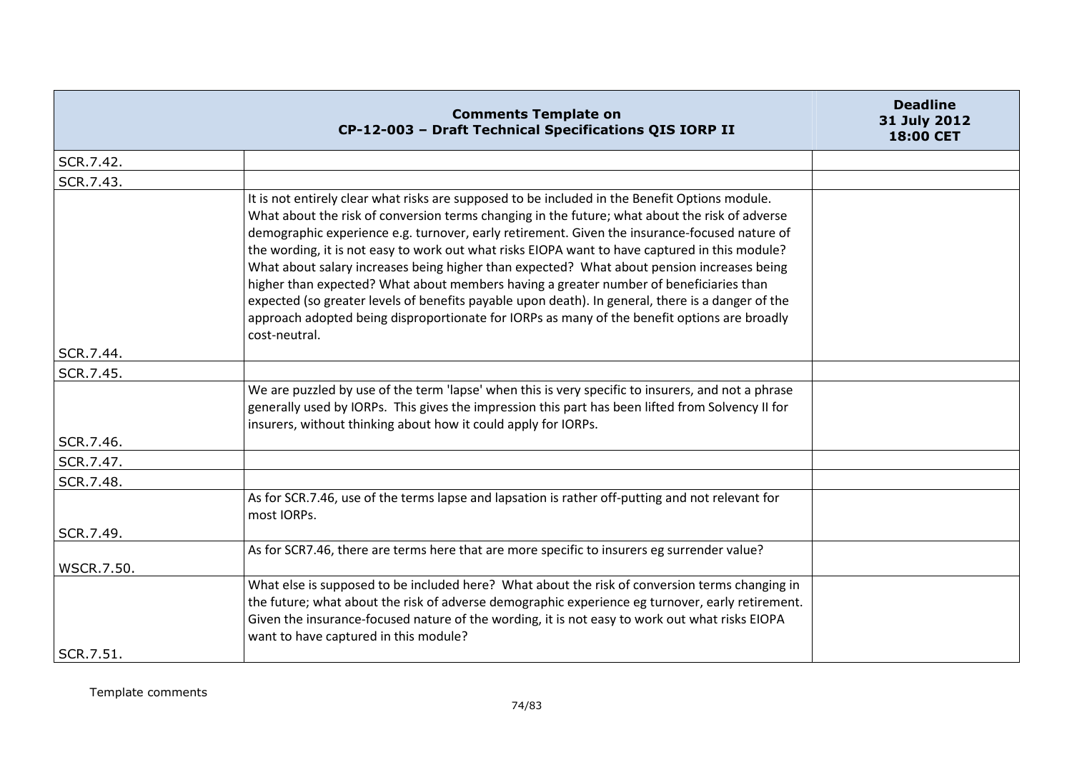| | Comments Template on CP-12-003 – Draft Technical Specifications QIS IORP II | Deadline 31 July 2012 18:00 CET |
|---|---|---|
| SCR.7.42. | | |
| SCR.7.43. | | |
| SCR.7.44. | It is not entirely clear what risks are supposed to be included in the Benefit Options module. What about the risk of conversion terms changing in the future; what about the risk of adverse demographic experience e.g. turnover, early retirement. Given the insurance-focused nature of the wording, it is not easy to work out what risks EIOPA want to have captured in this module? What about salary increases being higher than expected? What about pension increases being higher than expected? What about members having a greater number of beneficiaries than expected (so greater levels of benefits payable upon death). In general, there is a danger of the approach adopted being disproportionate for IORPs as many of the benefit options are broadly cost-neutral. | |
| SCR.7.45. | | |
| SCR.7.46. | We are puzzled by use of the term 'lapse' when this is very specific to insurers, and not a phrase generally used by IORPs. This gives the impression this part has been lifted from Solvency II for insurers, without thinking about how it could apply for IORPs. | |
| SCR.7.47. | | |
| SCR.7.48. | | |
| SCR.7.49. | As for SCR.7.46, use of the terms lapse and lapsation is rather off-putting and not relevant for most IORPs. | |
| WSCR.7.50. | As for SCR7.46, there are terms here that are more specific to insurers eg surrender value? | |
| SCR.7.51. | What else is supposed to be included here? What about the risk of conversion terms changing in the future; what about the risk of adverse demographic experience eg turnover, early retirement. Given the insurance-focused nature of the wording, it is not easy to work out what risks EIOPA want to have captured in this module? | |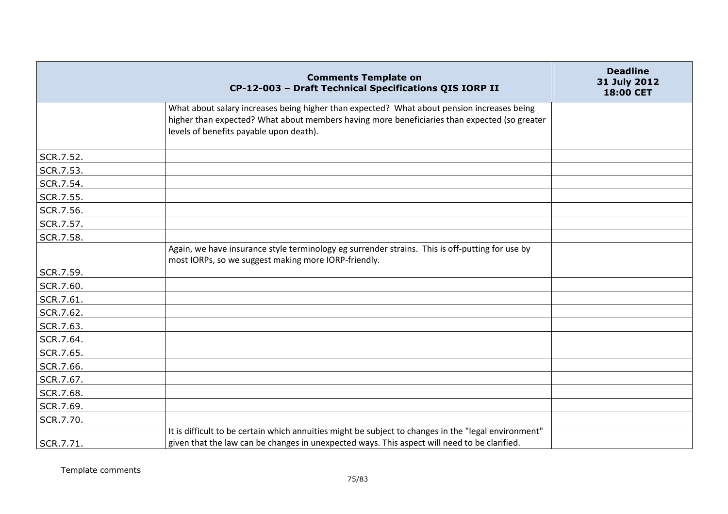| | Comments Template on CP-12-003 – Draft Technical Specifications QIS IORP II | Deadline 31 July 2012 18:00 CET |
|---|---|---|
| | What about salary increases being higher than expected? What about pension increases being higher than expected? What about members having more beneficiaries than expected (so greater levels of benefits payable upon death). | |
| SCR.7.52. | | |
| SCR.7.53. | | |
| SCR.7.54. | | |
| SCR.7.55. | | |
| SCR.7.56. | | |
| SCR.7.57. | | |
| SCR.7.58. | | |
| SCR.7.59. | Again, we have insurance style terminology eg surrender strains. This is off-putting for use by most IORPs, so we suggest making more IORP-friendly. | |
| SCR.7.60. | | |
| SCR.7.61. | | |
| SCR.7.62. | | |
| SCR.7.63. | | |
| SCR.7.64. | | |
| SCR.7.65. | | |
| SCR.7.66. | | |
| SCR.7.67. | | |
| SCR.7.68. | | |
| SCR.7.69. | | |
| SCR.7.70. | | |
| SCR.7.71. | It is difficult to be certain which annuities might be subject to changes in the "legal environment" given that the law can be changes in unexpected ways. This aspect will need to be clarified. | |

Template comments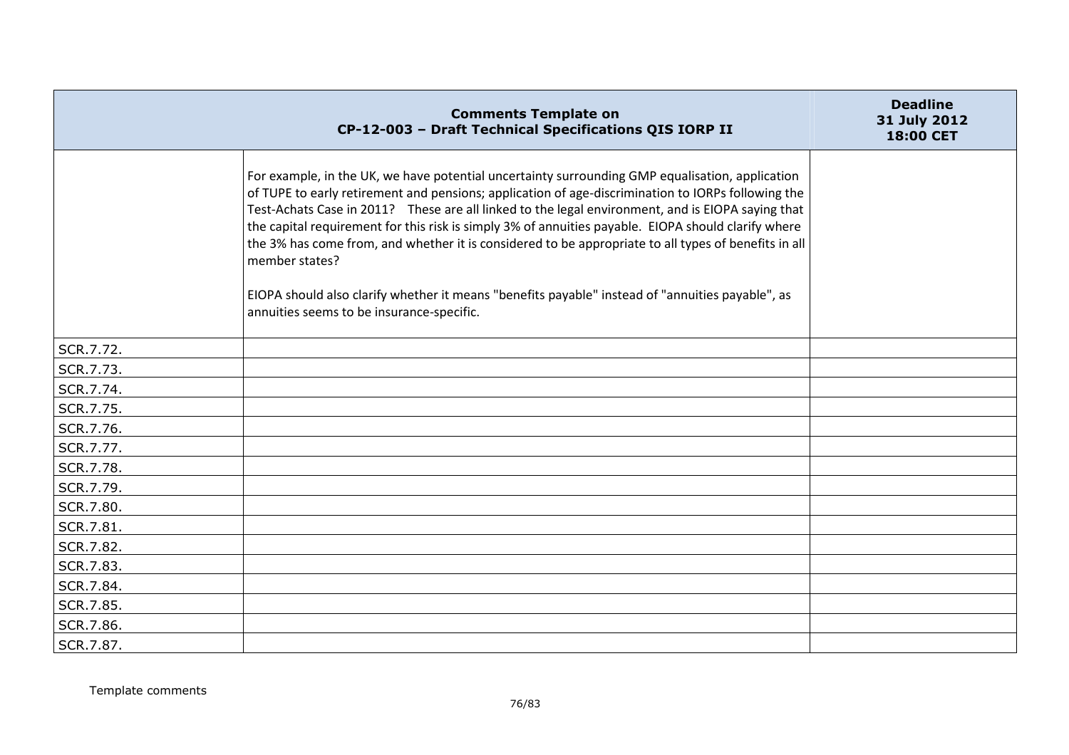| Comments Template on CP-12-003 – Draft Technical Specifications QIS IORP II | | Deadline 31 July 2012 18:00 CET |
|---|---|---|
| | For example, in the UK, we have potential uncertainty surrounding GMP equalisation, application of TUPE to early retirement and pensions; application of age-discrimination to IORPs following the Test-Achats Case in 2011? These are all linked to the legal environment, and is EIOPA saying that the capital requirement for this risk is simply 3% of annuities payable. EIOPA should clarify where the 3% has come from, and whether it is considered to be appropriate to all types of benefits in all member states?<br><br>EIOPA should also clarify whether it means "benefits payable" instead of "annuities payable", as annuities seems to be insurance-specific. | |
| SCR.7.72. | | |
| SCR.7.73. | | |
| SCR.7.74. | | |
| SCR.7.75. | | |
| SCR.7.76. | | |
| SCR.7.77. | | |
| SCR.7.78. | | |
| SCR.7.79. | | |
| SCR.7.80. | | |
| SCR.7.81. | | |
| SCR.7.82. | | |
| SCR.7.83. | | |
| SCR.7.84. | | |
| SCR.7.85. | | |
| SCR.7.86. | | |
| SCR.7.87. | | |

Template comments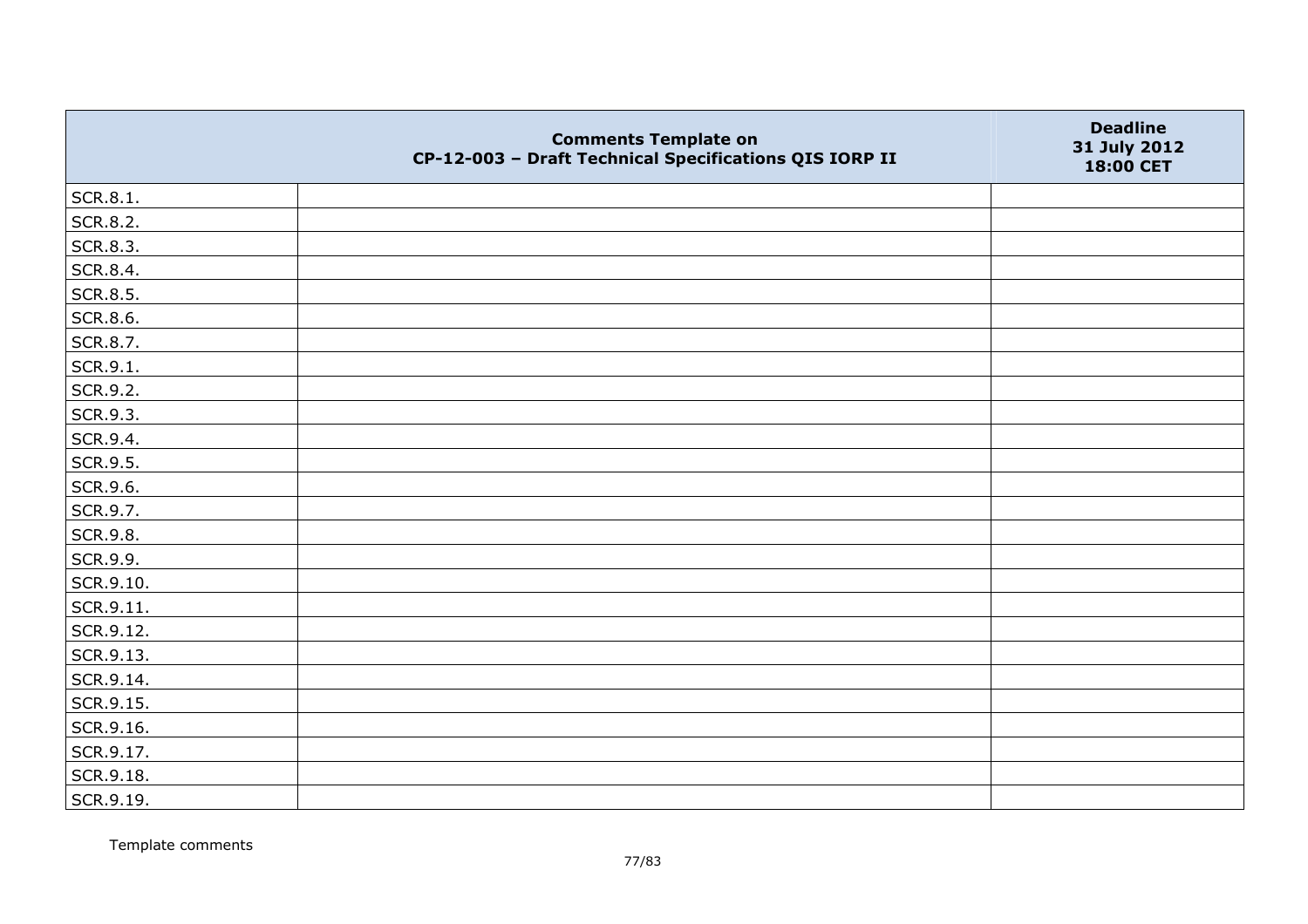| | Comments Template on CP-12-003 – Draft Technical Specifications QIS IORP II | Deadline 31 July 2012 18:00 CET |
|---|---|---|
| SCR.8.1. | | |
| SCR.8.2. | | |
| SCR.8.3. | | |
| SCR.8.4. | | |
| SCR.8.5. | | |
| SCR.8.6. | | |
| SCR.8.7. | | |
| SCR.9.1. | | |
| SCR.9.2. | | |
| SCR.9.3. | | |
| SCR.9.4. | | |
| SCR.9.5. | | |
| SCR.9.6. | | |
| SCR.9.7. | | |
| SCR.9.8. | | |
| SCR.9.9. | | |
| SCR.9.10. | | |
| SCR.9.11. | | |
| SCR.9.12. | | |
| SCR.9.13. | | |
| SCR.9.14. | | |
| SCR.9.15. | | |
| SCR.9.16. | | |
| SCR.9.17. | | |
| SCR.9.18. | | |
| SCR.9.19. | | |

Template comments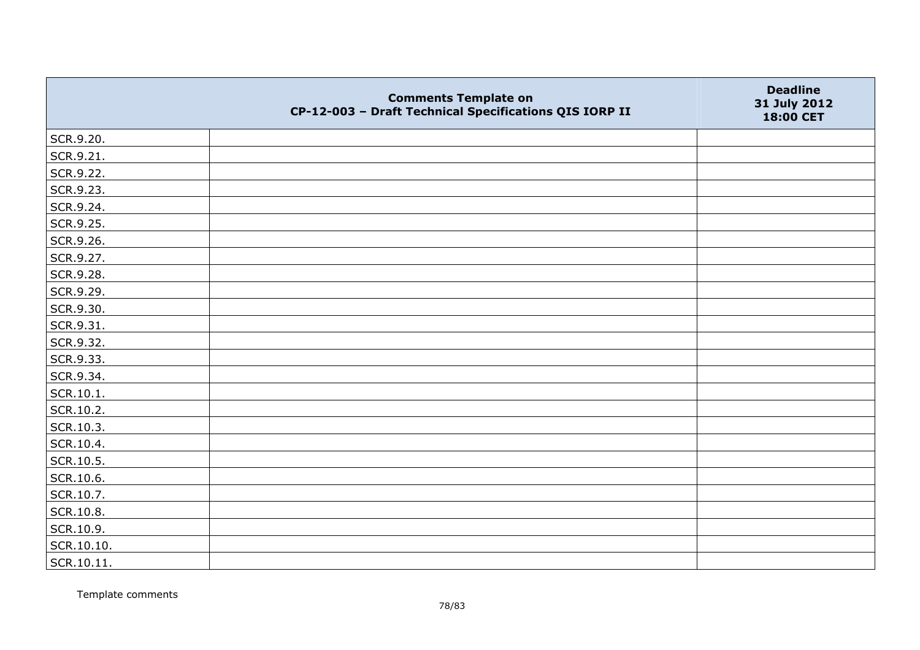| | Comments Template on CP-12-003 – Draft Technical Specifications QIS IORP II | Deadline 31 July 2012 18:00 CET |
|---|---|---|
| SCR.9.20. | | |
| SCR.9.21. | | |
| SCR.9.22. | | |
| SCR.9.23. | | |
| SCR.9.24. | | |
| SCR.9.25. | | |
| SCR.9.26. | | |
| SCR.9.27. | | |
| SCR.9.28. | | |
| SCR.9.29. | | |
| SCR.9.30. | | |
| SCR.9.31. | | |
| SCR.9.32. | | |
| SCR.9.33. | | |
| SCR.9.34. | | |
| SCR.10.1. | | |
| SCR.10.2. | | |
| SCR.10.3. | | |
| SCR.10.4. | | |
| SCR.10.5. | | |
| SCR.10.6. | | |
| SCR.10.7. | | |
| SCR.10.8. | | |
| SCR.10.9. | | |
| SCR.10.10. | | |
| SCR.10.11. | | |

Template comments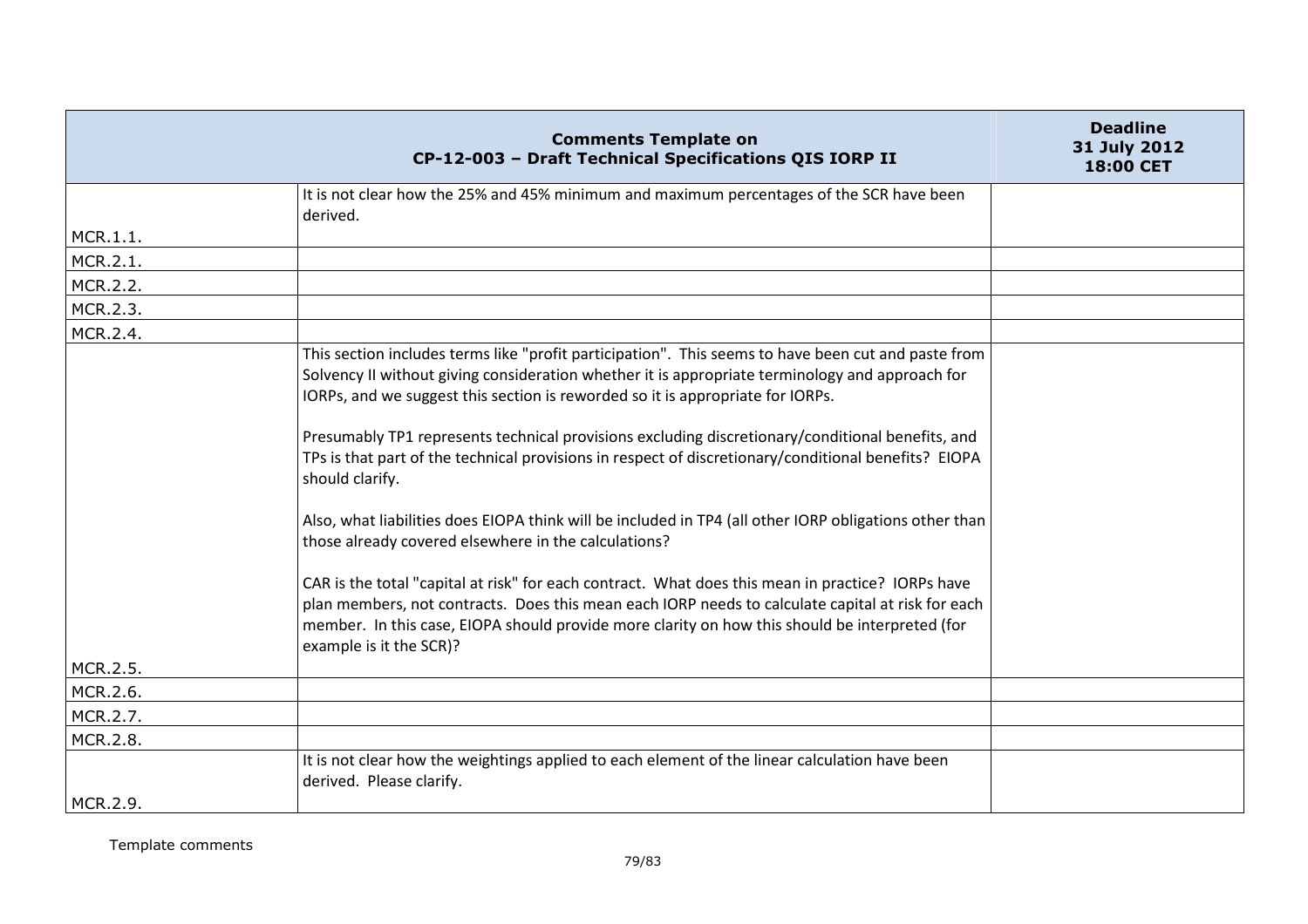| | Comments Template on CP-12-003 – Draft Technical Specifications QIS IORP II | Deadline 31 July 2012 18:00 CET |
|---|---|---|
| MCR.1.1. | It is not clear how the 25% and 45% minimum and maximum percentages of the SCR have been derived. | |
| MCR.2.1. | | |
| MCR.2.2. | | |
| MCR.2.3. | | |
| MCR.2.4. | | |
| MCR.2.5. | This section includes terms like "profit participation". This seems to have been cut and paste from Solvency II without giving consideration whether it is appropriate terminology and approach for IORPs, and we suggest this section is reworded so it is appropriate for IORPs.<br><br>Presumably TP1 represents technical provisions excluding discretionary/conditional benefits, and TPs is that part of the technical provisions in respect of discretionary/conditional benefits? EIOPA should clarify.<br><br>Also, what liabilities does EIOPA think will be included in TP4 (all other IORP obligations other than those already covered elsewhere in the calculations?<br><br>CAR is the total "capital at risk" for each contract. What does this mean in practice? IORPs have plan members, not contracts. Does this mean each IORP needs to calculate capital at risk for each member. In this case, EIOPA should provide more clarity on how this should be interpreted (for example is it the SCR)? | |
| MCR.2.6. | | |
| MCR.2.7. | | |
| MCR.2.8. | | |
| MCR.2.9. | It is not clear how the weightings applied to each element of the linear calculation have been derived. Please clarify. | |

Template comments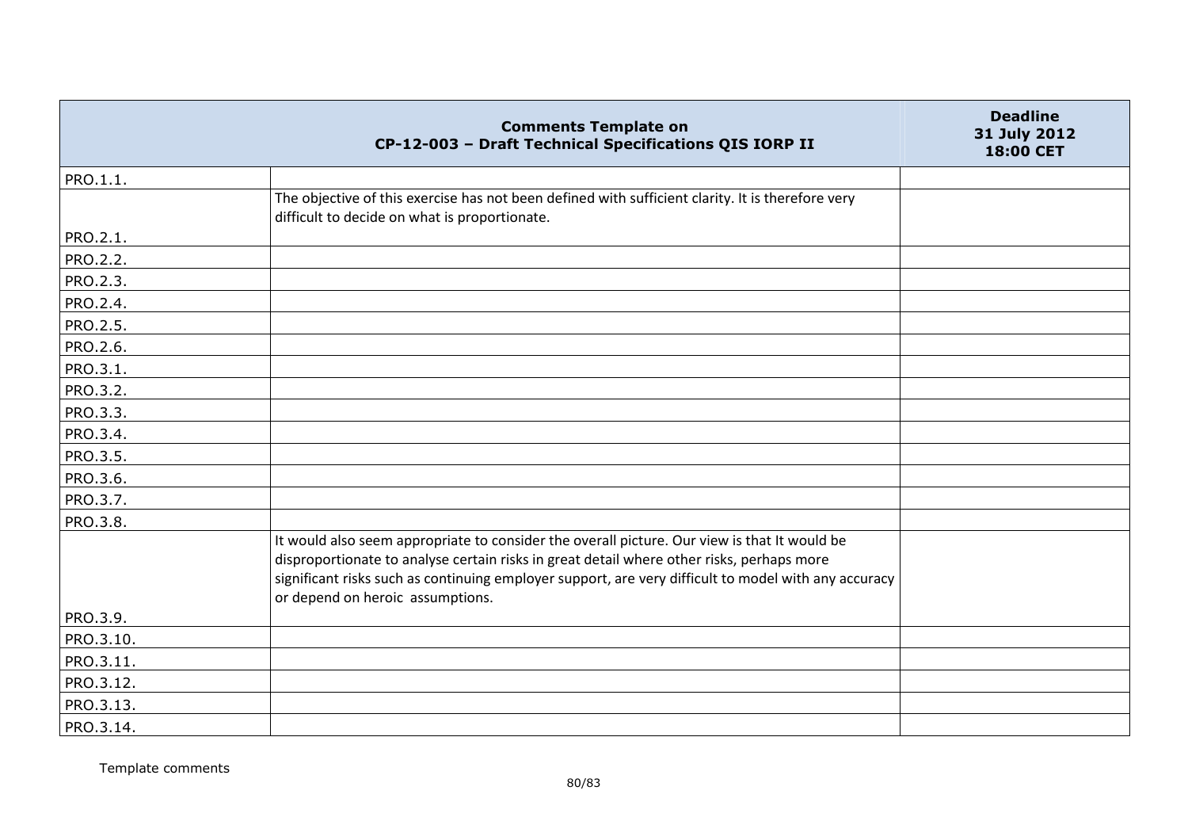| | Comments Template on CP-12-003 – Draft Technical Specifications QIS IORP II | Deadline 31 July 2012 18:00 CET |
|---|---|---|
| PRO.1.1. | | |
| PRO.2.1. | The objective of this exercise has not been defined with sufficient clarity. It is therefore very difficult to decide on what is proportionate. | |
| PRO.2.2. | | |
| PRO.2.3. | | |
| PRO.2.4. | | |
| PRO.2.5. | | |
| PRO.2.6. | | |
| PRO.3.1. | | |
| PRO.3.2. | | |
| PRO.3.3. | | |
| PRO.3.4. | | |
| PRO.3.5. | | |
| PRO.3.6. | | |
| PRO.3.7. | | |
| PRO.3.8. | | |
| PRO.3.9. | It would also seem appropriate to consider the overall picture. Our view is that It would be disproportionate to analyse certain risks in great detail where other risks, perhaps more significant risks such as continuing employer support, are very difficult to model with any accuracy or depend on heroic assumptions. | |
| PRO.3.10. | | |
| PRO.3.11. | | |
| PRO.3.12. | | |
| PRO.3.13. | | |
| PRO.3.14. | | |

Template comments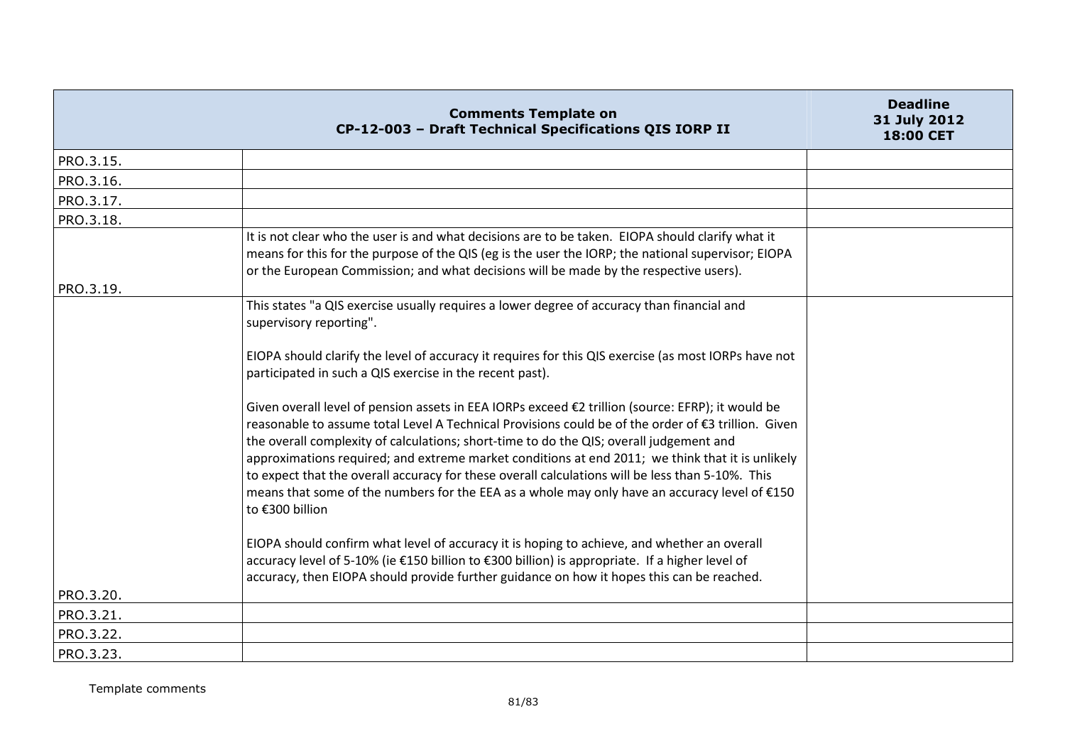| Comments Template on CP-12-003 – Draft Technical Specifications QIS IORP II | | Deadline 31 July 2012 18:00 CET |
|---|---|---|
| PRO.3.15. | | |
| PRO.3.16. | | |
| PRO.3.17. | | |
| PRO.3.18. | | |
| PRO.3.19. | It is not clear who the user is and what decisions are to be taken. EIOPA should clarify what it means for this for the purpose of the QIS (eg is the user the IORP; the national supervisor; EIOPA or the European Commission; and what decisions will be made by the respective users). | |
| PRO.3.20. | This states "a QIS exercise usually requires a lower degree of accuracy than financial and supervisory reporting".<br><br>EIOPA should clarify the level of accuracy it requires for this QIS exercise (as most IORPs have not participated in such a QIS exercise in the recent past).<br><br>Given overall level of pension assets in EEA IORPs exceed €2 trillion (source: EFRP); it would be reasonable to assume total Level A Technical Provisions could be of the order of €3 trillion. Given the overall complexity of calculations; short-time to do the QIS; overall judgement and approximations required; and extreme market conditions at end 2011; we think that it is unlikely to expect that the overall accuracy for these overall calculations will be less than 5-10%. This means that some of the numbers for the EEA as a whole may only have an accuracy level of €150 to €300 billion<br><br>EIOPA should confirm what level of accuracy it is hoping to achieve, and whether an overall accuracy level of 5-10% (ie €150 billion to €300 billion) is appropriate. If a higher level of accuracy, then EIOPA should provide further guidance on how it hopes this can be reached. | |
| PRO.3.21. | | |
| PRO.3.22. | | |
| PRO.3.23. | | |

Template comments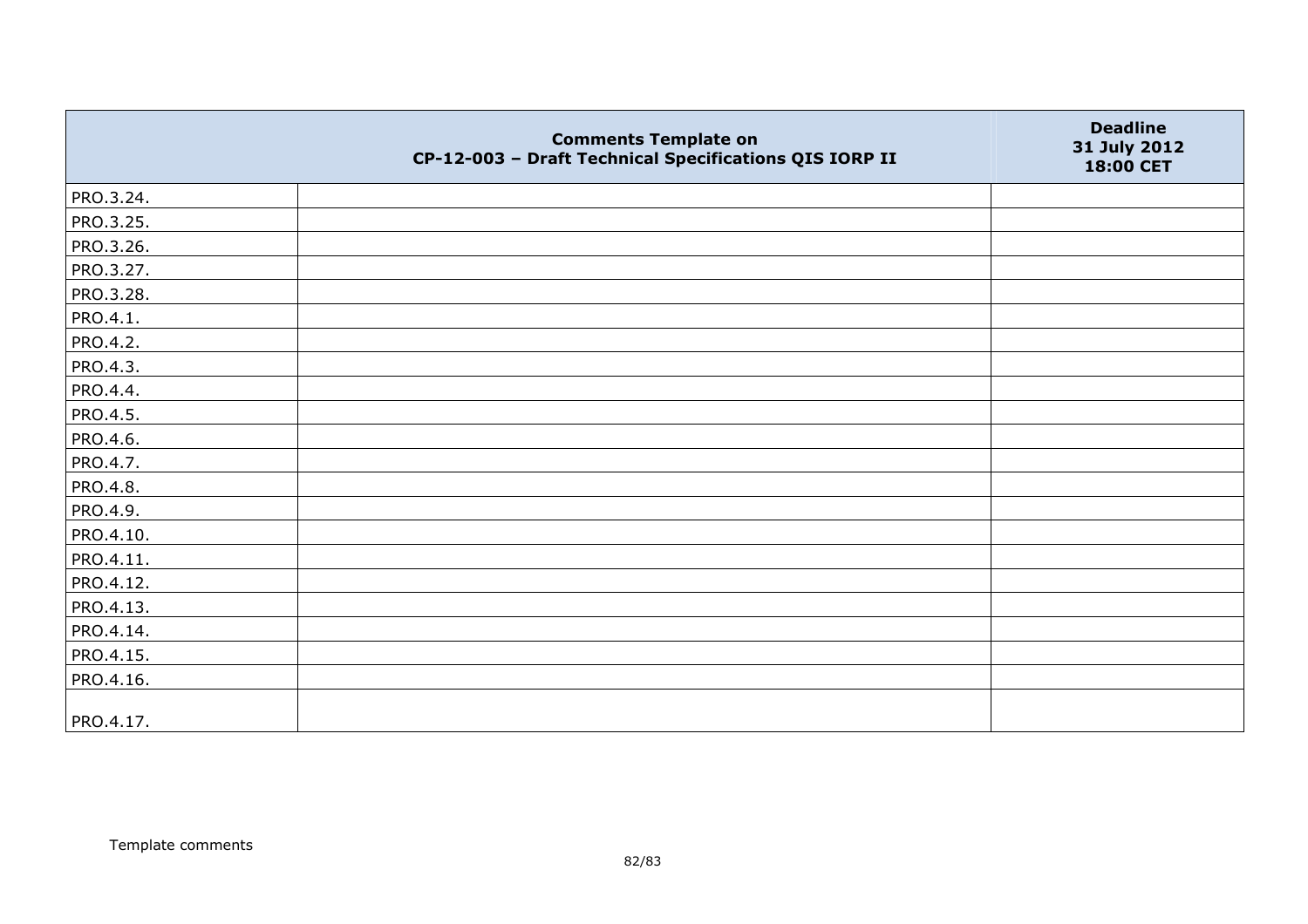| | Comments Template on CP-12-003 – Draft Technical Specifications QIS IORP II | Deadline 31 July 2012 18:00 CET |
|---|---|---|
| PRO.3.24. | | |
| PRO.3.25. | | |
| PRO.3.26. | | |
| PRO.3.27. | | |
| PRO.3.28. | | |
| PRO.4.1. | | |
| PRO.4.2. | | |
| PRO.4.3. | | |
| PRO.4.4. | | |
| PRO.4.5. | | |
| PRO.4.6. | | |
| PRO.4.7. | | |
| PRO.4.8. | | |
| PRO.4.9. | | |
| PRO.4.10. | | |
| PRO.4.11. | | |
| PRO.4.12. | | |
| PRO.4.13. | | |
| PRO.4.14. | | |
| PRO.4.15. | | |
| PRO.4.16. | | |
| PRO.4.17. | | |

Template comments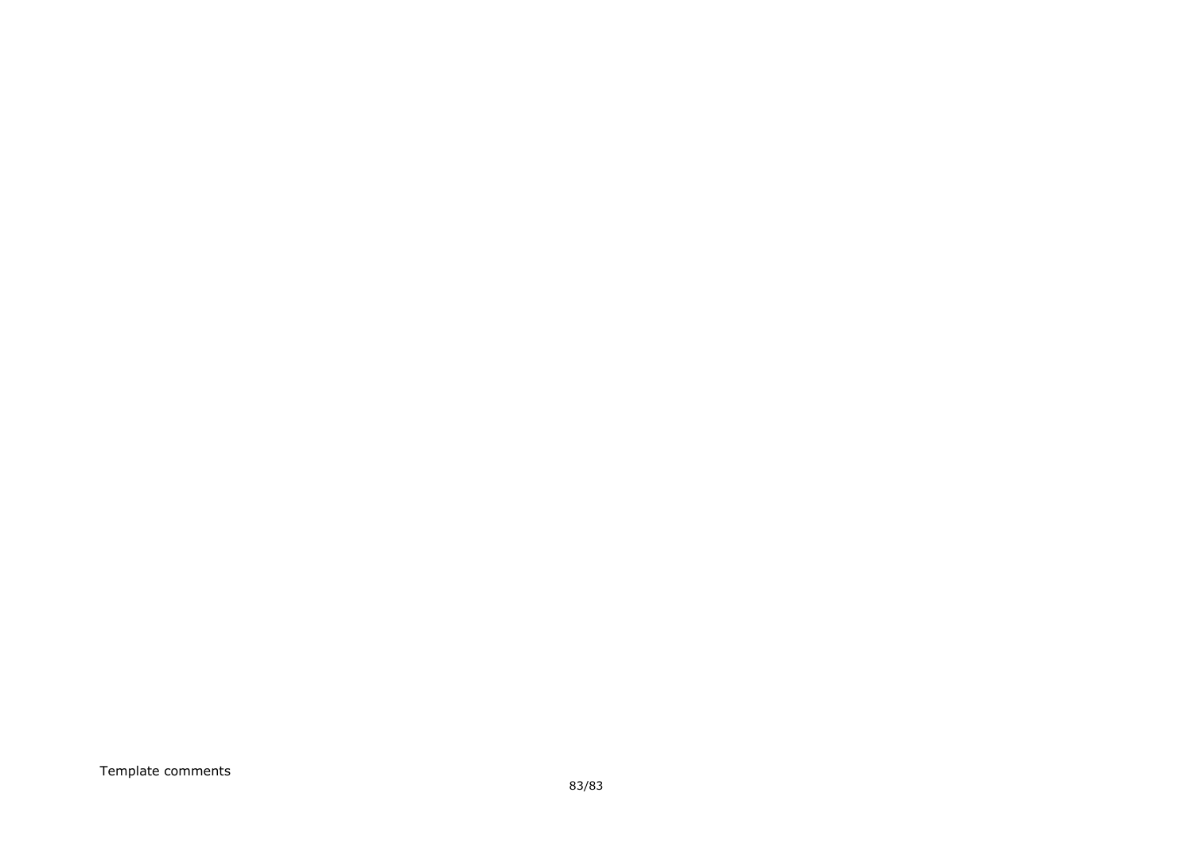Template comments